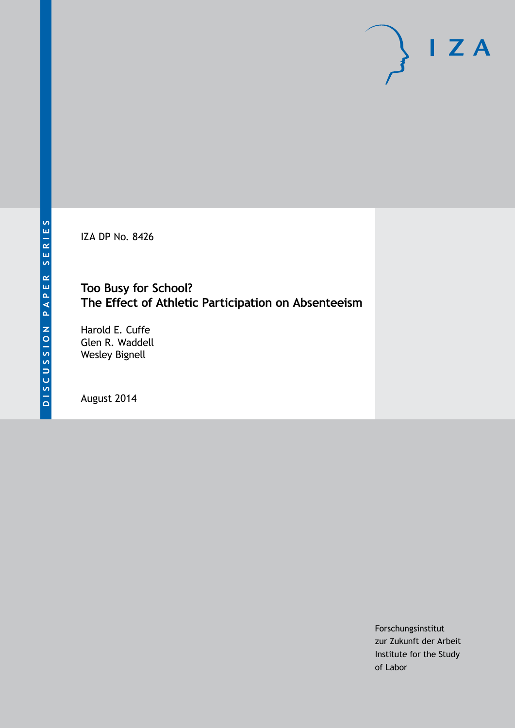DISCUSSION PAPER SERIES

IZA

IZA DP No. 8426

# Too Busy for School? The Effect of Athletic Participation on Absenteeism

Harold E. Cuffe
Glen R. Waddell
Wesley Bignell

August 2014

Forschungsinstitut
zur Zukunft der Arbeit
Institute for the Study
of Labor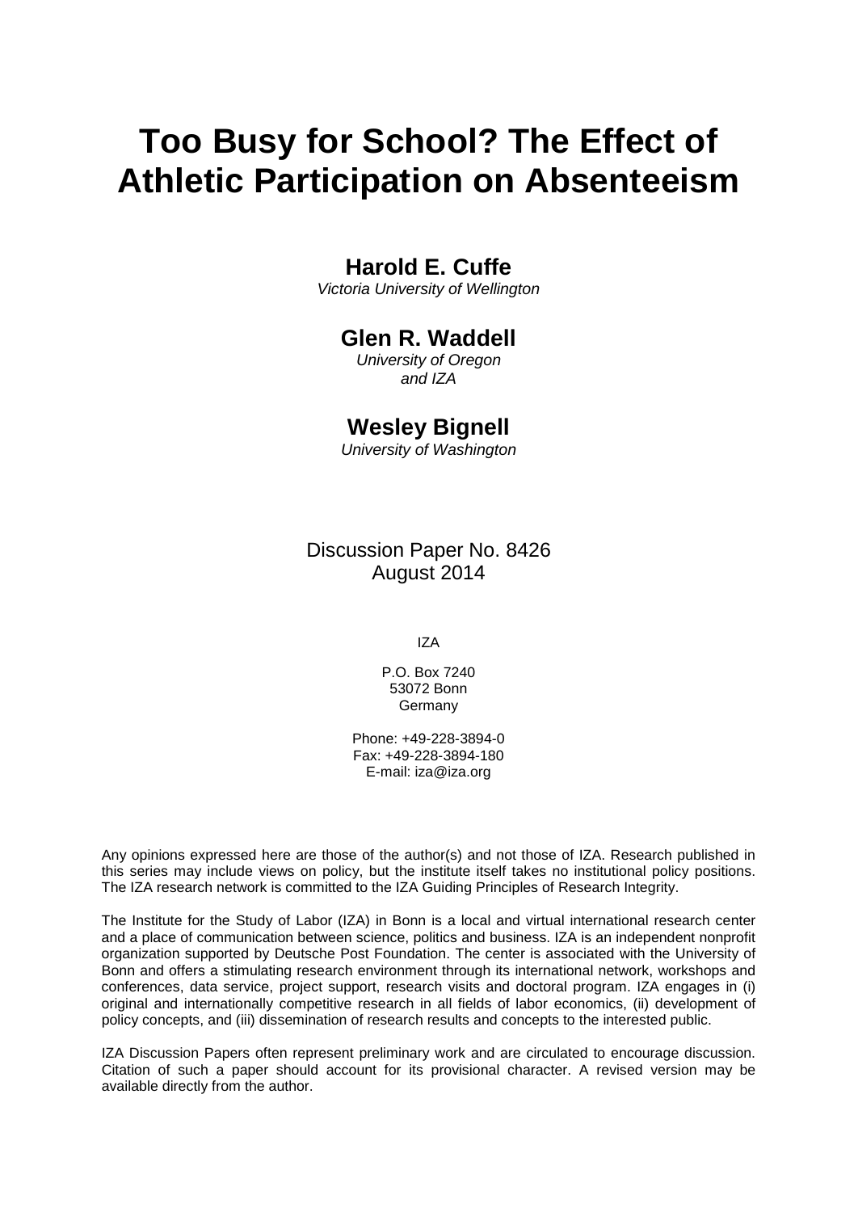# Too Busy for School? The Effect of Athletic Participation on Absenteeism

**Harold E. Cuffe**
*Victoria University of Wellington*

**Glen R. Waddell**
*University of Oregon and IZA*

**Wesley Bignell**
*University of Washington*

Discussion Paper No. 8426
August 2014

IZA

P.O. Box 7240
53072 Bonn
Germany

Phone: +49-228-3894-0
Fax: +49-228-3894-180
E-mail: iza@iza.org

Any opinions expressed here are those of the author(s) and not those of IZA. Research published in this series may include views on policy, but the institute itself takes no institutional policy positions. The IZA research network is committed to the IZA Guiding Principles of Research Integrity.

The Institute for the Study of Labor (IZA) in Bonn is a local and virtual international research center and a place of communication between science, politics and business. IZA is an independent nonprofit organization supported by Deutsche Post Foundation. The center is associated with the University of Bonn and offers a stimulating research environment through its international network, workshops and conferences, data service, project support, research visits and doctoral program. IZA engages in (i) original and internationally competitive research in all fields of labor economics, (ii) development of policy concepts, and (iii) dissemination of research results and concepts to the interested public.

IZA Discussion Papers often represent preliminary work and are circulated to encourage discussion. Citation of such a paper should account for its provisional character. A revised version may be available directly from the author.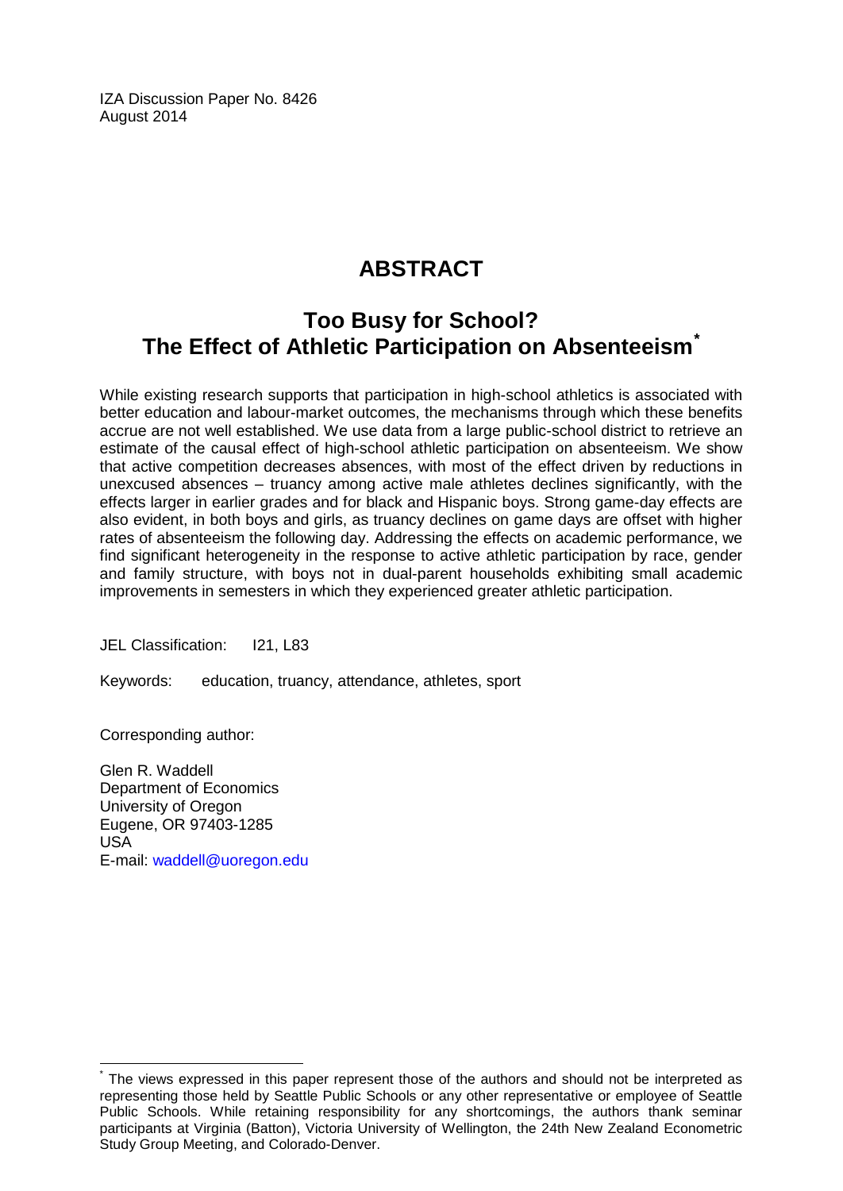IZA Discussion Paper No. 8426
August 2014

# ABSTRACT

## Too Busy for School? The Effect of Athletic Participation on Absenteeism[*]

While existing research supports that participation in high-school athletics is associated with better education and labour-market outcomes, the mechanisms through which these benefits accrue are not well established. We use data from a large public-school district to retrieve an estimate of the causal effect of high-school athletic participation on absenteeism. We show that active competition decreases absences, with most of the effect driven by reductions in unexcused absences – truancy among active male athletes declines significantly, with the effects larger in earlier grades and for black and Hispanic boys. Strong game-day effects are also evident, in both boys and girls, as truancy declines on game days are offset with higher rates of absenteeism the following day. Addressing the effects on academic performance, we find significant heterogeneity in the response to active athletic participation by race, gender and family structure, with boys not in dual-parent households exhibiting small academic improvements in semesters in which they experienced greater athletic participation.

JEL Classification: I21, L83

Keywords: education, truancy, attendance, athletes, sport

Corresponding author:

Glen R. Waddell
Department of Economics
University of Oregon
Eugene, OR 97403-1285
USA
E-mail: waddell@uoregon.edu

[*] The views expressed in this paper represent those of the authors and should not be interpreted as representing those held by Seattle Public Schools or any other representative or employee of Seattle Public Schools. While retaining responsibility for any shortcomings, the authors thank seminar participants at Virginia (Batton), Victoria University of Wellington, the 24th New Zealand Econometric Study Group Meeting, and Colorado-Denver.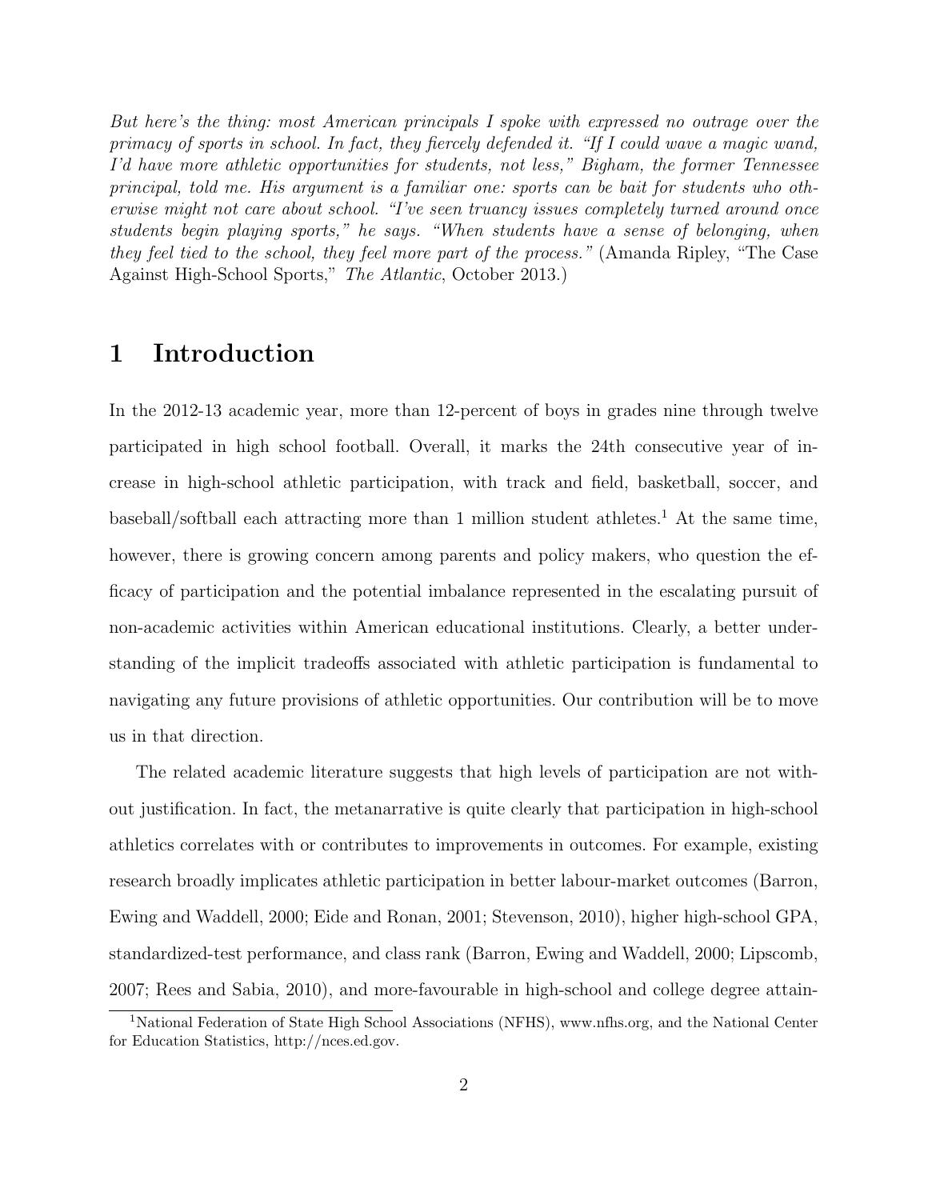*But here's the thing: most American principals I spoke with expressed no outrage over the primacy of sports in school. In fact, they fiercely defended it. "If I could wave a magic wand, I'd have more athletic opportunities for students, not less," Bigham, the former Tennessee principal, told me. His argument is a familiar one: sports can be bait for students who otherwise might not care about school. "I've seen truancy issues completely turned around once students begin playing sports," he says. "When students have a sense of belonging, when they feel tied to the school, they feel more part of the process."* (Amanda Ripley, "The Case Against High-School Sports," *The Atlantic*, October 2013.)

# 1 Introduction

In the 2012-13 academic year, more than 12-percent of boys in grades nine through twelve participated in high school football. Overall, it marks the 24th consecutive year of increase in high-school athletic participation, with track and field, basketball, soccer, and baseball/softball each attracting more than 1 million student athletes.[1] At the same time, however, there is growing concern among parents and policy makers, who question the efficacy of participation and the potential imbalance represented in the escalating pursuit of non-academic activities within American educational institutions. Clearly, a better understanding of the implicit tradeoffs associated with athletic participation is fundamental to navigating any future provisions of athletic opportunities. Our contribution will be to move us in that direction.

The related academic literature suggests that high levels of participation are not without justification. In fact, the metanarrative is quite clearly that participation in high-school athletics correlates with or contributes to improvements in outcomes. For example, existing research broadly implicates athletic participation in better labour-market outcomes (Barron, Ewing and Waddell, 2000; Eide and Ronan, 2001; Stevenson, 2010), higher high-school GPA, standardized-test performance, and class rank (Barron, Ewing and Waddell, 2000; Lipscomb, 2007; Rees and Sabia, 2010), and more-favourable in high-school and college degree attain-

[1] National Federation of State High School Associations (NFHS), www.nfhs.org, and the National Center for Education Statistics, http://nces.ed.gov.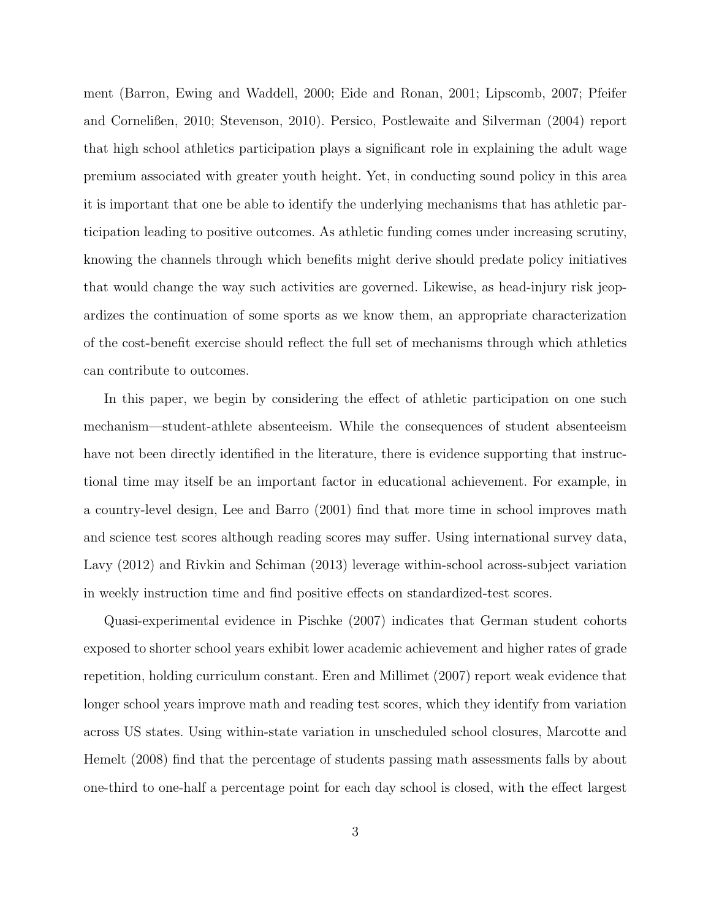ment (Barron, Ewing and Waddell, 2000; Eide and Ronan, 2001; Lipscomb, 2007; Pfeifer and Cornelißen, 2010; Stevenson, 2010). Persico, Postlewaite and Silverman (2004) report that high school athletics participation plays a significant role in explaining the adult wage premium associated with greater youth height. Yet, in conducting sound policy in this area it is important that one be able to identify the underlying mechanisms that has athletic participation leading to positive outcomes. As athletic funding comes under increasing scrutiny, knowing the channels through which benefits might derive should predate policy initiatives that would change the way such activities are governed. Likewise, as head-injury risk jeopardizes the continuation of some sports as we know them, an appropriate characterization of the cost-benefit exercise should reflect the full set of mechanisms through which athletics can contribute to outcomes.

In this paper, we begin by considering the effect of athletic participation on one such mechanism—student-athlete absenteeism. While the consequences of student absenteeism have not been directly identified in the literature, there is evidence supporting that instructional time may itself be an important factor in educational achievement. For example, in a country-level design, Lee and Barro (2001) find that more time in school improves math and science test scores although reading scores may suffer. Using international survey data, Lavy (2012) and Rivkin and Schiman (2013) leverage within-school across-subject variation in weekly instruction time and find positive effects on standardized-test scores.

Quasi-experimental evidence in Pischke (2007) indicates that German student cohorts exposed to shorter school years exhibit lower academic achievement and higher rates of grade repetition, holding curriculum constant. Eren and Millimet (2007) report weak evidence that longer school years improve math and reading test scores, which they identify from variation across US states. Using within-state variation in unscheduled school closures, Marcotte and Hemelt (2008) find that the percentage of students passing math assessments falls by about one-third to one-half a percentage point for each day school is closed, with the effect largest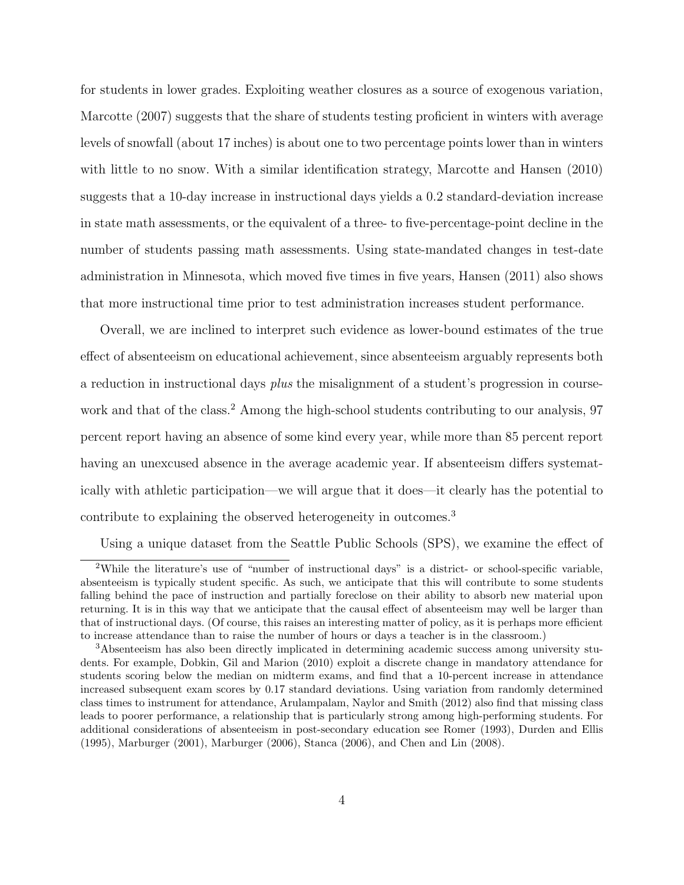for students in lower grades. Exploiting weather closures as a source of exogenous variation, Marcotte (2007) suggests that the share of students testing proficient in winters with average levels of snowfall (about 17 inches) is about one to two percentage points lower than in winters with little to no snow. With a similar identification strategy, Marcotte and Hansen (2010) suggests that a 10-day increase in instructional days yields a 0.2 standard-deviation increase in state math assessments, or the equivalent of a three- to five-percentage-point decline in the number of students passing math assessments. Using state-mandated changes in test-date administration in Minnesota, which moved five times in five years, Hansen (2011) also shows that more instructional time prior to test administration increases student performance.

Overall, we are inclined to interpret such evidence as lower-bound estimates of the true effect of absenteeism on educational achievement, since absenteeism arguably represents both a reduction in instructional days *plus* the misalignment of a student's progression in coursework and that of the class.[2] Among the high-school students contributing to our analysis, 97 percent report having an absence of some kind every year, while more than 85 percent report having an unexcused absence in the average academic year. If absenteeism differs systematically with athletic participation—we will argue that it does—it clearly has the potential to contribute to explaining the observed heterogeneity in outcomes.[3]

Using a unique dataset from the Seattle Public Schools (SPS), we examine the effect of

[2] While the literature's use of "number of instructional days" is a district- or school-specific variable, absenteeism is typically student specific. As such, we anticipate that this will contribute to some students falling behind the pace of instruction and partially foreclose on their ability to absorb new material upon returning. It is in this way that we anticipate that the causal effect of absenteeism may well be larger than that of instructional days. (Of course, this raises an interesting matter of policy, as it is perhaps more efficient to increase attendance than to raise the number of hours or days a teacher is in the classroom.)

[3] Absenteeism has also been directly implicated in determining academic success among university students. For example, Dobkin, Gil and Marion (2010) exploit a discrete change in mandatory attendance for students scoring below the median on midterm exams, and find that a 10-percent increase in attendance increased subsequent exam scores by 0.17 standard deviations. Using variation from randomly determined class times to instrument for attendance, Arulampalam, Naylor and Smith (2012) also find that missing class leads to poorer performance, a relationship that is particularly strong among high-performing students. For additional considerations of absenteeism in post-secondary education see Romer (1993), Durden and Ellis (1995), Marburger (2001), Marburger (2006), Stanca (2006), and Chen and Lin (2008).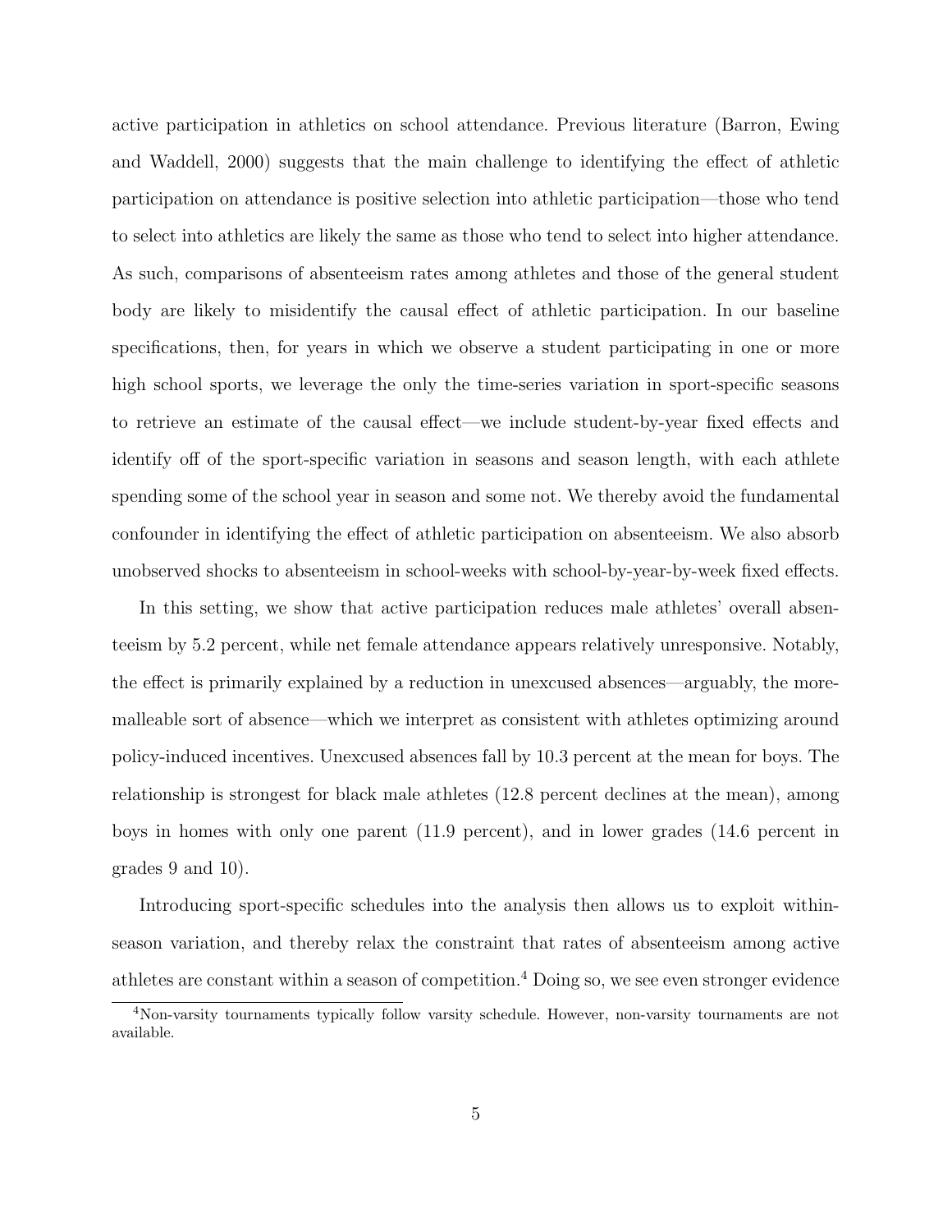active participation in athletics on school attendance. Previous literature (Barron, Ewing and Waddell, 2000) suggests that the main challenge to identifying the effect of athletic participation on attendance is positive selection into athletic participation—those who tend to select into athletics are likely the same as those who tend to select into higher attendance. As such, comparisons of absenteeism rates among athletes and those of the general student body are likely to misidentify the causal effect of athletic participation. In our baseline specifications, then, for years in which we observe a student participating in one or more high school sports, we leverage the only the time-series variation in sport-specific seasons to retrieve an estimate of the causal effect—we include student-by-year fixed effects and identify off of the sport-specific variation in seasons and season length, with each athlete spending some of the school year in season and some not. We thereby avoid the fundamental confounder in identifying the effect of athletic participation on absenteeism. We also absorb unobserved shocks to absenteeism in school-weeks with school-by-year-by-week fixed effects.

In this setting, we show that active participation reduces male athletes' overall absenteeism by 5.2 percent, while net female attendance appears relatively unresponsive. Notably, the effect is primarily explained by a reduction in unexcused absences—arguably, the more-malleable sort of absence—which we interpret as consistent with athletes optimizing around policy-induced incentives. Unexcused absences fall by 10.3 percent at the mean for boys. The relationship is strongest for black male athletes (12.8 percent declines at the mean), among boys in homes with only one parent (11.9 percent), and in lower grades (14.6 percent in grades 9 and 10).

Introducing sport-specific schedules into the analysis then allows us to exploit within-season variation, and thereby relax the constraint that rates of absenteeism among active athletes are constant within a season of competition.[4] Doing so, we see even stronger evidence

[4]Non-varsity tournaments typically follow varsity schedule. However, non-varsity tournaments are not available.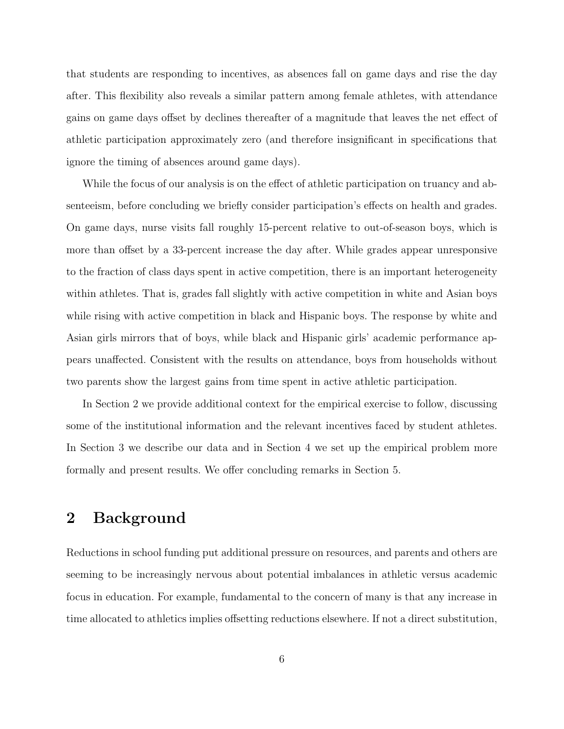that students are responding to incentives, as absences fall on game days and rise the day after. This flexibility also reveals a similar pattern among female athletes, with attendance gains on game days offset by declines thereafter of a magnitude that leaves the net effect of athletic participation approximately zero (and therefore insignificant in specifications that ignore the timing of absences around game days).

While the focus of our analysis is on the effect of athletic participation on truancy and absenteeism, before concluding we briefly consider participation's effects on health and grades. On game days, nurse visits fall roughly 15-percent relative to out-of-season boys, which is more than offset by a 33-percent increase the day after. While grades appear unresponsive to the fraction of class days spent in active competition, there is an important heterogeneity within athletes. That is, grades fall slightly with active competition in white and Asian boys while rising with active competition in black and Hispanic boys. The response by white and Asian girls mirrors that of boys, while black and Hispanic girls' academic performance appears unaffected. Consistent with the results on attendance, boys from households without two parents show the largest gains from time spent in active athletic participation.

In Section 2 we provide additional context for the empirical exercise to follow, discussing some of the institutional information and the relevant incentives faced by student athletes. In Section 3 we describe our data and in Section 4 we set up the empirical problem more formally and present results. We offer concluding remarks in Section 5.

## 2 Background

Reductions in school funding put additional pressure on resources, and parents and others are seeming to be increasingly nervous about potential imbalances in athletic versus academic focus in education. For example, fundamental to the concern of many is that any increase in time allocated to athletics implies offsetting reductions elsewhere. If not a direct substitution,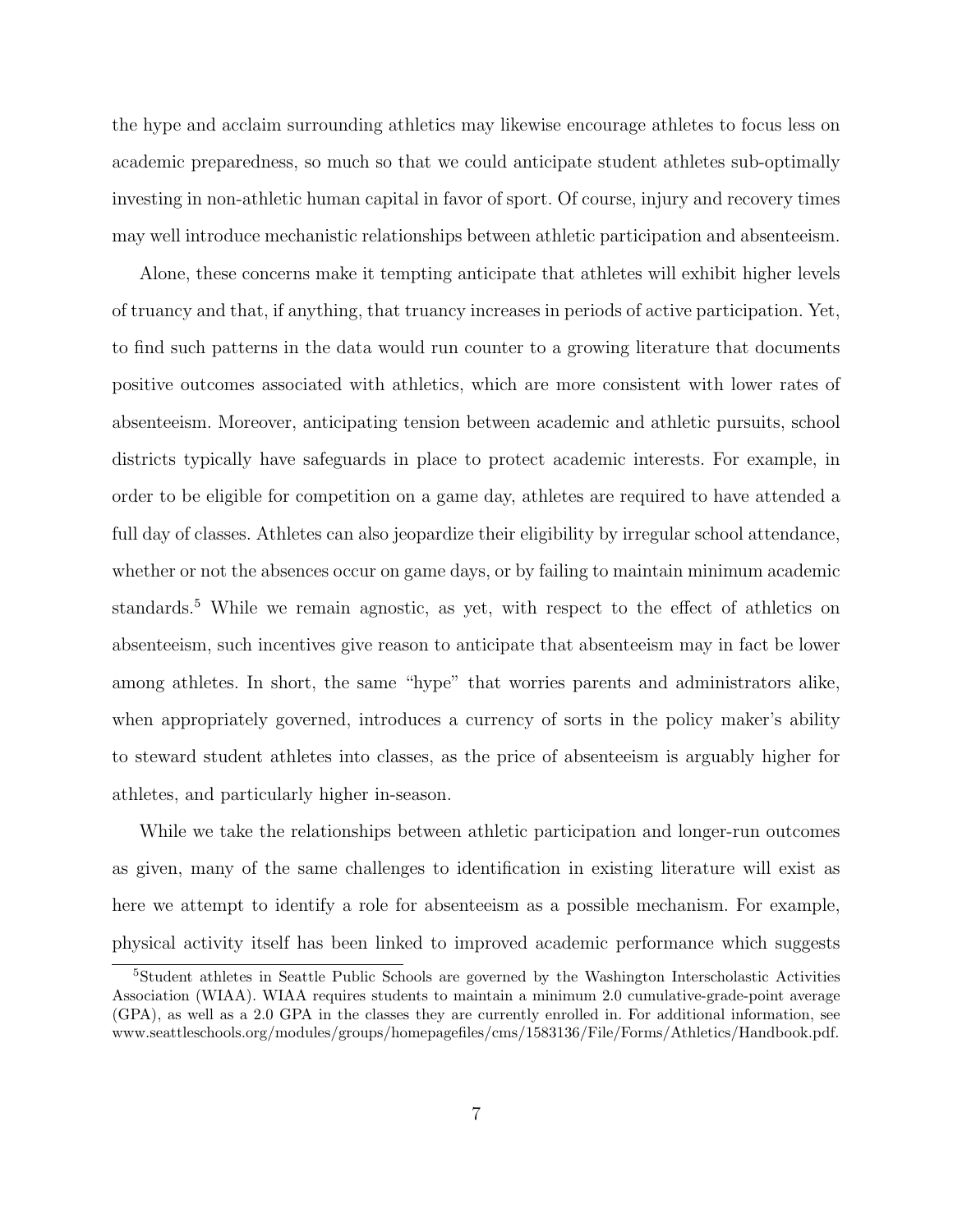the hype and acclaim surrounding athletics may likewise encourage athletes to focus less on academic preparedness, so much so that we could anticipate student athletes sub-optimally investing in non-athletic human capital in favor of sport. Of course, injury and recovery times may well introduce mechanistic relationships between athletic participation and absenteeism.

Alone, these concerns make it tempting anticipate that athletes will exhibit higher levels of truancy and that, if anything, that truancy increases in periods of active participation. Yet, to find such patterns in the data would run counter to a growing literature that documents positive outcomes associated with athletics, which are more consistent with lower rates of absenteeism. Moreover, anticipating tension between academic and athletic pursuits, school districts typically have safeguards in place to protect academic interests. For example, in order to be eligible for competition on a game day, athletes are required to have attended a full day of classes. Athletes can also jeopardize their eligibility by irregular school attendance, whether or not the absences occur on game days, or by failing to maintain minimum academic standards.[5] While we remain agnostic, as yet, with respect to the effect of athletics on absenteeism, such incentives give reason to anticipate that absenteeism may in fact be lower among athletes. In short, the same "hype" that worries parents and administrators alike, when appropriately governed, introduces a currency of sorts in the policy maker's ability to steward student athletes into classes, as the price of absenteeism is arguably higher for athletes, and particularly higher in-season.

While we take the relationships between athletic participation and longer-run outcomes as given, many of the same challenges to identification in existing literature will exist as here we attempt to identify a role for absenteeism as a possible mechanism. For example, physical activity itself has been linked to improved academic performance which suggests

[5] Student athletes in Seattle Public Schools are governed by the Washington Interscholastic Activities Association (WIAA). WIAA requires students to maintain a minimum 2.0 cumulative-grade-point average (GPA), as well as a 2.0 GPA in the classes they are currently enrolled in. For additional information, see www.seattleschools.org/modules/groups/homepagefiles/cms/1583136/File/Forms/Athletics/Handbook.pdf.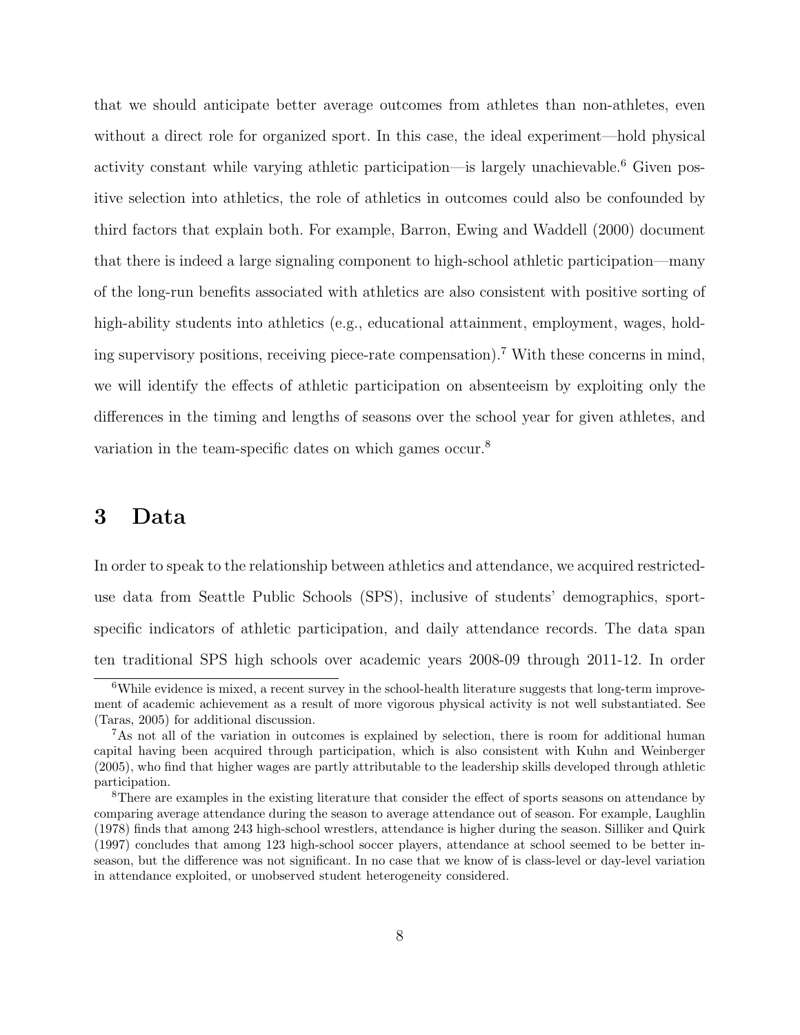that we should anticipate better average outcomes from athletes than non-athletes, even without a direct role for organized sport. In this case, the ideal experiment—hold physical activity constant while varying athletic participation—is largely unachievable.[6] Given positive selection into athletics, the role of athletics in outcomes could also be confounded by third factors that explain both. For example, Barron, Ewing and Waddell (2000) document that there is indeed a large signaling component to high-school athletic participation—many of the long-run benefits associated with athletics are also consistent with positive sorting of high-ability students into athletics (e.g., educational attainment, employment, wages, holding supervisory positions, receiving piece-rate compensation).[7] With these concerns in mind, we will identify the effects of athletic participation on absenteeism by exploiting only the differences in the timing and lengths of seasons over the school year for given athletes, and variation in the team-specific dates on which games occur.[8]

# 3 Data

In order to speak to the relationship between athletics and attendance, we acquired restricted-use data from Seattle Public Schools (SPS), inclusive of students' demographics, sport-specific indicators of athletic participation, and daily attendance records. The data span ten traditional SPS high schools over academic years 2008-09 through 2011-12. In order

---

[6] While evidence is mixed, a recent survey in the school-health literature suggests that long-term improvement of academic achievement as a result of more vigorous physical activity is not well substantiated. See (Taras, 2005) for additional discussion.

[7] As not all of the variation in outcomes is explained by selection, there is room for additional human capital having been acquired through participation, which is also consistent with Kuhn and Weinberger (2005), who find that higher wages are partly attributable to the leadership skills developed through athletic participation.

[8] There are examples in the existing literature that consider the effect of sports seasons on attendance by comparing average attendance during the season to average attendance out of season. For example, Laughlin (1978) finds that among 243 high-school wrestlers, attendance is higher during the season. Silliker and Quirk (1997) concludes that among 123 high-school soccer players, attendance at school seemed to be better in-season, but the difference was not significant. In no case that we know of is class-level or day-level variation in attendance exploited, or unobserved student heterogeneity considered.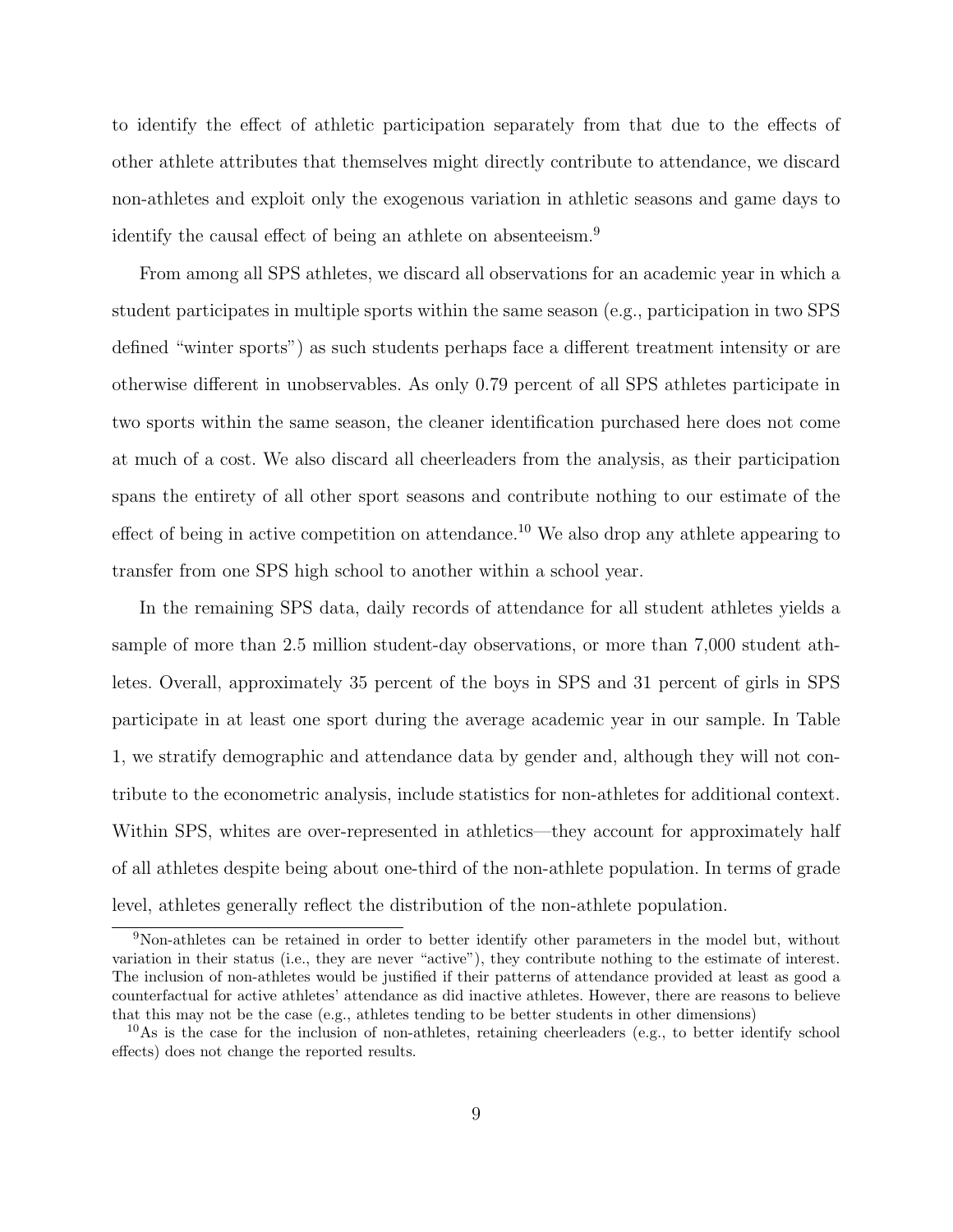to identify the effect of athletic participation separately from that due to the effects of other athlete attributes that themselves might directly contribute to attendance, we discard non-athletes and exploit only the exogenous variation in athletic seasons and game days to identify the causal effect of being an athlete on absenteeism.[9]

From among all SPS athletes, we discard all observations for an academic year in which a student participates in multiple sports within the same season (e.g., participation in two SPS defined "winter sports") as such students perhaps face a different treatment intensity or are otherwise different in unobservables. As only 0.79 percent of all SPS athletes participate in two sports within the same season, the cleaner identification purchased here does not come at much of a cost. We also discard all cheerleaders from the analysis, as their participation spans the entirety of all other sport seasons and contribute nothing to our estimate of the effect of being in active competition on attendance.[10] We also drop any athlete appearing to transfer from one SPS high school to another within a school year.

In the remaining SPS data, daily records of attendance for all student athletes yields a sample of more than 2.5 million student-day observations, or more than 7,000 student athletes. Overall, approximately 35 percent of the boys in SPS and 31 percent of girls in SPS participate in at least one sport during the average academic year in our sample. In Table 1, we stratify demographic and attendance data by gender and, although they will not contribute to the econometric analysis, include statistics for non-athletes for additional context. Within SPS, whites are over-represented in athletics—they account for approximately half of all athletes despite being about one-third of the non-athlete population. In terms of grade level, athletes generally reflect the distribution of the non-athlete population.

---

[9] Non-athletes can be retained in order to better identify other parameters in the model but, without variation in their status (i.e., they are never "active"), they contribute nothing to the estimate of interest. The inclusion of non-athletes would be justified if their patterns of attendance provided at least as good a counterfactual for active athletes' attendance as did inactive athletes. However, there are reasons to believe that this may not be the case (e.g., athletes tending to be better students in other dimensions)

[10] As is the case for the inclusion of non-athletes, retaining cheerleaders (e.g., to better identify school effects) does not change the reported results.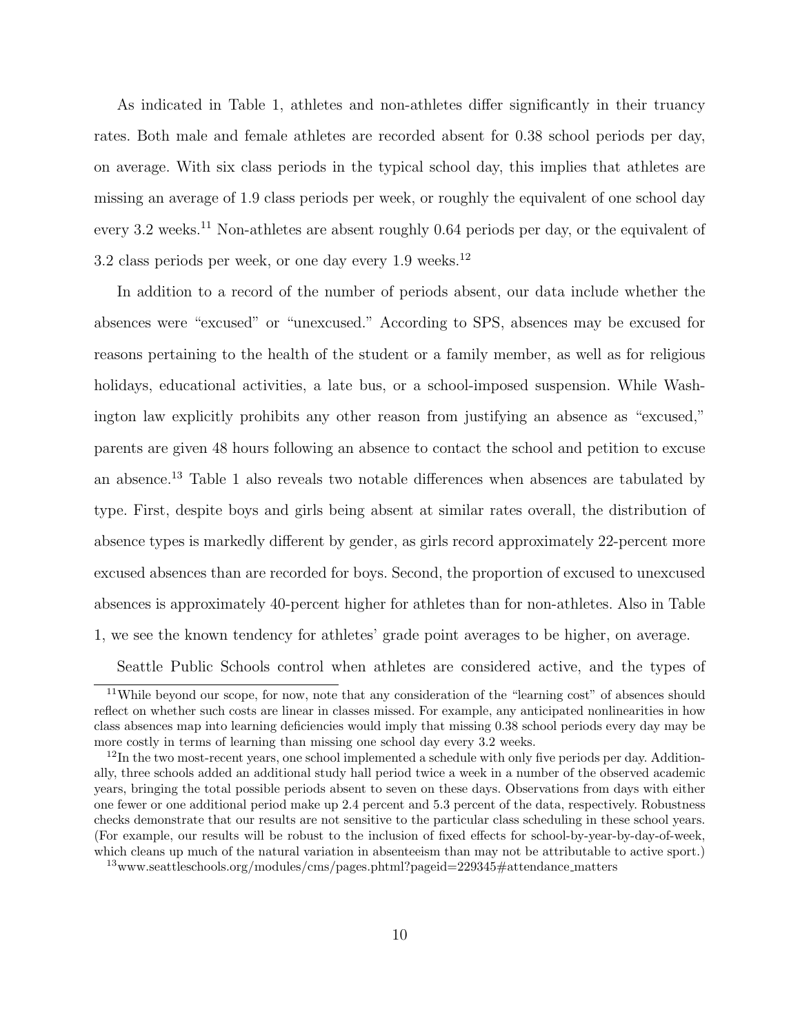As indicated in Table 1, athletes and non-athletes differ significantly in their truancy rates. Both male and female athletes are recorded absent for 0.38 school periods per day, on average. With six class periods in the typical school day, this implies that athletes are missing an average of 1.9 class periods per week, or roughly the equivalent of one school day every 3.2 weeks.[11] Non-athletes are absent roughly 0.64 periods per day, or the equivalent of 3.2 class periods per week, or one day every 1.9 weeks.[12]

In addition to a record of the number of periods absent, our data include whether the absences were "excused" or "unexcused." According to SPS, absences may be excused for reasons pertaining to the health of the student or a family member, as well as for religious holidays, educational activities, a late bus, or a school-imposed suspension. While Washington law explicitly prohibits any other reason from justifying an absence as "excused," parents are given 48 hours following an absence to contact the school and petition to excuse an absence.[13] Table 1 also reveals two notable differences when absences are tabulated by type. First, despite boys and girls being absent at similar rates overall, the distribution of absence types is markedly different by gender, as girls record approximately 22-percent more excused absences than are recorded for boys. Second, the proportion of excused to unexcused absences is approximately 40-percent higher for athletes than for non-athletes. Also in Table 1, we see the known tendency for athletes' grade point averages to be higher, on average.

Seattle Public Schools control when athletes are considered active, and the types of

---

[11] While beyond our scope, for now, note that any consideration of the "learning cost" of absences should reflect on whether such costs are linear in classes missed. For example, any anticipated nonlinearities in how class absences map into learning deficiencies would imply that missing 0.38 school periods every day may be more costly in terms of learning than missing one school day every 3.2 weeks.

[12] In the two most-recent years, one school implemented a schedule with only five periods per day. Additionally, three schools added an additional study hall period twice a week in a number of the observed academic years, bringing the total possible periods absent to seven on these days. Observations from days with either one fewer or one additional period make up 2.4 percent and 5.3 percent of the data, respectively. Robustness checks demonstrate that our results are not sensitive to the particular class scheduling in these school years. (For example, our results will be robust to the inclusion of fixed effects for school-by-year-by-day-of-week, which cleans up much of the natural variation in absenteeism than may not be attributable to active sport.)

[13] www.seattleschools.org/modules/cms/pages.phtml?pageid=229345#attendance_matters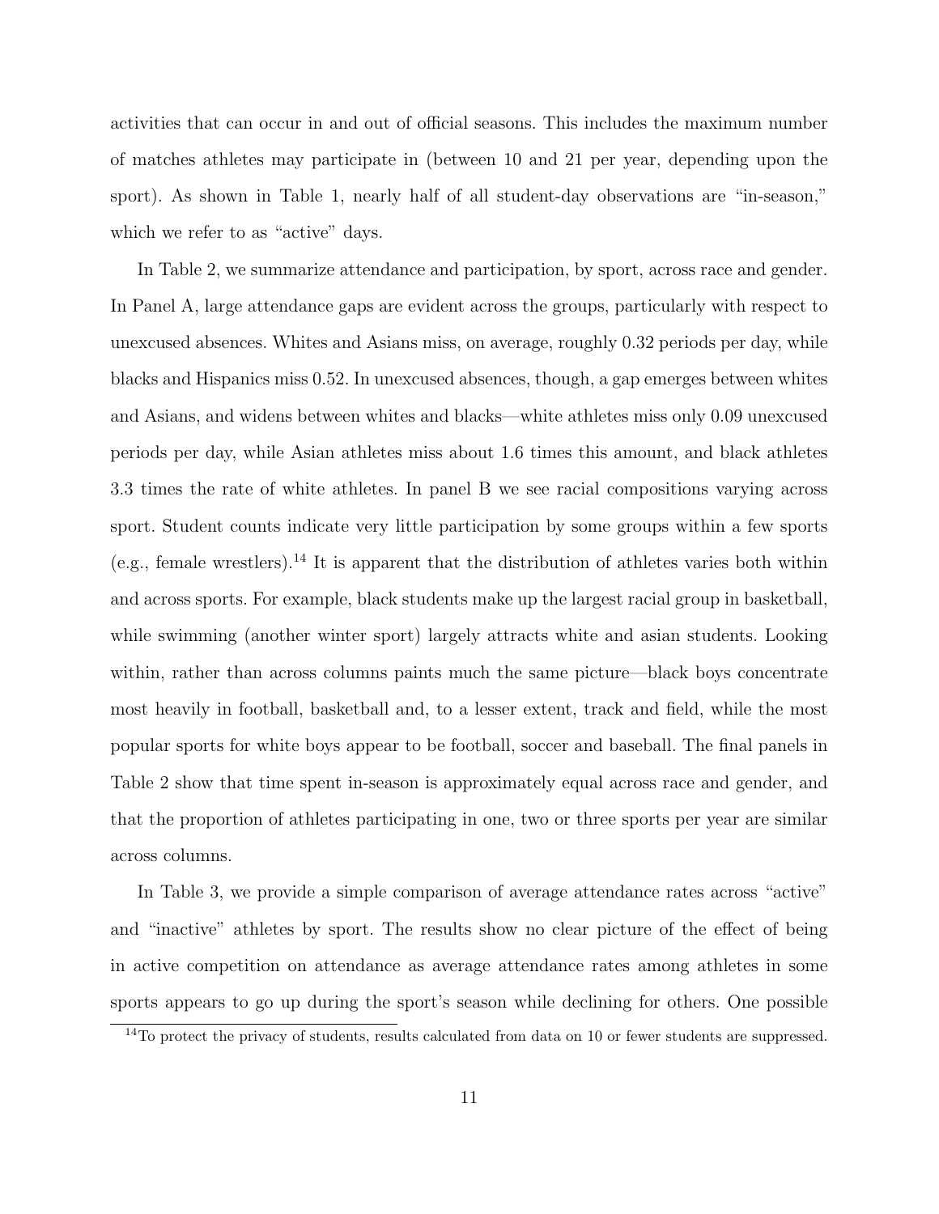activities that can occur in and out of official seasons. This includes the maximum number of matches athletes may participate in (between 10 and 21 per year, depending upon the sport). As shown in Table 1, nearly half of all student-day observations are "in-season," which we refer to as "active" days.

In Table 2, we summarize attendance and participation, by sport, across race and gender. In Panel A, large attendance gaps are evident across the groups, particularly with respect to unexcused absences. Whites and Asians miss, on average, roughly 0.32 periods per day, while blacks and Hispanics miss 0.52. In unexcused absences, though, a gap emerges between whites and Asians, and widens between whites and blacks—white athletes miss only 0.09 unexcused periods per day, while Asian athletes miss about 1.6 times this amount, and black athletes 3.3 times the rate of white athletes. In panel B we see racial compositions varying across sport. Student counts indicate very little participation by some groups within a few sports (e.g., female wrestlers).[14] It is apparent that the distribution of athletes varies both within and across sports. For example, black students make up the largest racial group in basketball, while swimming (another winter sport) largely attracts white and asian students. Looking within, rather than across columns paints much the same picture—black boys concentrate most heavily in football, basketball and, to a lesser extent, track and field, while the most popular sports for white boys appear to be football, soccer and baseball. The final panels in Table 2 show that time spent in-season is approximately equal across race and gender, and that the proportion of athletes participating in one, two or three sports per year are similar across columns.

In Table 3, we provide a simple comparison of average attendance rates across "active" and "inactive" athletes by sport. The results show no clear picture of the effect of being in active competition on attendance as average attendance rates among athletes in some sports appears to go up during the sport's season while declining for others. One possible

[14] To protect the privacy of students, results calculated from data on 10 or fewer students are suppressed.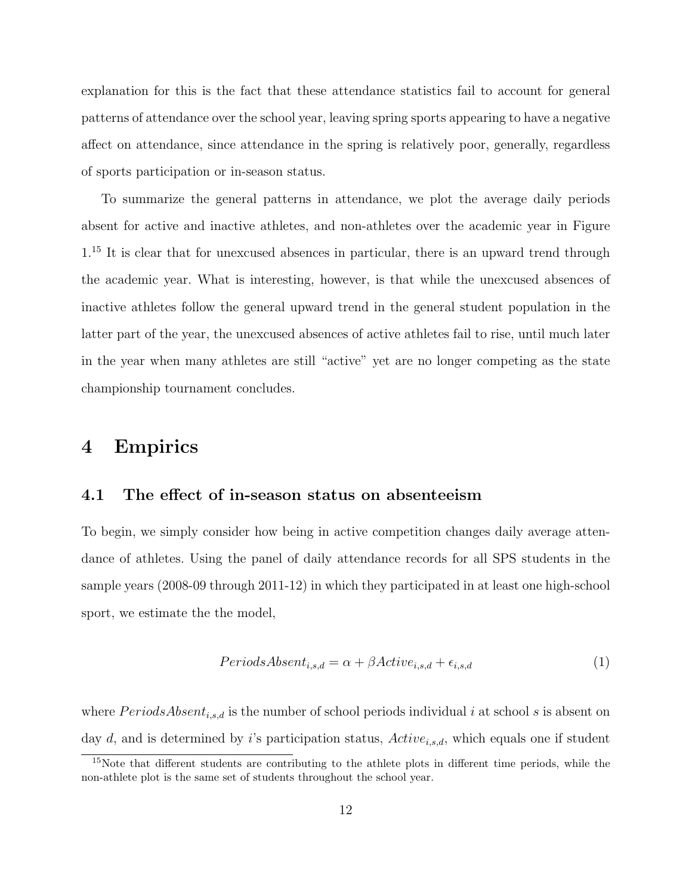explanation for this is the fact that these attendance statistics fail to account for general patterns of attendance over the school year, leaving spring sports appearing to have a negative affect on attendance, since attendance in the spring is relatively poor, generally, regardless of sports participation or in-season status.

To summarize the general patterns in attendance, we plot the average daily periods absent for active and inactive athletes, and non-athletes over the academic year in Figure 1.[15] It is clear that for unexcused absences in particular, there is an upward trend through the academic year. What is interesting, however, is that while the unexcused absences of inactive athletes follow the general upward trend in the general student population in the latter part of the year, the unexcused absences of active athletes fail to rise, until much later in the year when many athletes are still "active" yet are no longer competing as the state championship tournament concludes.

# 4 Empirics

## 4.1 The effect of in-season status on absenteeism

To begin, we simply consider how being in active competition changes daily average attendance of athletes. Using the panel of daily attendance records for all SPS students in the sample years (2008-09 through 2011-12) in which they participated in at least one high-school sport, we estimate the the model,

$$PeriodsAbsent_{i,s,d} = \alpha + \beta Active_{i,s,d} + \epsilon_{i,s,d} \tag{1}$$

where $PeriodsAbsent_{i,s,d}$ is the number of school periods individual $i$ at school $s$ is absent on day $d$, and is determined by $i$'s participation status, $Active_{i,s,d}$, which equals one if student

[15] Note that different students are contributing to the athlete plots in different time periods, while the non-athlete plot is the same set of students throughout the school year.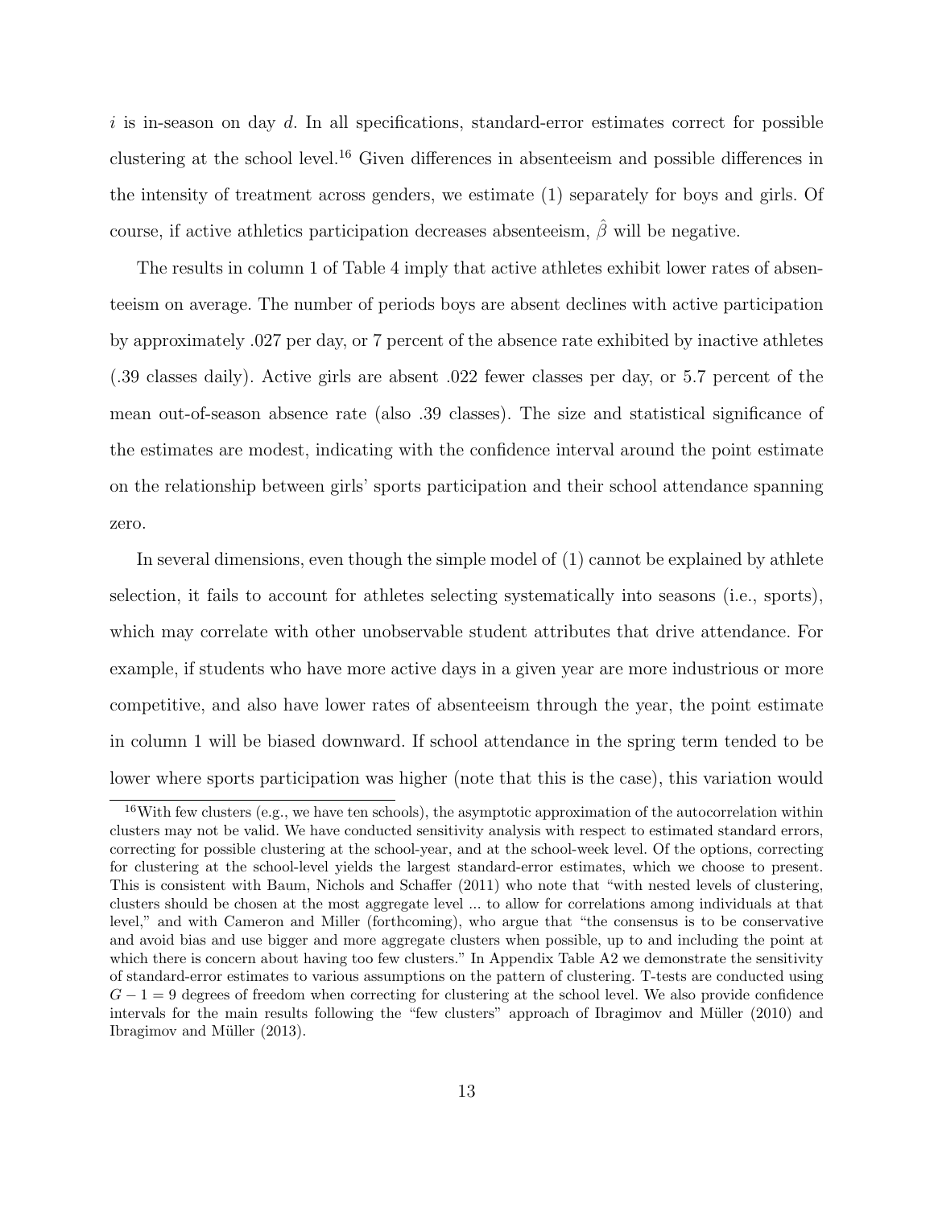$i$ is in-season on day $d$. In all specifications, standard-error estimates correct for possible clustering at the school level.[16] Given differences in absenteeism and possible differences in the intensity of treatment across genders, we estimate (1) separately for boys and girls. Of course, if active athletics participation decreases absenteeism, $\hat{\beta}$ will be negative.

The results in column 1 of Table 4 imply that active athletes exhibit lower rates of absenteeism on average. The number of periods boys are absent declines with active participation by approximately .027 per day, or 7 percent of the absence rate exhibited by inactive athletes (.39 classes daily). Active girls are absent .022 fewer classes per day, or 5.7 percent of the mean out-of-season absence rate (also .39 classes). The size and statistical significance of the estimates are modest, indicating with the confidence interval around the point estimate on the relationship between girls' sports participation and their school attendance spanning zero.

In several dimensions, even though the simple model of (1) cannot be explained by athlete selection, it fails to account for athletes selecting systematically into seasons (i.e., sports), which may correlate with other unobservable student attributes that drive attendance. For example, if students who have more active days in a given year are more industrious or more competitive, and also have lower rates of absenteeism through the year, the point estimate in column 1 will be biased downward. If school attendance in the spring term tended to be lower where sports participation was higher (note that this is the case), this variation would

[16] With few clusters (e.g., we have ten schools), the asymptotic approximation of the autocorrelation within clusters may not be valid. We have conducted sensitivity analysis with respect to estimated standard errors, correcting for possible clustering at the school-year, and at the school-week level. Of the options, correcting for clustering at the school-level yields the largest standard-error estimates, which we choose to present. This is consistent with Baum, Nichols and Schaffer (2011) who note that "with nested levels of clustering, clusters should be chosen at the most aggregate level ... to allow for correlations among individuals at that level," and with Cameron and Miller (forthcoming), who argue that "the consensus is to be conservative and avoid bias and use bigger and more aggregate clusters when possible, up to and including the point at which there is concern about having too few clusters." In Appendix Table A2 we demonstrate the sensitivity of standard-error estimates to various assumptions on the pattern of clustering. T-tests are conducted using $G - 1 = 9$ degrees of freedom when correcting for clustering at the school level. We also provide confidence intervals for the main results following the "few clusters" approach of Ibragimov and Müller (2010) and Ibragimov and Müller (2013).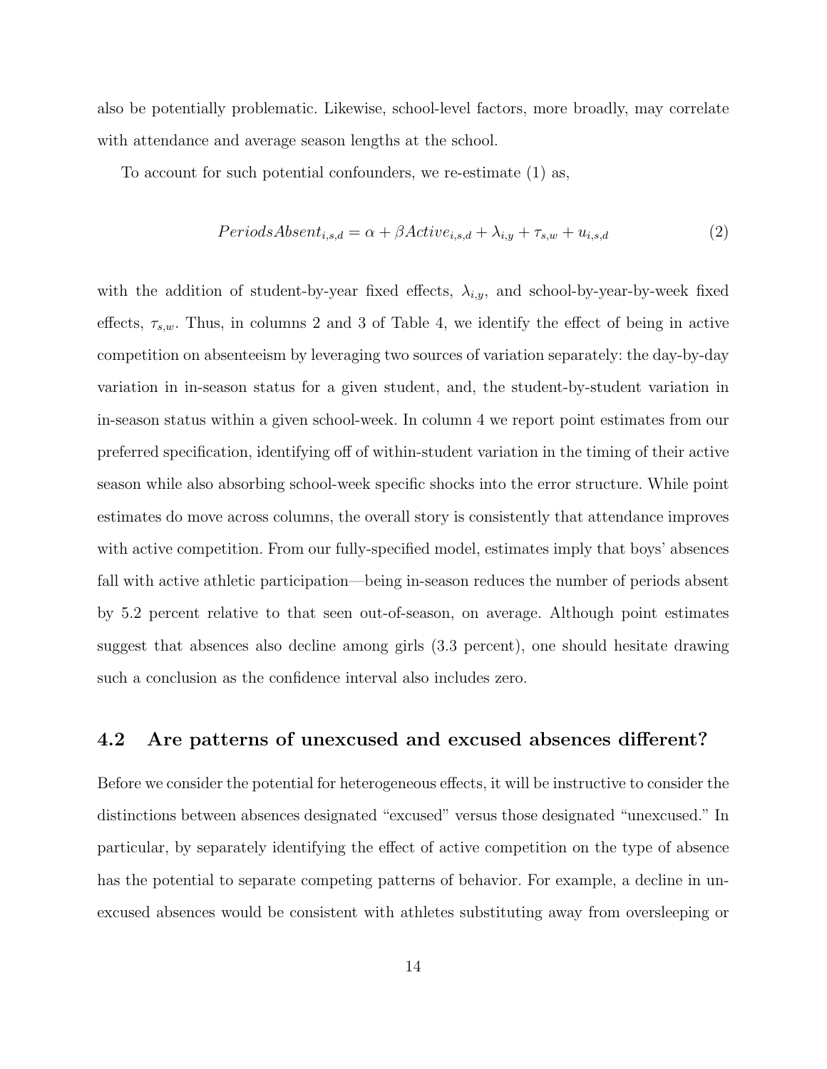also be potentially problematic. Likewise, school-level factors, more broadly, may correlate with attendance and average season lengths at the school.

To account for such potential confounders, we re-estimate (1) as,

$$PeriodsAbsent_{i,s,d} = \alpha + \beta Active_{i,s,d} + \lambda_{i,y} + \tau_{s,w} + u_{i,s,d} \tag{2}$$

with the addition of student-by-year fixed effects, $\lambda_{i,y}$, and school-by-year-by-week fixed effects, $\tau_{s,w}$. Thus, in columns 2 and 3 of Table 4, we identify the effect of being in active competition on absenteeism by leveraging two sources of variation separately: the day-by-day variation in in-season status for a given student, and, the student-by-student variation in in-season status within a given school-week. In column 4 we report point estimates from our preferred specification, identifying off of within-student variation in the timing of their active season while also absorbing school-week specific shocks into the error structure. While point estimates do move across columns, the overall story is consistently that attendance improves with active competition. From our fully-specified model, estimates imply that boys' absences fall with active athletic participation—being in-season reduces the number of periods absent by 5.2 percent relative to that seen out-of-season, on average. Although point estimates suggest that absences also decline among girls (3.3 percent), one should hesitate drawing such a conclusion as the confidence interval also includes zero.

## 4.2 Are patterns of unexcused and excused absences different?

Before we consider the potential for heterogeneous effects, it will be instructive to consider the distinctions between absences designated "excused" versus those designated "unexcused." In particular, by separately identifying the effect of active competition on the type of absence has the potential to separate competing patterns of behavior. For example, a decline in unexcused absences would be consistent with athletes substituting away from oversleeping or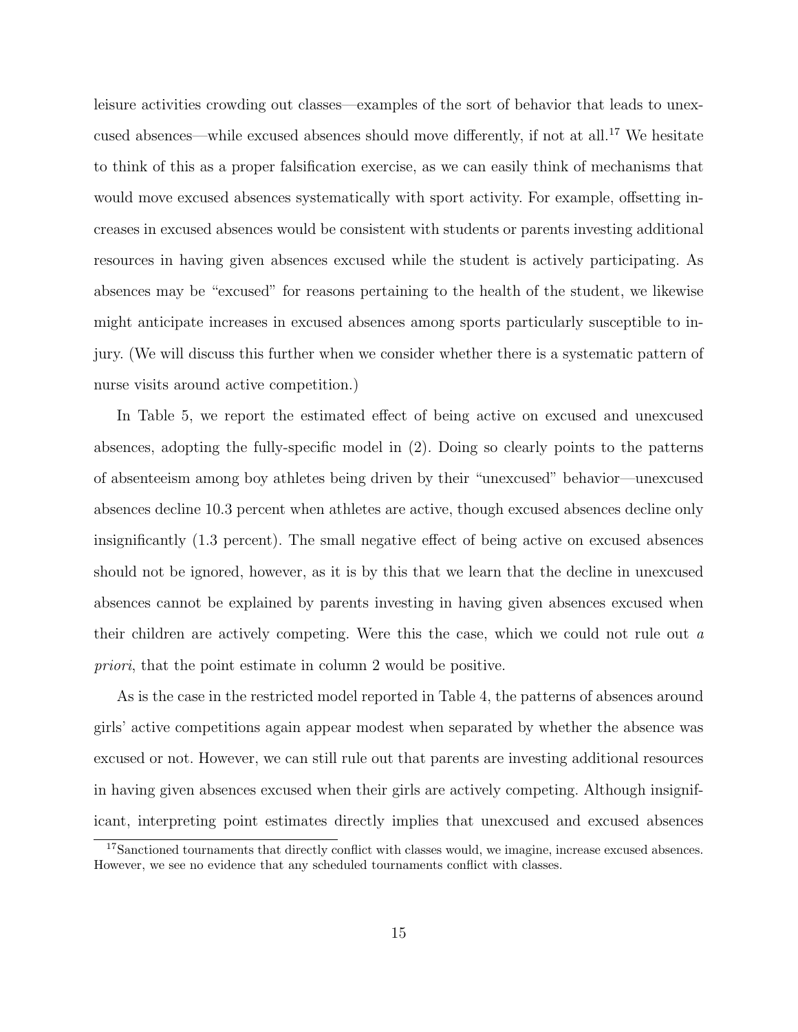leisure activities crowding out classes—examples of the sort of behavior that leads to unexcused absences—while excused absences should move differently, if not at all.[17] We hesitate to think of this as a proper falsification exercise, as we can easily think of mechanisms that would move excused absences systematically with sport activity. For example, offsetting increases in excused absences would be consistent with students or parents investing additional resources in having given absences excused while the student is actively participating. As absences may be "excused" for reasons pertaining to the health of the student, we likewise might anticipate increases in excused absences among sports particularly susceptible to injury. (We will discuss this further when we consider whether there is a systematic pattern of nurse visits around active competition.)

In Table 5, we report the estimated effect of being active on excused and unexcused absences, adopting the fully-specific model in (2). Doing so clearly points to the patterns of absenteeism among boy athletes being driven by their "unexcused" behavior—unexcused absences decline 10.3 percent when athletes are active, though excused absences decline only insignificantly (1.3 percent). The small negative effect of being active on excused absences should not be ignored, however, as it is by this that we learn that the decline in unexcused absences cannot be explained by parents investing in having given absences excused when their children are actively competing. Were this the case, which we could not rule out *a priori*, that the point estimate in column 2 would be positive.

As is the case in the restricted model reported in Table 4, the patterns of absences around girls' active competitions again appear modest when separated by whether the absence was excused or not. However, we can still rule out that parents are investing additional resources in having given absences excused when their girls are actively competing. Although insignificant, interpreting point estimates directly implies that unexcused and excused absences

[17] Sanctioned tournaments that directly conflict with classes would, we imagine, increase excused absences. However, we see no evidence that any scheduled tournaments conflict with classes.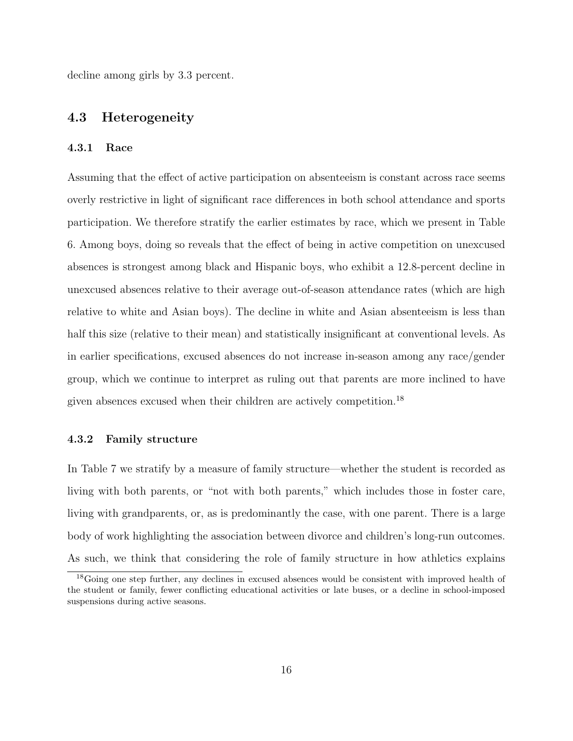decline among girls by 3.3 percent.

## 4.3 Heterogeneity

### 4.3.1 Race

Assuming that the effect of active participation on absenteeism is constant across race seems overly restrictive in light of significant race differences in both school attendance and sports participation. We therefore stratify the earlier estimates by race, which we present in Table 6. Among boys, doing so reveals that the effect of being in active competition on unexcused absences is strongest among black and Hispanic boys, who exhibit a 12.8-percent decline in unexcused absences relative to their average out-of-season attendance rates (which are high relative to white and Asian boys). The decline in white and Asian absenteeism is less than half this size (relative to their mean) and statistically insignificant at conventional levels. As in earlier specifications, excused absences do not increase in-season among any race/gender group, which we continue to interpret as ruling out that parents are more inclined to have given absences excused when their children are actively competition.[18]

### 4.3.2 Family structure

In Table 7 we stratify by a measure of family structure—whether the student is recorded as living with both parents, or "not with both parents," which includes those in foster care, living with grandparents, or, as is predominantly the case, with one parent. There is a large body of work highlighting the association between divorce and children's long-run outcomes. As such, we think that considering the role of family structure in how athletics explains

[18]Going one step further, any declines in excused absences would be consistent with improved health of the student or family, fewer conflicting educational activities or late buses, or a decline in school-imposed suspensions during active seasons.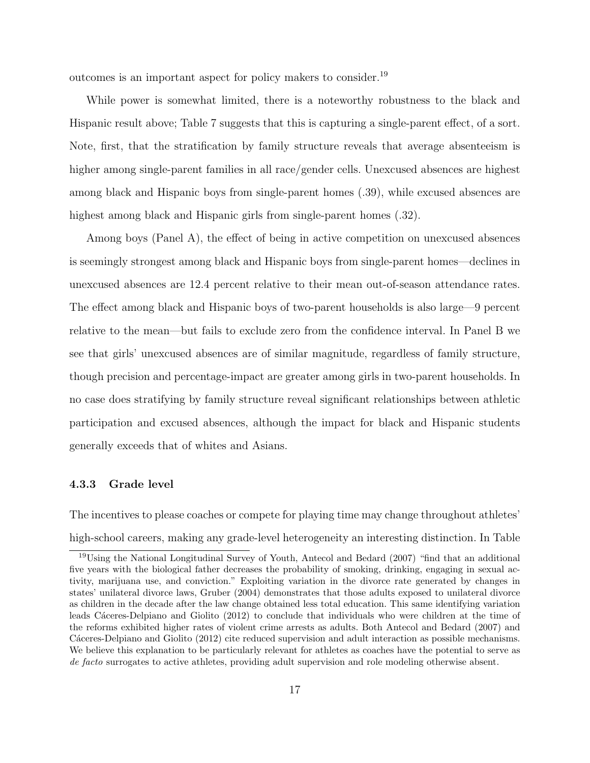outcomes is an important aspect for policy makers to consider.[19]

While power is somewhat limited, there is a noteworthy robustness to the black and Hispanic result above; Table 7 suggests that this is capturing a single-parent effect, of a sort. Note, first, that the stratification by family structure reveals that average absenteeism is higher among single-parent families in all race/gender cells. Unexcused absences are highest among black and Hispanic boys from single-parent homes (.39), while excused absences are highest among black and Hispanic girls from single-parent homes (.32).

Among boys (Panel A), the effect of being in active competition on unexcused absences is seemingly strongest among black and Hispanic boys from single-parent homes—declines in unexcused absences are 12.4 percent relative to their mean out-of-season attendance rates. The effect among black and Hispanic boys of two-parent households is also large—9 percent relative to the mean—but fails to exclude zero from the confidence interval. In Panel B we see that girls' unexcused absences are of similar magnitude, regardless of family structure, though precision and percentage-impact are greater among girls in two-parent households. In no case does stratifying by family structure reveal significant relationships between athletic participation and excused absences, although the impact for black and Hispanic students generally exceeds that of whites and Asians.

#### 4.3.3 Grade level

The incentives to please coaches or compete for playing time may change throughout athletes' high-school careers, making any grade-level heterogeneity an interesting distinction. In Table

[19] Using the National Longitudinal Survey of Youth, Antecol and Bedard (2007) "find that an additional five years with the biological father decreases the probability of smoking, drinking, engaging in sexual activity, marijuana use, and conviction." Exploiting variation in the divorce rate generated by changes in states' unilateral divorce laws, Gruber (2004) demonstrates that those adults exposed to unilateral divorce as children in the decade after the law change obtained less total education. This same identifying variation leads Cáceres-Delpiano and Giolito (2012) to conclude that individuals who were children at the time of the reforms exhibited higher rates of violent crime arrests as adults. Both Antecol and Bedard (2007) and Cáceres-Delpiano and Giolito (2012) cite reduced supervision and adult interaction as possible mechanisms. We believe this explanation to be particularly relevant for athletes as coaches have the potential to serve as *de facto* surrogates to active athletes, providing adult supervision and role modeling otherwise absent.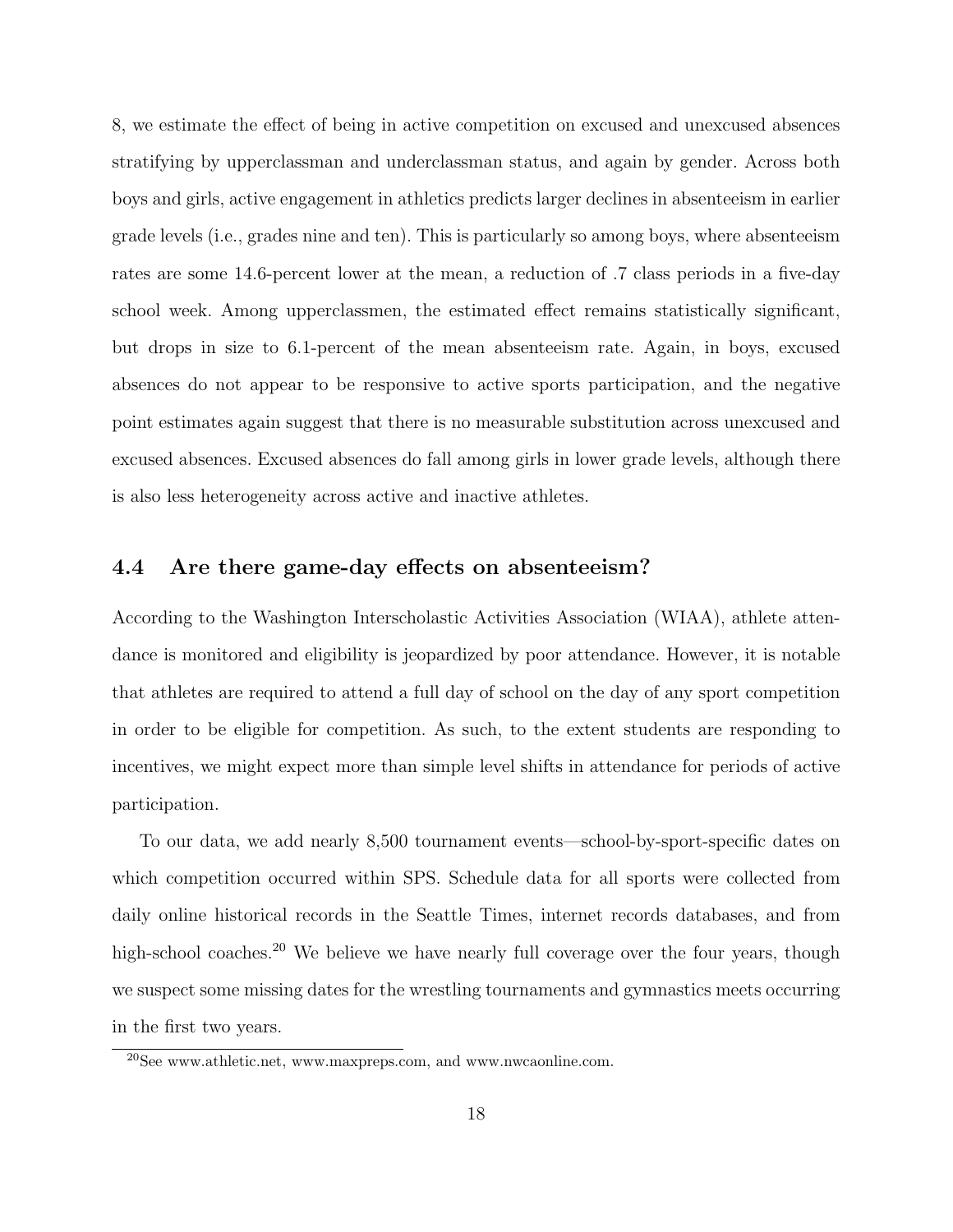8, we estimate the effect of being in active competition on excused and unexcused absences stratifying by upperclassman and underclassman status, and again by gender. Across both boys and girls, active engagement in athletics predicts larger declines in absenteeism in earlier grade levels (i.e., grades nine and ten). This is particularly so among boys, where absenteeism rates are some 14.6-percent lower at the mean, a reduction of .7 class periods in a five-day school week. Among upperclassmen, the estimated effect remains statistically significant, but drops in size to 6.1-percent of the mean absenteeism rate. Again, in boys, excused absences do not appear to be responsive to active sports participation, and the negative point estimates again suggest that there is no measurable substitution across unexcused and excused absences. Excused absences do fall among girls in lower grade levels, although there is also less heterogeneity across active and inactive athletes.

### 4.4 Are there game-day effects on absenteeism?

According to the Washington Interscholastic Activities Association (WIAA), athlete attendance is monitored and eligibility is jeopardized by poor attendance. However, it is notable that athletes are required to attend a full day of school on the day of any sport competition in order to be eligible for competition. As such, to the extent students are responding to incentives, we might expect more than simple level shifts in attendance for periods of active participation.

To our data, we add nearly 8,500 tournament events—school-by-sport-specific dates on which competition occurred within SPS. Schedule data for all sports were collected from daily online historical records in the Seattle Times, internet records databases, and from high-school coaches.[20] We believe we have nearly full coverage over the four years, though we suspect some missing dates for the wrestling tournaments and gymnastics meets occurring in the first two years.

[20] See www.athletic.net, www.maxpreps.com, and www.nwcaonline.com.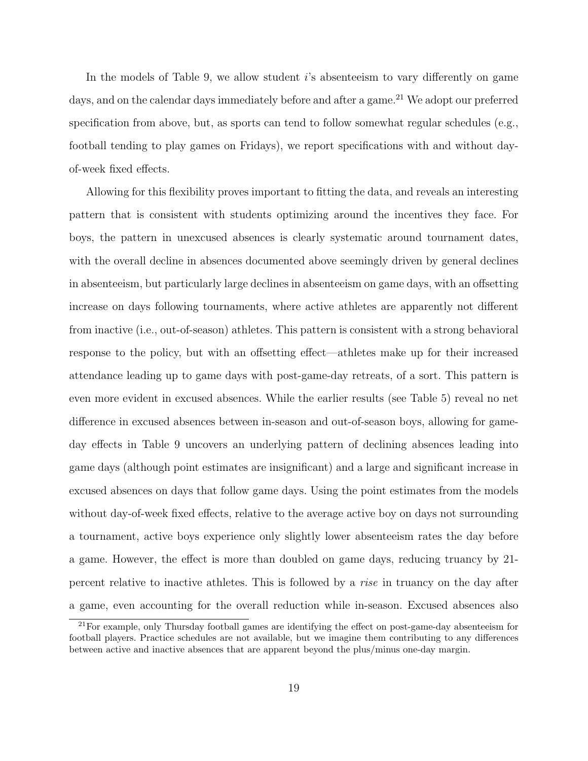In the models of Table 9, we allow student $i$'s absenteeism to vary differently on game days, and on the calendar days immediately before and after a game.[21] We adopt our preferred specification from above, but, as sports can tend to follow somewhat regular schedules (e.g., football tending to play games on Fridays), we report specifications with and without day-of-week fixed effects.

Allowing for this flexibility proves important to fitting the data, and reveals an interesting pattern that is consistent with students optimizing around the incentives they face. For boys, the pattern in unexcused absences is clearly systematic around tournament dates, with the overall decline in absences documented above seemingly driven by general declines in absenteeism, but particularly large declines in absenteeism on game days, with an offsetting increase on days following tournaments, where active athletes are apparently not different from inactive (i.e., out-of-season) athletes. This pattern is consistent with a strong behavioral response to the policy, but with an offsetting effect—athletes make up for their increased attendance leading up to game days with post-game-day retreats, of a sort. This pattern is even more evident in excused absences. While the earlier results (see Table 5) reveal no net difference in excused absences between in-season and out-of-season boys, allowing for game-day effects in Table 9 uncovers an underlying pattern of declining absences leading into game days (although point estimates are insignificant) and a large and significant increase in excused absences on days that follow game days. Using the point estimates from the models without day-of-week fixed effects, relative to the average active boy on days not surrounding a tournament, active boys experience only slightly lower absenteeism rates the day before a game. However, the effect is more than doubled on game days, reducing truancy by 21-percent relative to inactive athletes. This is followed by a *rise* in truancy on the day after a game, even accounting for the overall reduction while in-season. Excused absences also

[21] For example, only Thursday football games are identifying the effect on post-game-day absenteeism for football players. Practice schedules are not available, but we imagine them contributing to any differences between active and inactive absences that are apparent beyond the plus/minus one-day margin.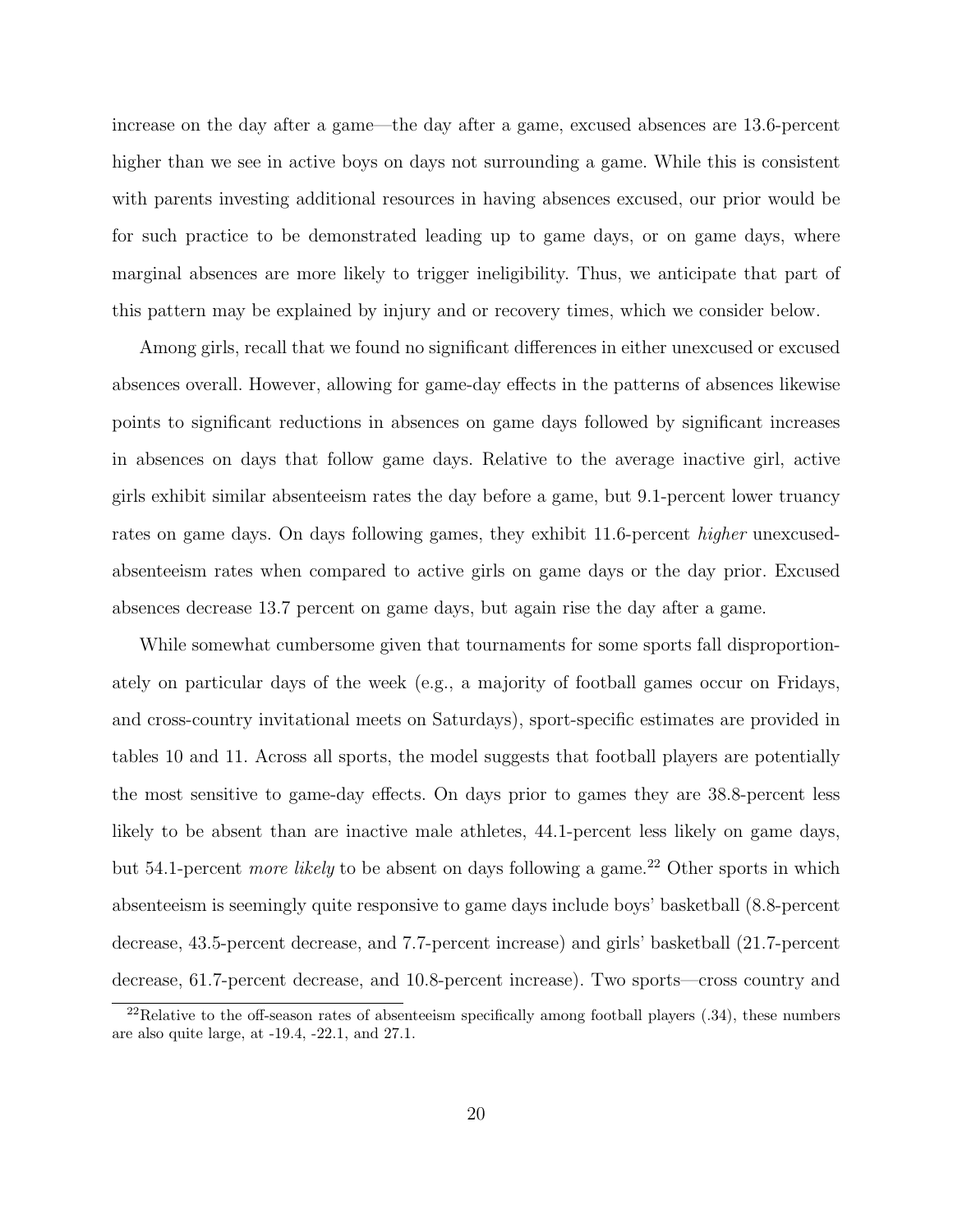increase on the day after a game—the day after a game, excused absences are 13.6-percent higher than we see in active boys on days not surrounding a game. While this is consistent with parents investing additional resources in having absences excused, our prior would be for such practice to be demonstrated leading up to game days, or on game days, where marginal absences are more likely to trigger ineligibility. Thus, we anticipate that part of this pattern may be explained by injury and or recovery times, which we consider below.

Among girls, recall that we found no significant differences in either unexcused or excused absences overall. However, allowing for game-day effects in the patterns of absences likewise points to significant reductions in absences on game days followed by significant increases in absences on days that follow game days. Relative to the average inactive girl, active girls exhibit similar absenteeism rates the day before a game, but 9.1-percent lower truancy rates on game days. On days following games, they exhibit 11.6-percent *higher* unexcused-absenteeism rates when compared to active girls on game days or the day prior. Excused absences decrease 13.7 percent on game days, but again rise the day after a game.

While somewhat cumbersome given that tournaments for some sports fall disproportionately on particular days of the week (e.g., a majority of football games occur on Fridays, and cross-country invitational meets on Saturdays), sport-specific estimates are provided in tables 10 and 11. Across all sports, the model suggests that football players are potentially the most sensitive to game-day effects. On days prior to games they are 38.8-percent less likely to be absent than are inactive male athletes, 44.1-percent less likely on game days, but 54.1-percent *more likely* to be absent on days following a game.[22] Other sports in which absenteeism is seemingly quite responsive to game days include boys' basketball (8.8-percent decrease, 43.5-percent decrease, and 7.7-percent increase) and girls' basketball (21.7-percent decrease, 61.7-percent decrease, and 10.8-percent increase). Two sports—cross country and

[22] Relative to the off-season rates of absenteeism specifically among football players (.34), these numbers are also quite large, at -19.4, -22.1, and 27.1.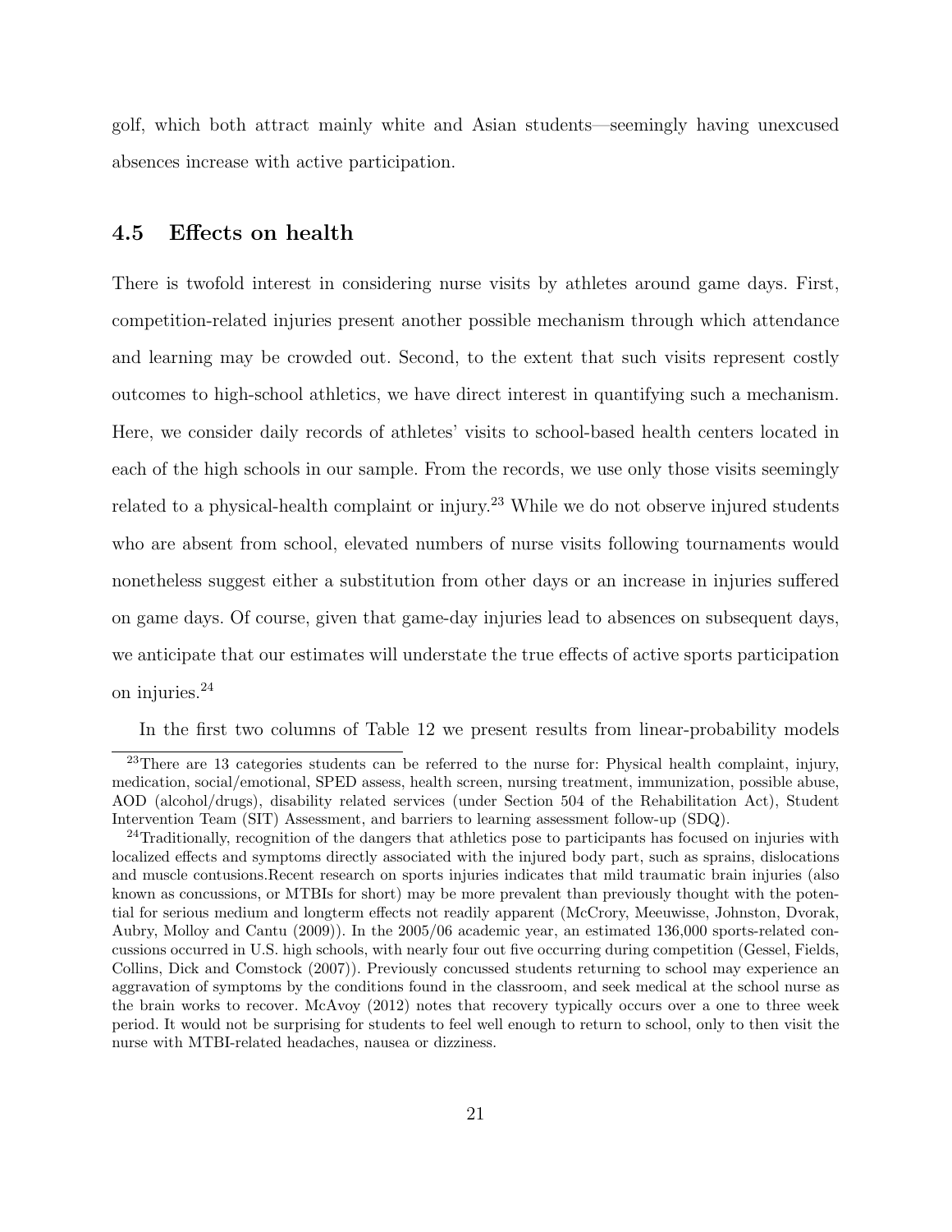golf, which both attract mainly white and Asian students—seemingly having unexcused absences increase with active participation.

### 4.5 Effects on health

There is twofold interest in considering nurse visits by athletes around game days. First, competition-related injuries present another possible mechanism through which attendance and learning may be crowded out. Second, to the extent that such visits represent costly outcomes to high-school athletics, we have direct interest in quantifying such a mechanism. Here, we consider daily records of athletes' visits to school-based health centers located in each of the high schools in our sample. From the records, we use only those visits seemingly related to a physical-health complaint or injury.[23] While we do not observe injured students who are absent from school, elevated numbers of nurse visits following tournaments would nonetheless suggest either a substitution from other days or an increase in injuries suffered on game days. Of course, given that game-day injuries lead to absences on subsequent days, we anticipate that our estimates will understate the true effects of active sports participation on injuries.[24]

In the first two columns of Table 12 we present results from linear-probability models

[23]There are 13 categories students can be referred to the nurse for: Physical health complaint, injury, medication, social/emotional, SPED assess, health screen, nursing treatment, immunization, possible abuse, AOD (alcohol/drugs), disability related services (under Section 504 of the Rehabilitation Act), Student Intervention Team (SIT) Assessment, and barriers to learning assessment follow-up (SDQ).

[24]Traditionally, recognition of the dangers that athletics pose to participants has focused on injuries with localized effects and symptoms directly associated with the injured body part, such as sprains, dislocations and muscle contusions.Recent research on sports injuries indicates that mild traumatic brain injuries (also known as concussions, or MTBIs for short) may be more prevalent than previously thought with the potential for serious medium and longterm effects not readily apparent (McCrory, Meeuwisse, Johnston, Dvorak, Aubry, Molloy and Cantu (2009)). In the 2005/06 academic year, an estimated 136,000 sports-related concussions occurred in U.S. high schools, with nearly four out five occurring during competition (Gessel, Fields, Collins, Dick and Comstock (2007)). Previously concussed students returning to school may experience an aggravation of symptoms by the conditions found in the classroom, and seek medical at the school nurse as the brain works to recover. McAvoy (2012) notes that recovery typically occurs over a one to three week period. It would not be surprising for students to feel well enough to return to school, only to then visit the nurse with MTBI-related headaches, nausea or dizziness.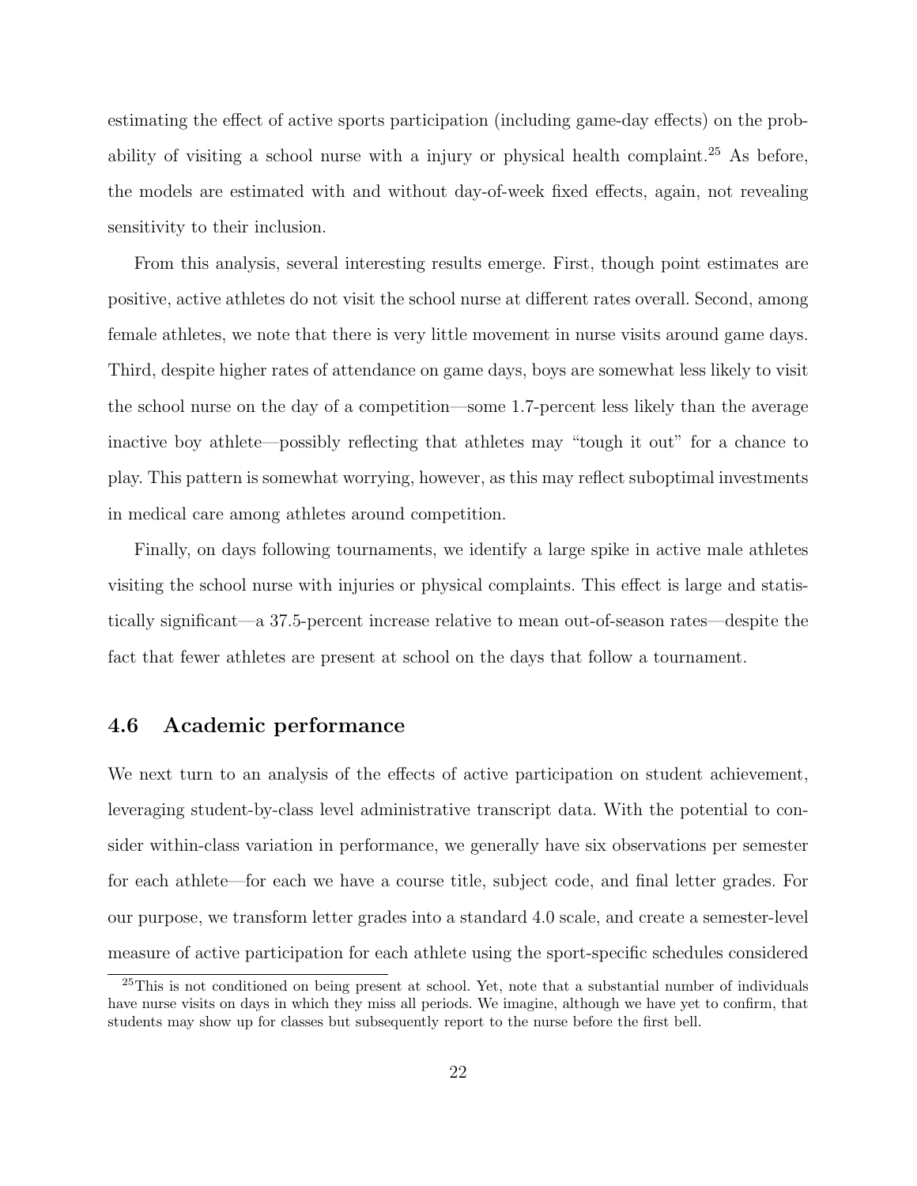estimating the effect of active sports participation (including game-day effects) on the probability of visiting a school nurse with a injury or physical health complaint.[25] As before, the models are estimated with and without day-of-week fixed effects, again, not revealing sensitivity to their inclusion.

From this analysis, several interesting results emerge. First, though point estimates are positive, active athletes do not visit the school nurse at different rates overall. Second, among female athletes, we note that there is very little movement in nurse visits around game days. Third, despite higher rates of attendance on game days, boys are somewhat less likely to visit the school nurse on the day of a competition—some 1.7-percent less likely than the average inactive boy athlete—possibly reflecting that athletes may "tough it out" for a chance to play. This pattern is somewhat worrying, however, as this may reflect suboptimal investments in medical care among athletes around competition.

Finally, on days following tournaments, we identify a large spike in active male athletes visiting the school nurse with injuries or physical complaints. This effect is large and statistically significant—a 37.5-percent increase relative to mean out-of-season rates—despite the fact that fewer athletes are present at school on the days that follow a tournament.

## 4.6 Academic performance

We next turn to an analysis of the effects of active participation on student achievement, leveraging student-by-class level administrative transcript data. With the potential to consider within-class variation in performance, we generally have six observations per semester for each athlete—for each we have a course title, subject code, and final letter grades. For our purpose, we transform letter grades into a standard 4.0 scale, and create a semester-level measure of active participation for each athlete using the sport-specific schedules considered

[25] This is not conditioned on being present at school. Yet, note that a substantial number of individuals have nurse visits on days in which they miss all periods. We imagine, although we have yet to confirm, that students may show up for classes but subsequently report to the nurse before the first bell.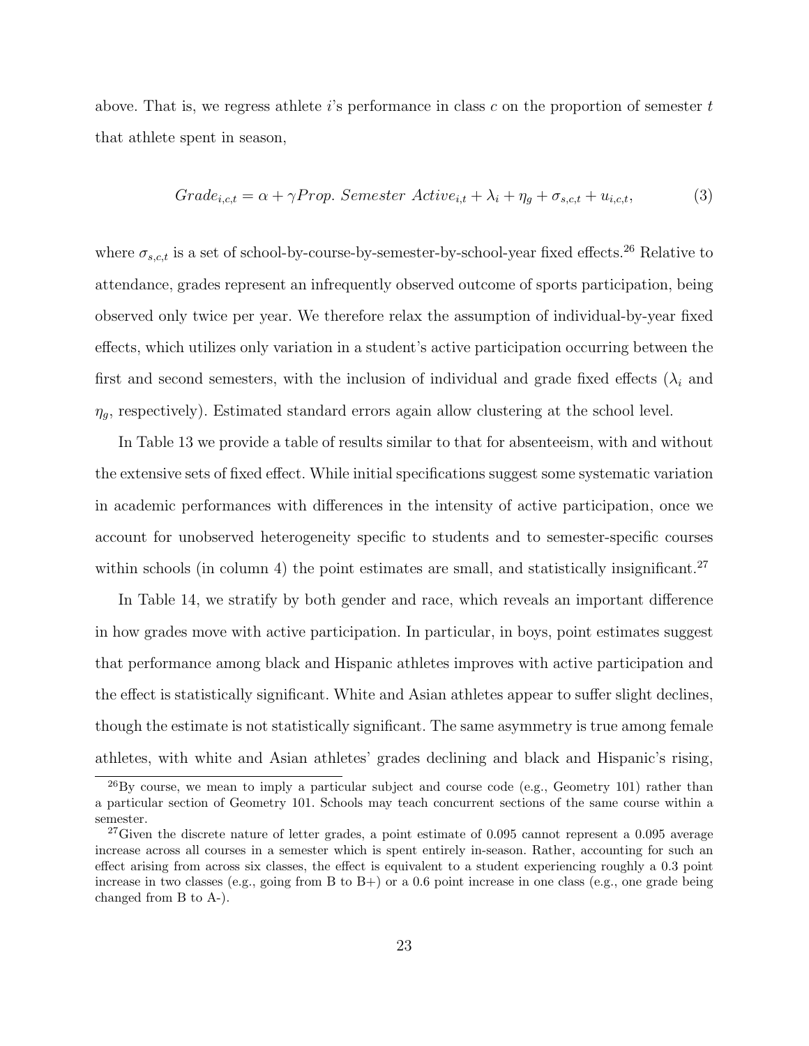above. That is, we regress athlete $i$'s performance in class $c$ on the proportion of semester $t$ that athlete spent in season,

$$Grade_{i,c,t} = \alpha + \gamma Prop.\ Semester\ Active_{i,t} + \lambda_i + \eta_g + \sigma_{s,c,t} + u_{i,c,t}, \tag{3}$$

where $\sigma_{s,c,t}$ is a set of school-by-course-by-semester-by-school-year fixed effects.[26] Relative to attendance, grades represent an infrequently observed outcome of sports participation, being observed only twice per year. We therefore relax the assumption of individual-by-year fixed effects, which utilizes only variation in a student's active participation occurring between the first and second semesters, with the inclusion of individual and grade fixed effects ($\lambda_i$ and $\eta_g$, respectively). Estimated standard errors again allow clustering at the school level.

In Table 13 we provide a table of results similar to that for absenteeism, with and without the extensive sets of fixed effect. While initial specifications suggest some systematic variation in academic performances with differences in the intensity of active participation, once we account for unobserved heterogeneity specific to students and to semester-specific courses within schools (in column 4) the point estimates are small, and statistically insignificant.[27]

In Table 14, we stratify by both gender and race, which reveals an important difference in how grades move with active participation. In particular, in boys, point estimates suggest that performance among black and Hispanic athletes improves with active participation and the effect is statistically significant. White and Asian athletes appear to suffer slight declines, though the estimate is not statistically significant. The same asymmetry is true among female athletes, with white and Asian athletes' grades declining and black and Hispanic's rising,

[26] By course, we mean to imply a particular subject and course code (e.g., Geometry 101) rather than a particular section of Geometry 101. Schools may teach concurrent sections of the same course within a semester.

[27] Given the discrete nature of letter grades, a point estimate of 0.095 cannot represent a 0.095 average increase across all courses in a semester which is spent entirely in-season. Rather, accounting for such an effect arising from across six classes, the effect is equivalent to a student experiencing roughly a 0.3 point increase in two classes (e.g., going from B to B+) or a 0.6 point increase in one class (e.g., one grade being changed from B to A-).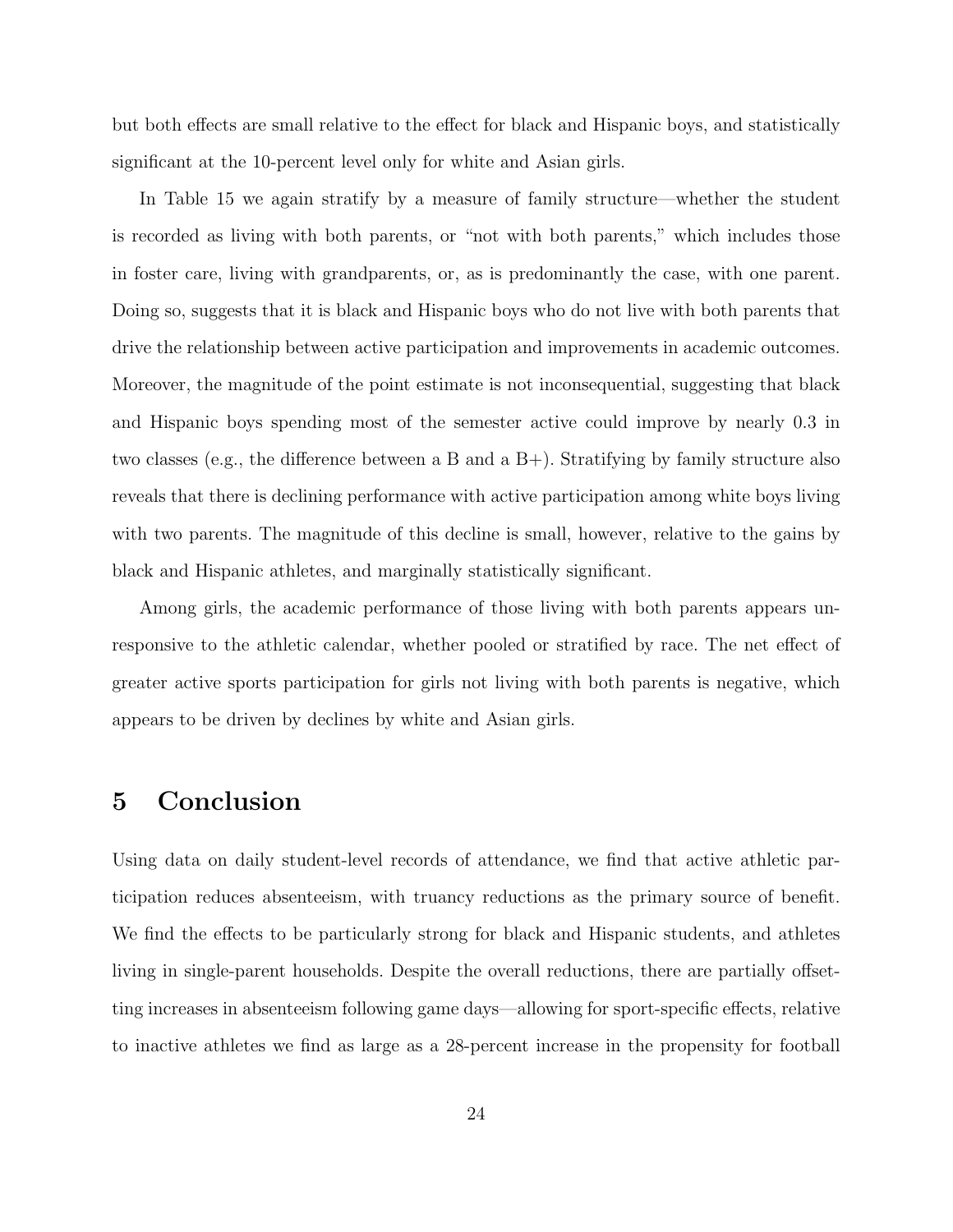but both effects are small relative to the effect for black and Hispanic boys, and statistically significant at the 10-percent level only for white and Asian girls.

In Table 15 we again stratify by a measure of family structure—whether the student is recorded as living with both parents, or "not with both parents," which includes those in foster care, living with grandparents, or, as is predominantly the case, with one parent. Doing so, suggests that it is black and Hispanic boys who do not live with both parents that drive the relationship between active participation and improvements in academic outcomes. Moreover, the magnitude of the point estimate is not inconsequential, suggesting that black and Hispanic boys spending most of the semester active could improve by nearly 0.3 in two classes (e.g., the difference between a B and a B+). Stratifying by family structure also reveals that there is declining performance with active participation among white boys living with two parents. The magnitude of this decline is small, however, relative to the gains by black and Hispanic athletes, and marginally statistically significant.

Among girls, the academic performance of those living with both parents appears unresponsive to the athletic calendar, whether pooled or stratified by race. The net effect of greater active sports participation for girls not living with both parents is negative, which appears to be driven by declines by white and Asian girls.

# 5 Conclusion

Using data on daily student-level records of attendance, we find that active athletic participation reduces absenteeism, with truancy reductions as the primary source of benefit. We find the effects to be particularly strong for black and Hispanic students, and athletes living in single-parent households. Despite the overall reductions, there are partially offsetting increases in absenteeism following game days—allowing for sport-specific effects, relative to inactive athletes we find as large as a 28-percent increase in the propensity for football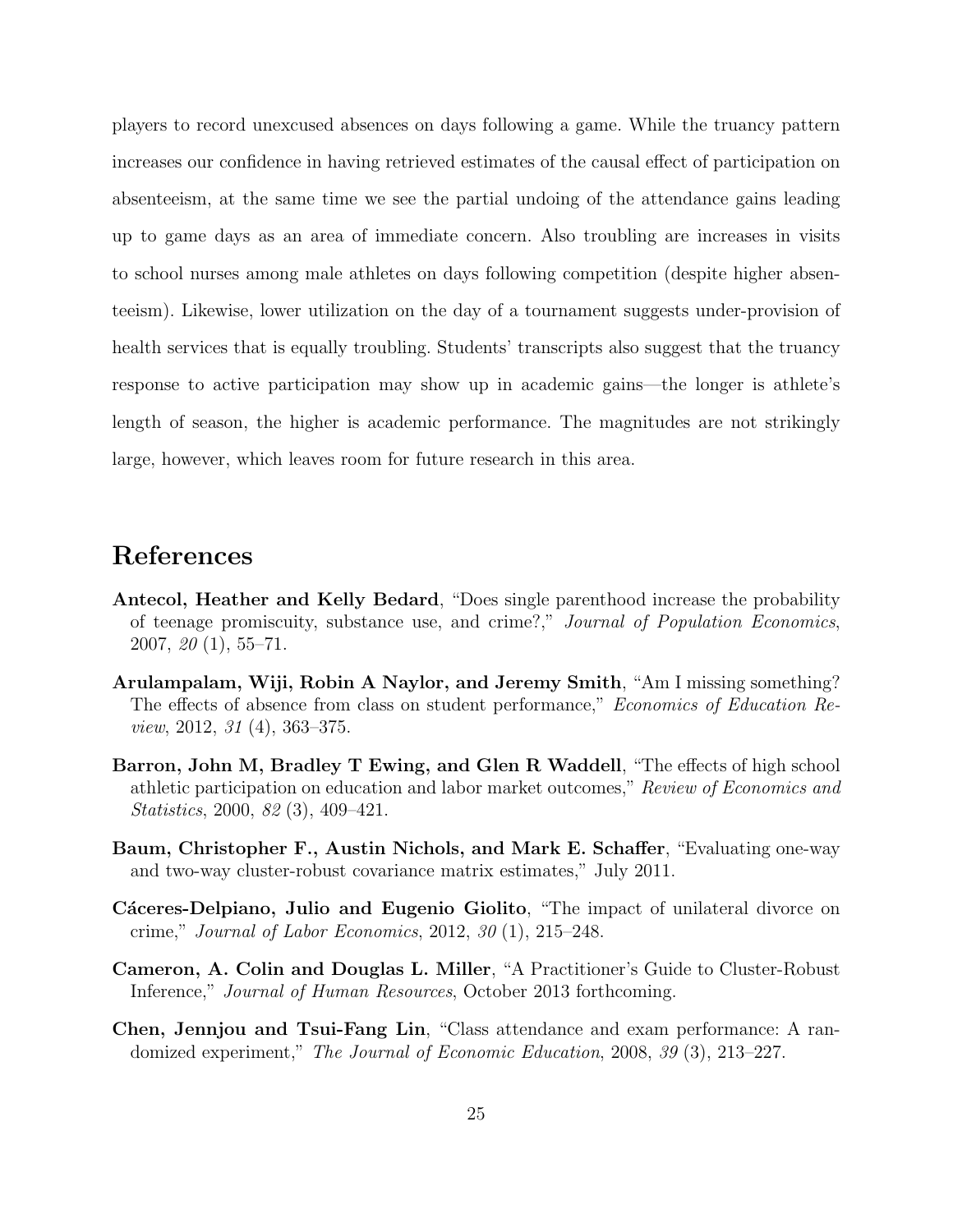players to record unexcused absences on days following a game. While the truancy pattern increases our confidence in having retrieved estimates of the causal effect of participation on absenteeism, at the same time we see the partial undoing of the attendance gains leading up to game days as an area of immediate concern. Also troubling are increases in visits to school nurses among male athletes on days following competition (despite higher absenteeism). Likewise, lower utilization on the day of a tournament suggests under-provision of health services that is equally troubling. Students' transcripts also suggest that the truancy response to active participation may show up in academic gains—the longer is athlete's length of season, the higher is academic performance. The magnitudes are not strikingly large, however, which leaves room for future research in this area.

# References

**Antecol, Heather and Kelly Bedard**, "Does single parenthood increase the probability of teenage promiscuity, substance use, and crime?," *Journal of Population Economics*, 2007, *20* (1), 55–71.

**Arulampalam, Wiji, Robin A Naylor, and Jeremy Smith**, "Am I missing something? The effects of absence from class on student performance," *Economics of Education Review*, 2012, *31* (4), 363–375.

**Barron, John M, Bradley T Ewing, and Glen R Waddell**, "The effects of high school athletic participation on education and labor market outcomes," *Review of Economics and Statistics*, 2000, *82* (3), 409–421.

**Baum, Christopher F., Austin Nichols, and Mark E. Schaffer**, "Evaluating one-way and two-way cluster-robust covariance matrix estimates," July 2011.

**Cáceres-Delpiano, Julio and Eugenio Giolito**, "The impact of unilateral divorce on crime," *Journal of Labor Economics*, 2012, *30* (1), 215–248.

**Cameron, A. Colin and Douglas L. Miller**, "A Practitioner's Guide to Cluster-Robust Inference," *Journal of Human Resources*, October 2013 forthcoming.

**Chen, Jennjou and Tsui-Fang Lin**, "Class attendance and exam performance: A randomized experiment," *The Journal of Economic Education*, 2008, *39* (3), 213–227.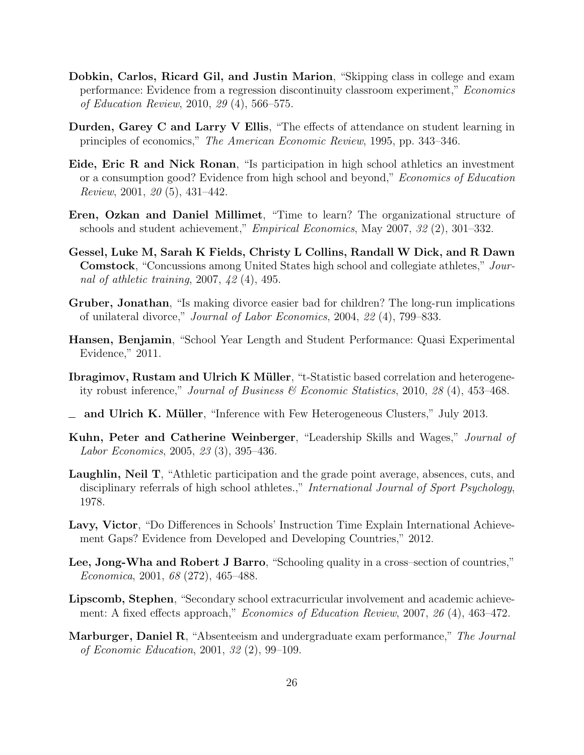**Dobkin, Carlos, Ricard Gil, and Justin Marion**, "Skipping class in college and exam performance: Evidence from a regression discontinuity classroom experiment," *Economics of Education Review*, 2010, *29* (4), 566–575.

**Durden, Garey C and Larry V Ellis**, "The effects of attendance on student learning in principles of economics," *The American Economic Review*, 1995, pp. 343–346.

**Eide, Eric R and Nick Ronan**, "Is participation in high school athletics an investment or a consumption good? Evidence from high school and beyond," *Economics of Education Review*, 2001, *20* (5), 431–442.

**Eren, Ozkan and Daniel Millimet**, "Time to learn? The organizational structure of schools and student achievement," *Empirical Economics*, May 2007, *32* (2), 301–332.

**Gessel, Luke M, Sarah K Fields, Christy L Collins, Randall W Dick, and R Dawn Comstock**, "Concussions among United States high school and collegiate athletes," *Journal of athletic training*, 2007, *42* (4), 495.

**Gruber, Jonathan**, "Is making divorce easier bad for children? The long-run implications of unilateral divorce," *Journal of Labor Economics*, 2004, *22* (4), 799–833.

**Hansen, Benjamin**, "School Year Length and Student Performance: Quasi Experimental Evidence," 2011.

**Ibragimov, Rustam and Ulrich K Müller**, "t-Statistic based correlation and heterogeneity robust inference," *Journal of Business & Economic Statistics*, 2010, *28* (4), 453–468.

**\_ and Ulrich K. Müller**, "Inference with Few Heterogeneous Clusters," July 2013.

**Kuhn, Peter and Catherine Weinberger**, "Leadership Skills and Wages," *Journal of Labor Economics*, 2005, *23* (3), 395–436.

**Laughlin, Neil T**, "Athletic participation and the grade point average, absences, cuts, and disciplinary referrals of high school athletes.," *International Journal of Sport Psychology*, 1978.

**Lavy, Victor**, "Do Differences in Schools' Instruction Time Explain International Achievement Gaps? Evidence from Developed and Developing Countries," 2012.

**Lee, Jong-Wha and Robert J Barro**, "Schooling quality in a cross–section of countries," *Economica*, 2001, *68* (272), 465–488.

**Lipscomb, Stephen**, "Secondary school extracurricular involvement and academic achievement: A fixed effects approach," *Economics of Education Review*, 2007, *26* (4), 463–472.

**Marburger, Daniel R**, "Absenteeism and undergraduate exam performance," *The Journal of Economic Education*, 2001, *32* (2), 99–109.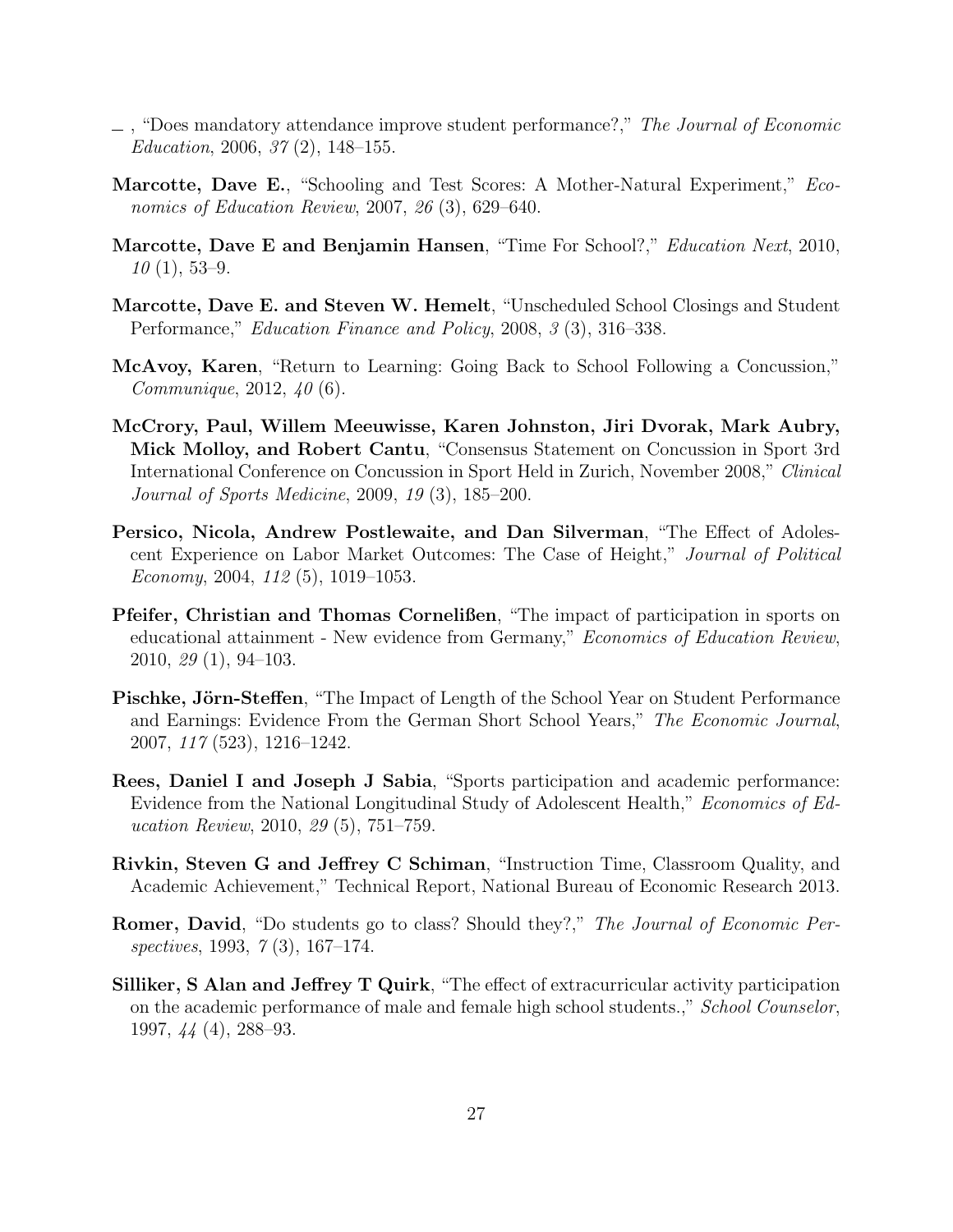—, "Does mandatory attendance improve student performance?," *The Journal of Economic Education*, 2006, *37* (2), 148–155.

**Marcotte, Dave E.**, "Schooling and Test Scores: A Mother-Natural Experiment," *Economics of Education Review*, 2007, *26* (3), 629–640.

**Marcotte, Dave E and Benjamin Hansen**, "Time For School?," *Education Next*, 2010, *10* (1), 53–9.

**Marcotte, Dave E. and Steven W. Hemelt**, "Unscheduled School Closings and Student Performance," *Education Finance and Policy*, 2008, *3* (3), 316–338.

**McAvoy, Karen**, "Return to Learning: Going Back to School Following a Concussion," *Communique*, 2012, *40* (6).

**McCrory, Paul, Willem Meeuwisse, Karen Johnston, Jiri Dvorak, Mark Aubry, Mick Molloy, and Robert Cantu**, "Consensus Statement on Concussion in Sport 3rd International Conference on Concussion in Sport Held in Zurich, November 2008," *Clinical Journal of Sports Medicine*, 2009, *19* (3), 185–200.

**Persico, Nicola, Andrew Postlewaite, and Dan Silverman**, "The Effect of Adolescent Experience on Labor Market Outcomes: The Case of Height," *Journal of Political Economy*, 2004, *112* (5), 1019–1053.

**Pfeifer, Christian and Thomas Cornelißen**, "The impact of participation in sports on educational attainment - New evidence from Germany," *Economics of Education Review*, 2010, *29* (1), 94–103.

**Pischke, Jörn-Steffen**, "The Impact of Length of the School Year on Student Performance and Earnings: Evidence From the German Short School Years," *The Economic Journal*, 2007, *117* (523), 1216–1242.

**Rees, Daniel I and Joseph J Sabia**, "Sports participation and academic performance: Evidence from the National Longitudinal Study of Adolescent Health," *Economics of Education Review*, 2010, *29* (5), 751–759.

**Rivkin, Steven G and Jeffrey C Schiman**, "Instruction Time, Classroom Quality, and Academic Achievement," Technical Report, National Bureau of Economic Research 2013.

**Romer, David**, "Do students go to class? Should they?," *The Journal of Economic Perspectives*, 1993, *7* (3), 167–174.

**Silliker, S Alan and Jeffrey T Quirk**, "The effect of extracurricular activity participation on the academic performance of male and female high school students.," *School Counselor*, 1997, *44* (4), 288–93.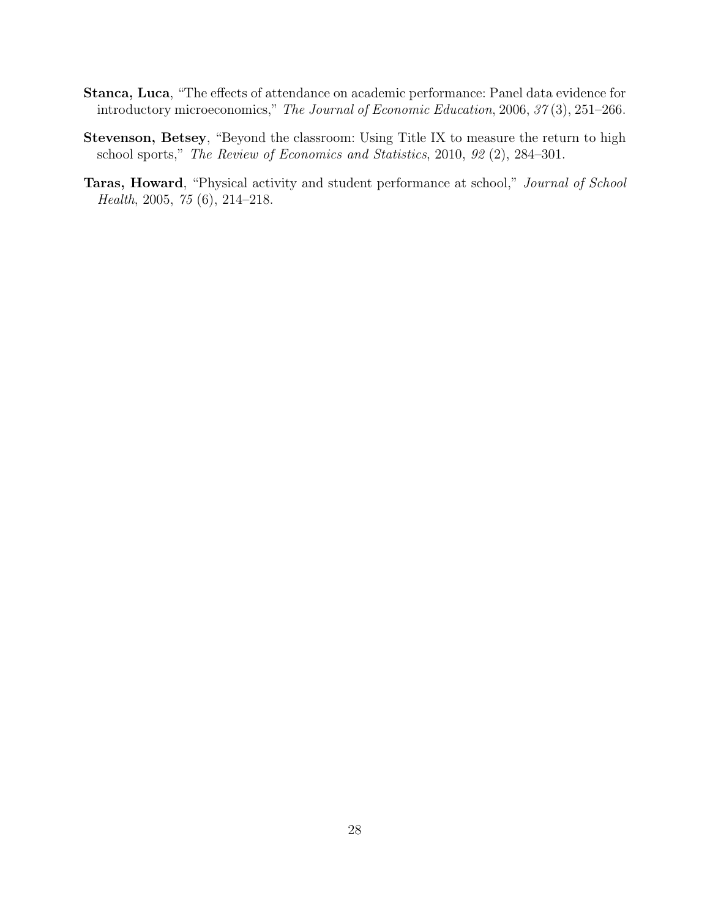**Stanca, Luca**, "The effects of attendance on academic performance: Panel data evidence for introductory microeconomics," *The Journal of Economic Education*, 2006, *37* (3), 251–266.

**Stevenson, Betsey**, "Beyond the classroom: Using Title IX to measure the return to high school sports," *The Review of Economics and Statistics*, 2010, *92* (2), 284–301.

**Taras, Howard**, "Physical activity and student performance at school," *Journal of School Health*, 2005, *75* (6), 214–218.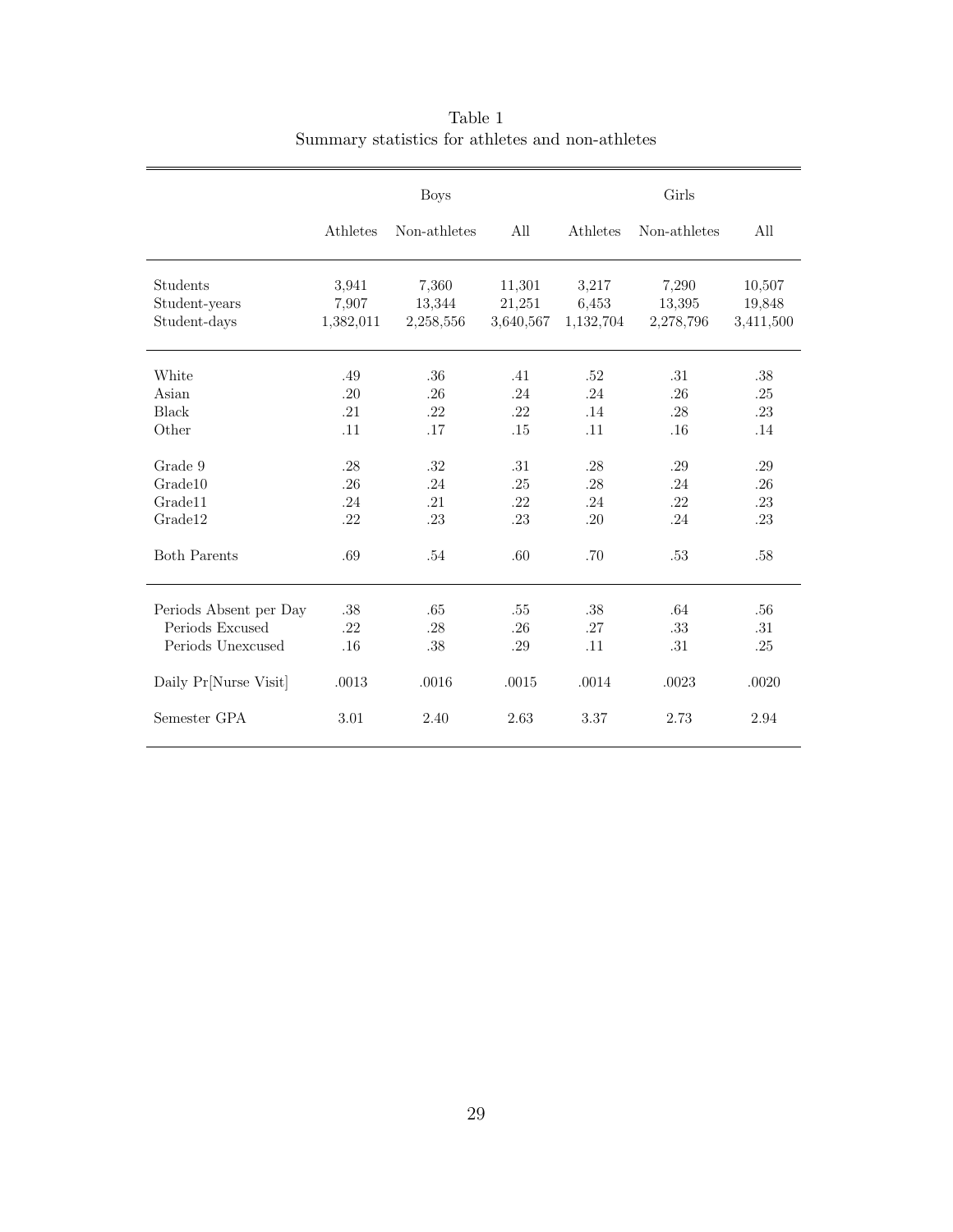Table 1
Summary statistics for athletes and non-athletes

| | Boys | | | Girls | | |
|---|---|---|---|---|---|---|
| | Athletes | Non-athletes | All | Athletes | Non-athletes | All |
| Students | 3,941 | 7,360 | 11,301 | 3,217 | 7,290 | 10,507 |
| Student-years | 7,907 | 13,344 | 21,251 | 6,453 | 13,395 | 19,848 |
| Student-days | 1,382,011 | 2,258,556 | 3,640,567 | 1,132,704 | 2,278,796 | 3,411,500 |
| White | .49 | .36 | .41 | .52 | .31 | .38 |
| Asian | .20 | .26 | .24 | .24 | .26 | .25 |
| Black | .21 | .22 | .22 | .14 | .28 | .23 |
| Other | .11 | .17 | .15 | .11 | .16 | .14 |
| Grade 9 | .28 | .32 | .31 | .28 | .29 | .29 |
| Grade10 | .26 | .24 | .25 | .28 | .24 | .26 |
| Grade11 | .24 | .21 | .22 | .24 | .22 | .23 |
| Grade12 | .22 | .23 | .23 | .20 | .24 | .23 |
| Both Parents | .69 | .54 | .60 | .70 | .53 | .58 |
| Periods Absent per Day | .38 | .65 | .55 | .38 | .64 | .56 |
| Periods Excused | .22 | .28 | .26 | .27 | .33 | .31 |
| Periods Unexcused | .16 | .38 | .29 | .11 | .31 | .25 |
| Daily Pr[Nurse Visit] | .0013 | .0016 | .0015 | .0014 | .0023 | .0020 |
| Semester GPA | 3.01 | 2.40 | 2.63 | 3.37 | 2.73 | 2.94 |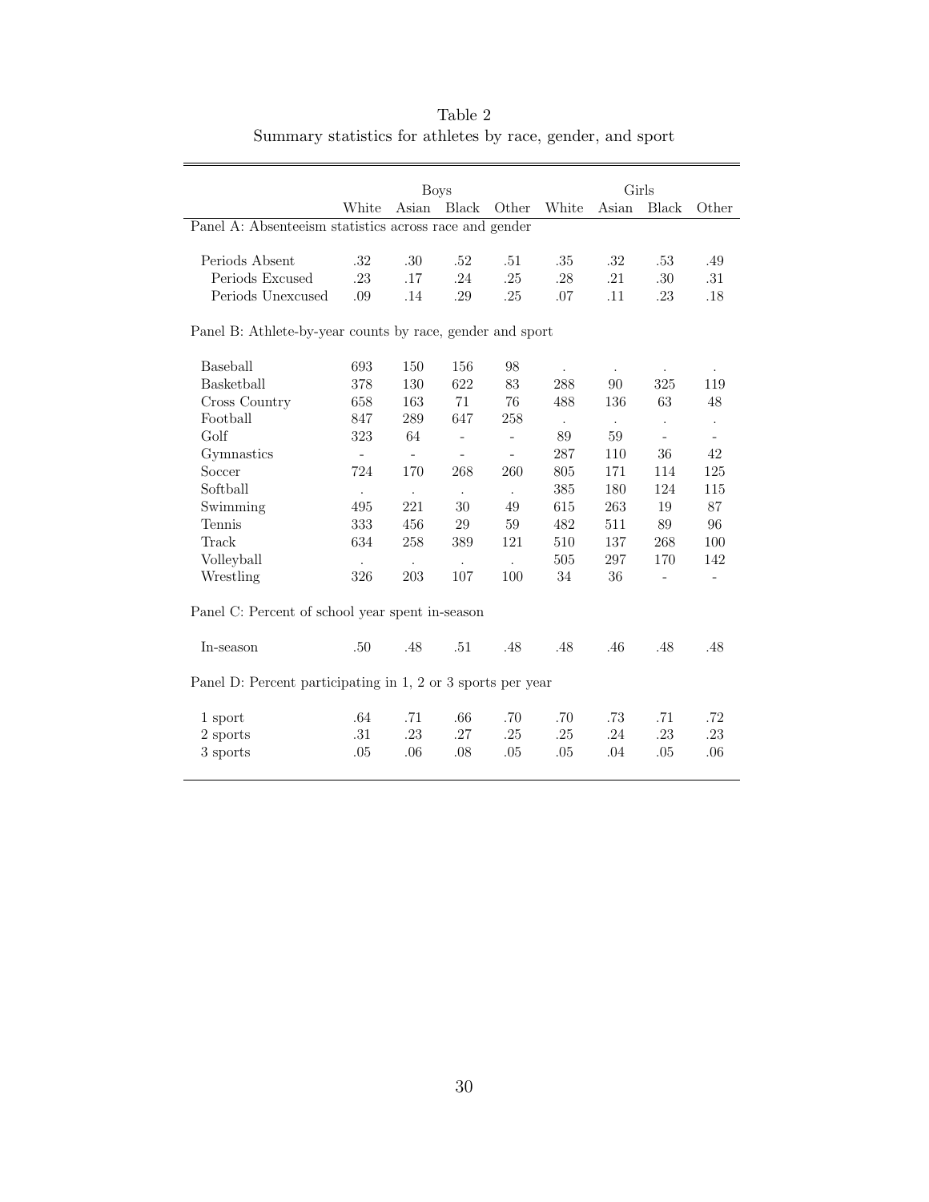Table 2
Summary statistics for athletes by race, gender, and sport

| | Boys | | | | Girls | | | |
|---|---|---|---|---|---|---|---|---|
| | White | Asian | Black | Other | White | Asian | Black | Other |
| **Panel A: Absenteeism statistics across race and gender** | | | | | | | | |
| Periods Absent | .32 | .30 | .52 | .51 | .35 | .32 | .53 | .49 |
| Periods Excused | .23 | .17 | .24 | .25 | .28 | .21 | .30 | .31 |
| Periods Unexcused | .09 | .14 | .29 | .25 | .07 | .11 | .23 | .18 |
| **Panel B: Athlete-by-year counts by race, gender and sport** | | | | | | | | |
| Baseball | 693 | 150 | 156 | 98 | . | . | . | . |
| Basketball | 378 | 130 | 622 | 83 | 288 | 90 | 325 | 119 |
| Cross Country | 658 | 163 | 71 | 76 | 488 | 136 | 63 | 48 |
| Football | 847 | 289 | 647 | 258 | . | . | . | . |
| Golf | 323 | 64 | - | - | 89 | 59 | - | - |
| Gymnastics | - | - | - | - | 287 | 110 | 36 | 42 |
| Soccer | 724 | 170 | 268 | 260 | 805 | 171 | 114 | 125 |
| Softball | . | . | . | . | 385 | 180 | 124 | 115 |
| Swimming | 495 | 221 | 30 | 49 | 615 | 263 | 19 | 87 |
| Tennis | 333 | 456 | 29 | 59 | 482 | 511 | 89 | 96 |
| Track | 634 | 258 | 389 | 121 | 510 | 137 | 268 | 100 |
| Volleyball | . | . | . | . | 505 | 297 | 170 | 142 |
| Wrestling | 326 | 203 | 107 | 100 | 34 | 36 | - | - |
| **Panel C: Percent of school year spent in-season** | | | | | | | | |
| In-season | .50 | .48 | .51 | .48 | .48 | .46 | .48 | .48 |
| **Panel D: Percent participating in 1, 2 or 3 sports per year** | | | | | | | | |
| 1 sport | .64 | .71 | .66 | .70 | .70 | .73 | .71 | .72 |
| 2 sports | .31 | .23 | .27 | .25 | .25 | .24 | .23 | .23 |
| 3 sports | .05 | .06 | .08 | .05 | .05 | .04 | .05 | .06 |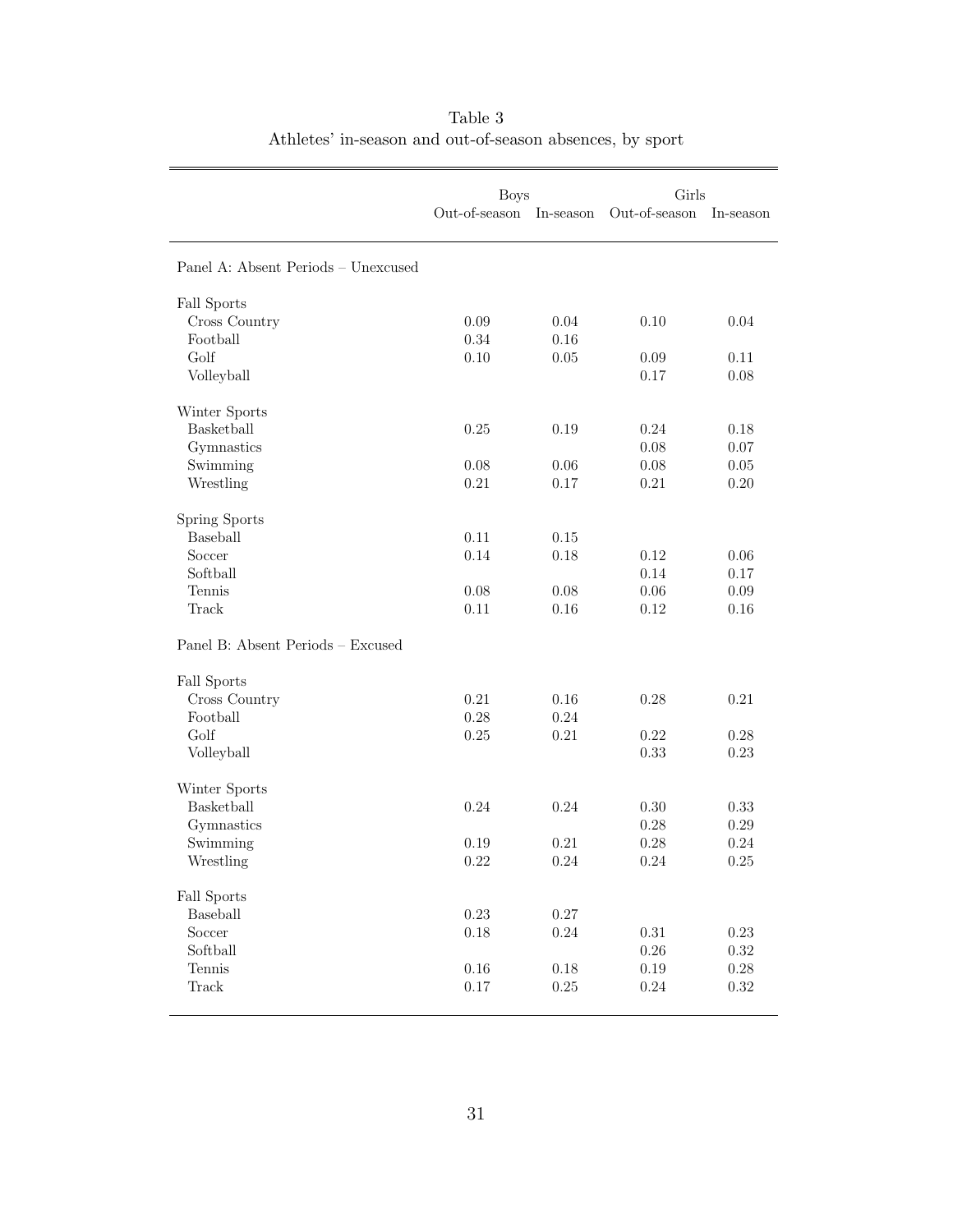Table 3
Athletes' in-season and out-of-season absences, by sport

| | Boys | | Girls | |
|---|---|---|---|---|
| | Out-of-season | In-season | Out-of-season | In-season |
| Panel A: Absent Periods – Unexcused | | | | |
| Fall Sports | | | | |
| Cross Country | 0.09 | 0.04 | 0.10 | 0.04 |
| Football | 0.34 | 0.16 | | |
| Golf | 0.10 | 0.05 | 0.09 | 0.11 |
| Volleyball | | | 0.17 | 0.08 |
| Winter Sports | | | | |
| Basketball | 0.25 | 0.19 | 0.24 | 0.18 |
| Gymnastics | | | 0.08 | 0.07 |
| Swimming | 0.08 | 0.06 | 0.08 | 0.05 |
| Wrestling | 0.21 | 0.17 | 0.21 | 0.20 |
| Spring Sports | | | | |
| Baseball | 0.11 | 0.15 | | |
| Soccer | 0.14 | 0.18 | 0.12 | 0.06 |
| Softball | | | 0.14 | 0.17 |
| Tennis | 0.08 | 0.08 | 0.06 | 0.09 |
| Track | 0.11 | 0.16 | 0.12 | 0.16 |
| Panel B: Absent Periods – Excused | | | | |
| Fall Sports | | | | |
| Cross Country | 0.21 | 0.16 | 0.28 | 0.21 |
| Football | 0.28 | 0.24 | | |
| Golf | 0.25 | 0.21 | 0.22 | 0.28 |
| Volleyball | | | 0.33 | 0.23 |
| Winter Sports | | | | |
| Basketball | 0.24 | 0.24 | 0.30 | 0.33 |
| Gymnastics | | | 0.28 | 0.29 |
| Swimming | 0.19 | 0.21 | 0.28 | 0.24 |
| Wrestling | 0.22 | 0.24 | 0.24 | 0.25 |
| Fall Sports | | | | |
| Baseball | 0.23 | 0.27 | | |
| Soccer | 0.18 | 0.24 | 0.31 | 0.23 |
| Softball | | | 0.26 | 0.32 |
| Tennis | 0.16 | 0.18 | 0.19 | 0.28 |
| Track | 0.17 | 0.25 | 0.24 | 0.32 |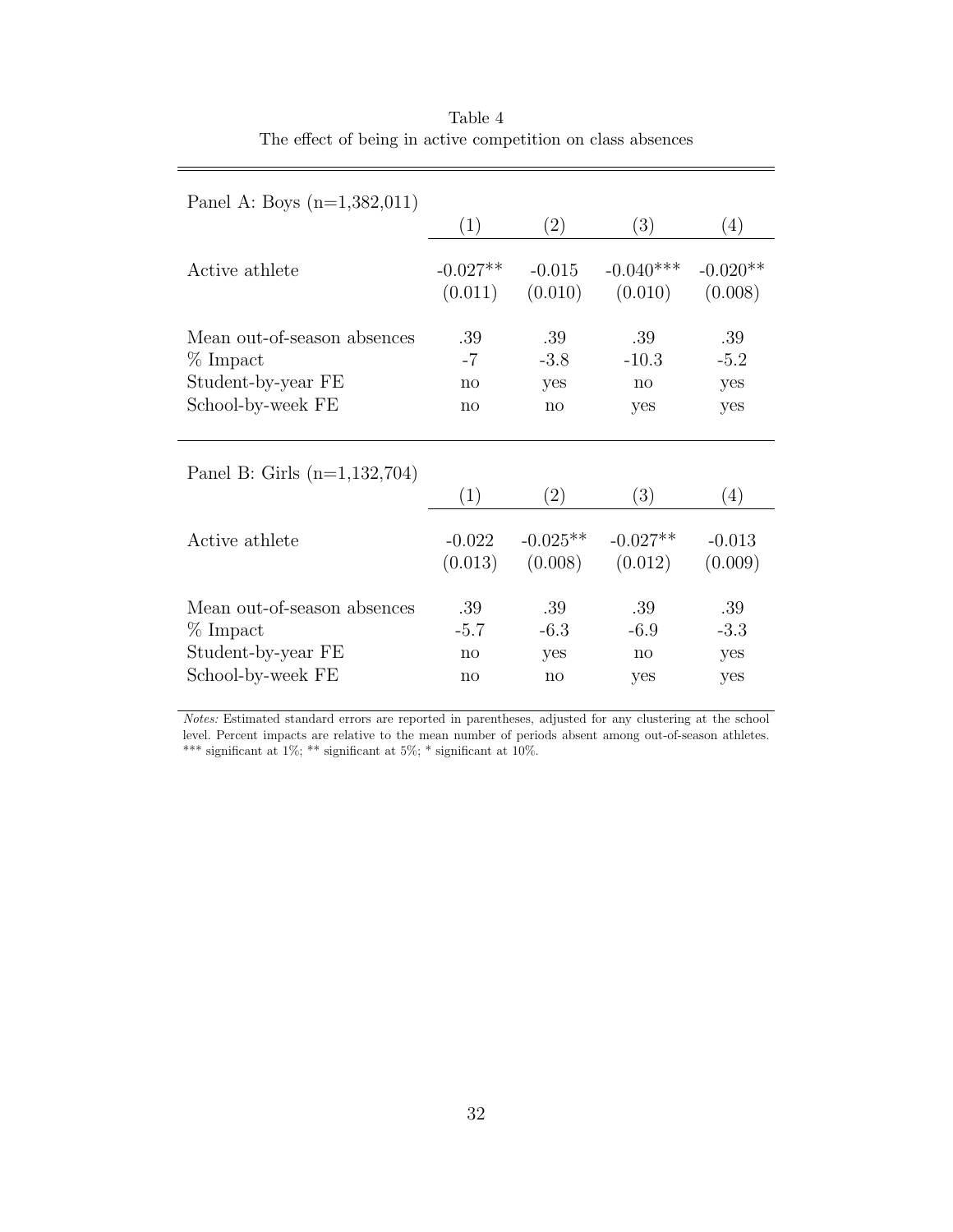Table 4
The effect of being in active competition on class absences

| Panel A: Boys (n=1,382,011) | (1) | (2) | (3) | (4) |
|---|---|---|---|---|
| Active athlete | -0.027** | -0.015 | -0.040*** | -0.020** |
| | (0.011) | (0.010) | (0.010) | (0.008) |
| Mean out-of-season absences | .39 | .39 | .39 | .39 |
| % Impact | -7 | -3.8 | -10.3 | -5.2 |
| Student-by-year FE | no | yes | no | yes |
| School-by-week FE | no | no | yes | yes |

| Panel B: Girls (n=1,132,704) | (1) | (2) | (3) | (4) |
|---|---|---|---|---|
| Active athlete | -0.022 | -0.025** | -0.027** | -0.013 |
| | (0.013) | (0.008) | (0.012) | (0.009) |
| Mean out-of-season absences | .39 | .39 | .39 | .39 |
| % Impact | -5.7 | -6.3 | -6.9 | -3.3 |
| Student-by-year FE | no | yes | no | yes |
| School-by-week FE | no | no | yes | yes |

*Notes:* Estimated standard errors are reported in parentheses, adjusted for any clustering at the school level. Percent impacts are relative to the mean number of periods absent among out-of-season athletes. *** significant at 1%; ** significant at 5%; * significant at 10%.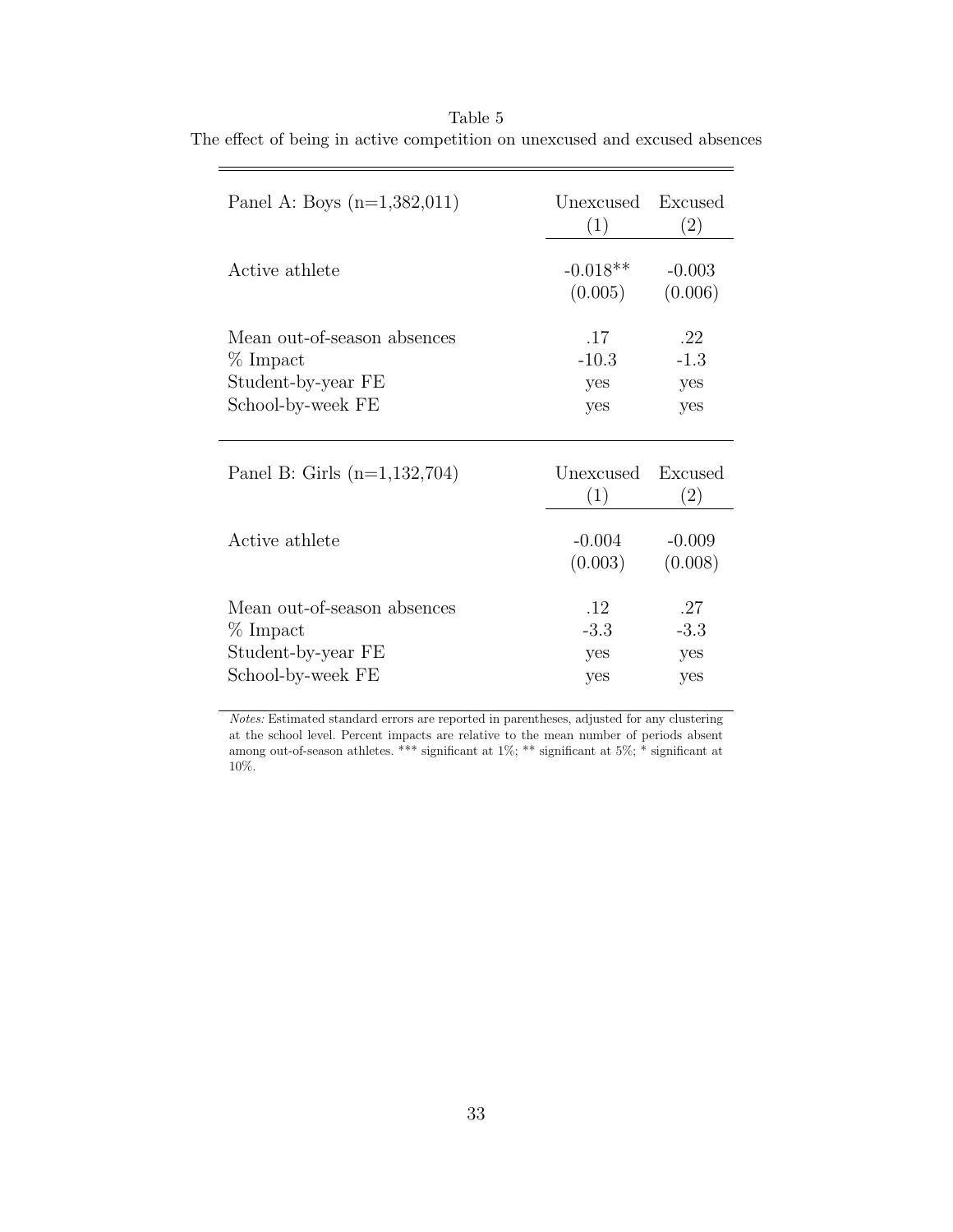Table 5
The effect of being in active competition on unexcused and excused absences

| Panel A: Boys (n=1,382,011) | Unexcused (1) | Excused (2) |
|---|---|---|
| Active athlete | -0.018** | -0.003 |
| | (0.005) | (0.006) |
| Mean out-of-season absences | .17 | .22 |
| % Impact | -10.3 | -1.3 |
| Student-by-year FE | yes | yes |
| School-by-week FE | yes | yes |

| Panel B: Girls (n=1,132,704) | Unexcused (1) | Excused (2) |
|---|---|---|
| Active athlete | -0.004 | -0.009 |
| | (0.003) | (0.008) |
| Mean out-of-season absences | .12 | .27 |
| % Impact | -3.3 | -3.3 |
| Student-by-year FE | yes | yes |
| School-by-week FE | yes | yes |

*Notes:* Estimated standard errors are reported in parentheses, adjusted for any clustering at the school level. Percent impacts are relative to the mean number of periods absent among out-of-season athletes. *** significant at 1%; ** significant at 5%; * significant at 10%.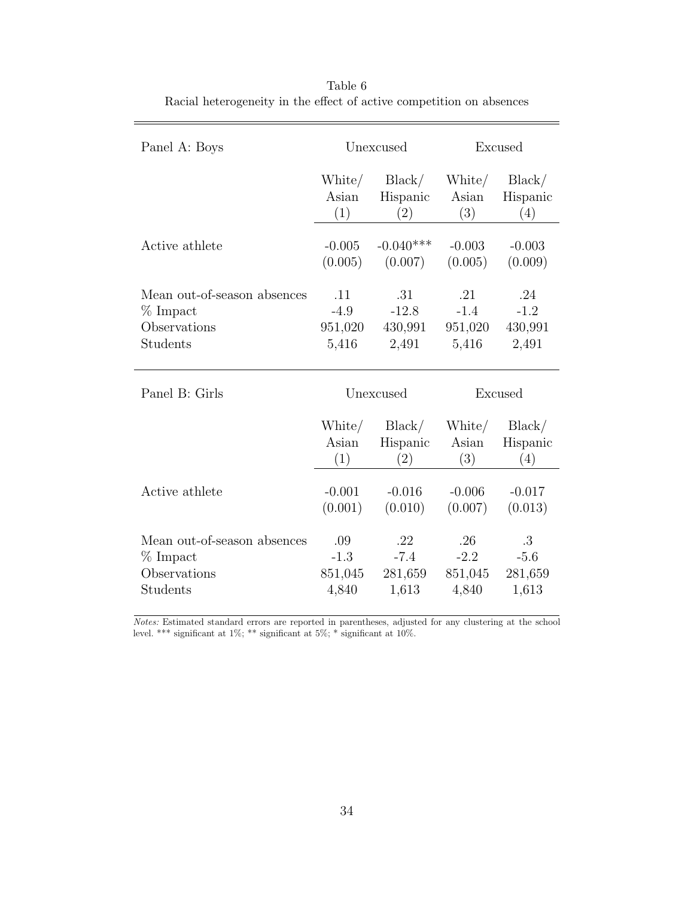Table 6
Racial heterogeneity in the effect of active competition on absences

| Panel A: Boys | Unexcused | | Excused | |
|---|---|---|---|---|
| | White/ Asian (1) | Black/ Hispanic (2) | White/ Asian (3) | Black/ Hispanic (4) |
| Active athlete | -0.005 | -0.040*** | -0.003 | -0.003 |
| | (0.005) | (0.007) | (0.005) | (0.009) |
| Mean out-of-season absences | .11 | .31 | .21 | .24 |
| % Impact | -4.9 | -12.8 | -1.4 | -1.2 |
| Observations | 951,020 | 430,991 | 951,020 | 430,991 |
| Students | 5,416 | 2,491 | 5,416 | 2,491 |

| Panel B: Girls | Unexcused | | Excused | |
|---|---|---|---|---|
| | White/ Asian (1) | Black/ Hispanic (2) | White/ Asian (3) | Black/ Hispanic (4) |
| Active athlete | -0.001 | -0.016 | -0.006 | -0.017 |
| | (0.001) | (0.010) | (0.007) | (0.013) |
| Mean out-of-season absences | .09 | .22 | .26 | .3 |
| % Impact | -1.3 | -7.4 | -2.2 | -5.6 |
| Observations | 851,045 | 281,659 | 851,045 | 281,659 |
| Students | 4,840 | 1,613 | 4,840 | 1,613 |

*Notes:* Estimated standard errors are reported in parentheses, adjusted for any clustering at the school level. *** significant at 1%; ** significant at 5%; * significant at 10%.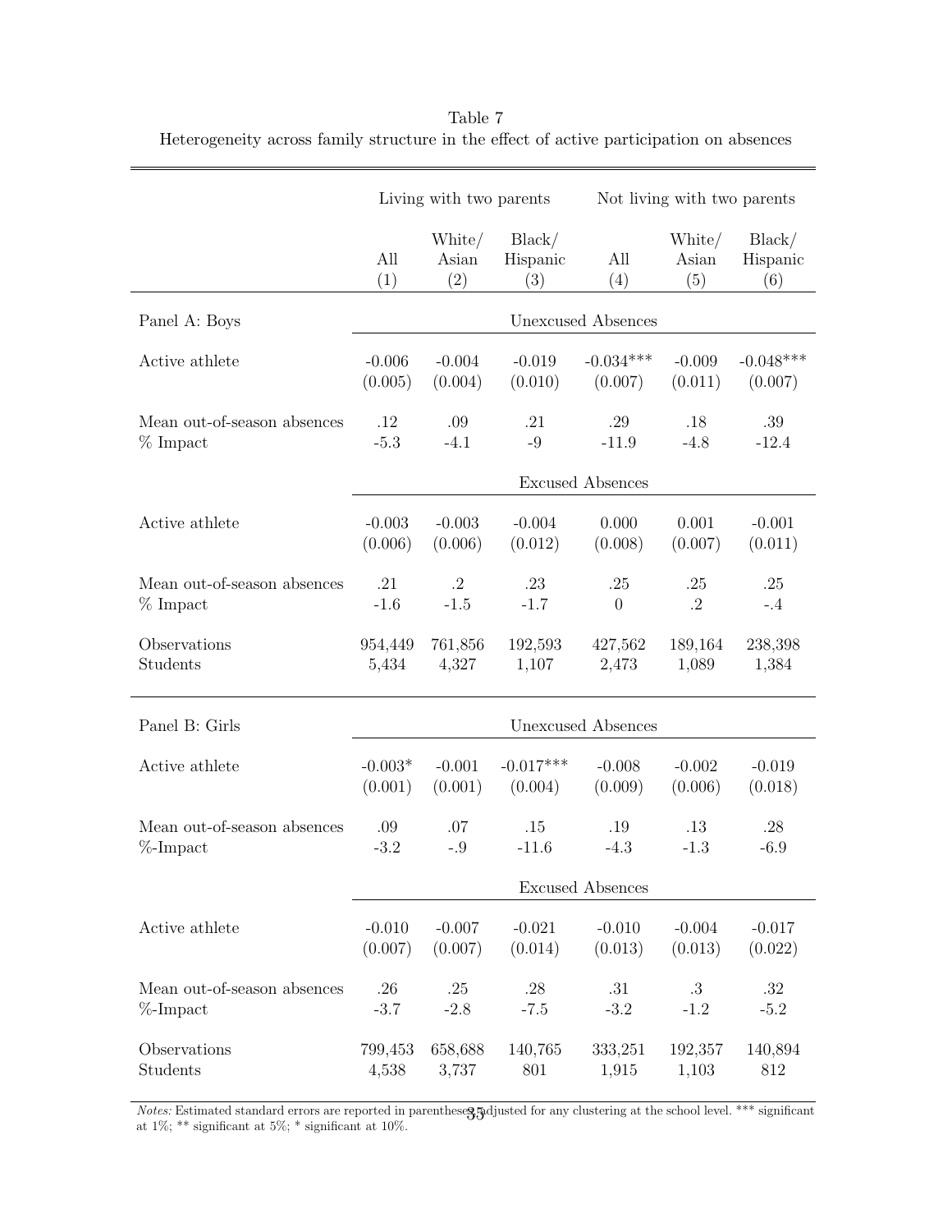Table 7
Heterogeneity across family structure in the effect of active participation on absences

| | Living with two parents | | | Not living with two parents | | |
|---|---|---|---|---|---|---|
| | All (1) | White/ Asian (2) | Black/ Hispanic (3) | All (4) | White/ Asian (5) | Black/ Hispanic (6) |
| **Panel A: Boys** | | | Unexcused Absences | | | |
| Active athlete | -0.006 | -0.004 | -0.019 | -0.034*** | -0.009 | -0.048*** |
| | (0.005) | (0.004) | (0.010) | (0.007) | (0.011) | (0.007) |
| Mean out-of-season absences | .12 | .09 | .21 | .29 | .18 | .39 |
| % Impact | -5.3 | -4.1 | -9 | -11.9 | -4.8 | -12.4 |
| | | | Excused Absences | | | |
| Active athlete | -0.003 | -0.003 | -0.004 | 0.000 | 0.001 | -0.001 |
| | (0.006) | (0.006) | (0.012) | (0.008) | (0.007) | (0.011) |
| Mean out-of-season absences | .21 | .2 | .23 | .25 | .25 | .25 |
| % Impact | -1.6 | -1.5 | -1.7 | 0 | .2 | -.4 |
| Observations | 954,449 | 761,856 | 192,593 | 427,562 | 189,164 | 238,398 |
| Students | 5,434 | 4,327 | 1,107 | 2,473 | 1,089 | 1,384 |
| **Panel B: Girls** | | | Unexcused Absences | | | |
| Active athlete | -0.003* | -0.001 | -0.017*** | -0.008 | -0.002 | -0.019 |
| | (0.001) | (0.001) | (0.004) | (0.009) | (0.006) | (0.018) |
| Mean out-of-season absences | .09 | .07 | .15 | .19 | .13 | .28 |
| %-Impact | -3.2 | -.9 | -11.6 | -4.3 | -1.3 | -6.9 |
| | | | Excused Absences | | | |
| Active athlete | -0.010 | -0.007 | -0.021 | -0.010 | -0.004 | -0.017 |
| | (0.007) | (0.007) | (0.014) | (0.013) | (0.013) | (0.022) |
| Mean out-of-season absences | .26 | .25 | .28 | .31 | .3 | .32 |
| %-Impact | -3.7 | -2.8 | -7.5 | -3.2 | -1.2 | -5.2 |
| Observations | 799,453 | 658,688 | 140,765 | 333,251 | 192,357 | 140,894 |
| Students | 4,538 | 3,737 | 801 | 1,915 | 1,103 | 812 |

*Notes:* Estimated standard errors are reported in parentheses adjusted for any clustering at the school level. *** significant at 1%; ** significant at 5%; * significant at 10%.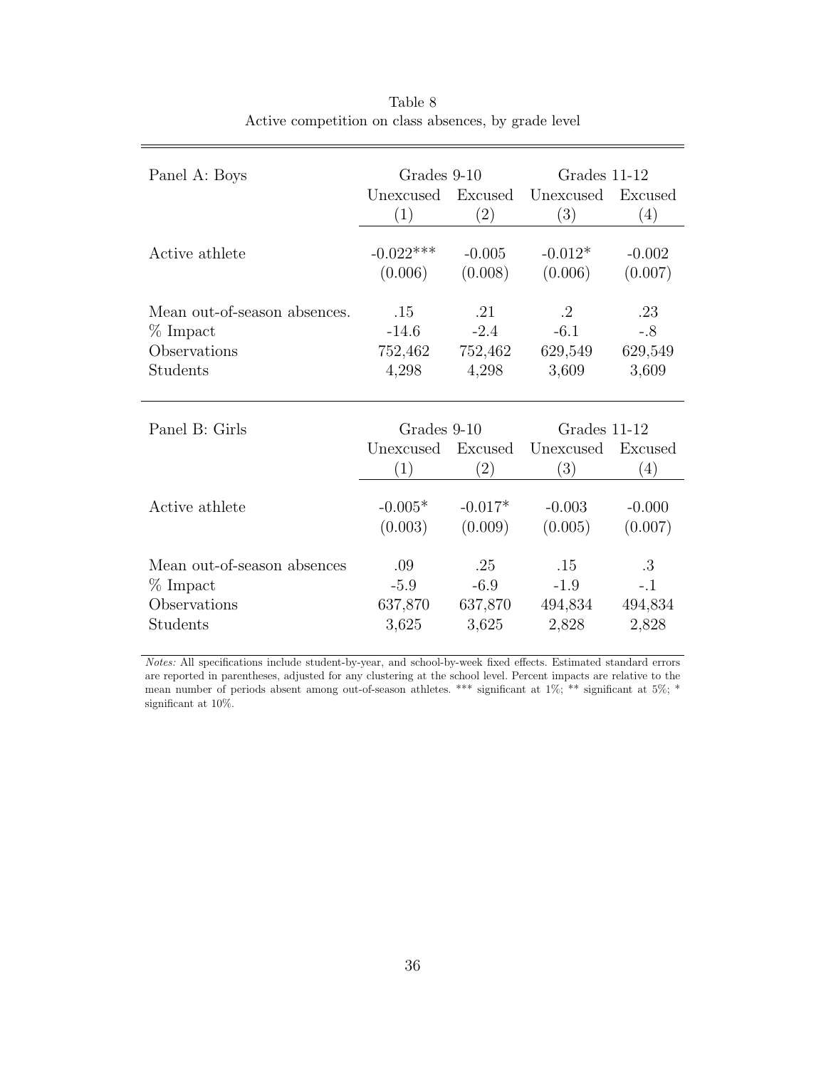Table 8
Active competition on class absences, by grade level

| Panel A: Boys | Grades 9-10 | | Grades 11-12 | |
|---|---|---|---|---|
| | Unexcused | Excused | Unexcused | Excused |
| | (1) | (2) | (3) | (4) |
| Active athlete | -0.022*** | -0.005 | -0.012* | -0.002 |
| | (0.006) | (0.008) | (0.006) | (0.007) |
| Mean out-of-season absences. | .15 | .21 | .2 | .23 |
| % Impact | -14.6 | -2.4 | -6.1 | -.8 |
| Observations | 752,462 | 752,462 | 629,549 | 629,549 |
| Students | 4,298 | 4,298 | 3,609 | 3,609 |

| Panel B: Girls | Grades 9-10 | | Grades 11-12 | |
|---|---|---|---|---|
| | Unexcused | Excused | Unexcused | Excused |
| | (1) | (2) | (3) | (4) |
| Active athlete | -0.005* | -0.017* | -0.003 | -0.000 |
| | (0.003) | (0.009) | (0.005) | (0.007) |
| Mean out-of-season absences | .09 | .25 | .15 | .3 |
| % Impact | -5.9 | -6.9 | -1.9 | -.1 |
| Observations | 637,870 | 637,870 | 494,834 | 494,834 |
| Students | 3,625 | 3,625 | 2,828 | 2,828 |

*Notes:* All specifications include student-by-year, and school-by-week fixed effects. Estimated standard errors are reported in parentheses, adjusted for any clustering at the school level. Percent impacts are relative to the mean number of periods absent among out-of-season athletes. *** significant at 1%; ** significant at 5%; * significant at 10%.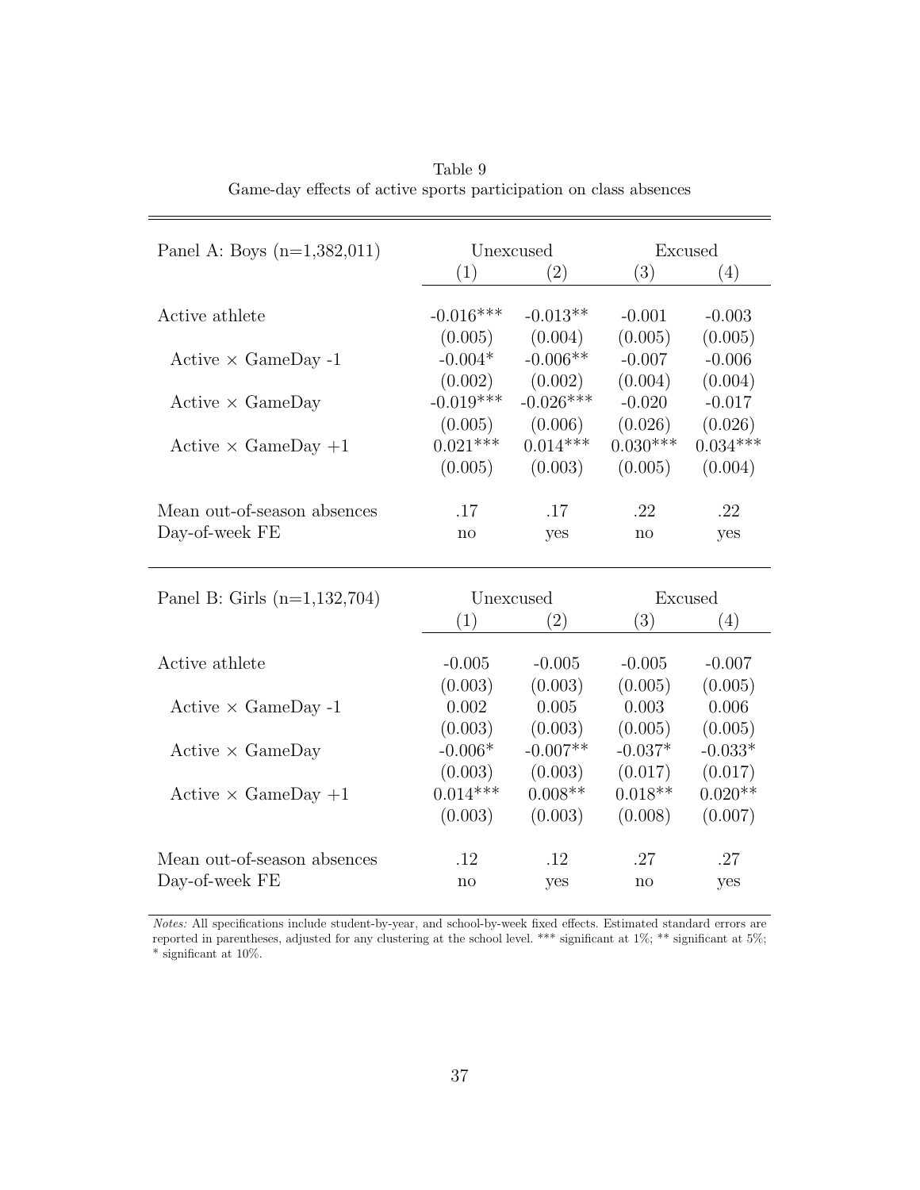Table 9
Game-day effects of active sports participation on class absences

| Panel A: Boys (n=1,382,011) | Unexcused | | Excused | |
|---|---|---|---|---|
| | (1) | (2) | (3) | (4) |
| Active athlete | -0.016*** | -0.013** | -0.001 | -0.003 |
| | (0.005) | (0.004) | (0.005) | (0.005) |
| Active × GameDay -1 | -0.004* | -0.006** | -0.007 | -0.006 |
| | (0.002) | (0.002) | (0.004) | (0.004) |
| Active × GameDay | -0.019*** | -0.026*** | -0.020 | -0.017 |
| | (0.005) | (0.006) | (0.026) | (0.026) |
| Active × GameDay +1 | 0.021*** | 0.014*** | 0.030*** | 0.034*** |
| | (0.005) | (0.003) | (0.005) | (0.004) |
| Mean out-of-season absences | .17 | .17 | .22 | .22 |
| Day-of-week FE | no | yes | no | yes |

| Panel B: Girls (n=1,132,704) | Unexcused | | Excused | |
|---|---|---|---|---|
| | (1) | (2) | (3) | (4) |
| Active athlete | -0.005 | -0.005 | -0.005 | -0.007 |
| | (0.003) | (0.003) | (0.005) | (0.005) |
| Active × GameDay -1 | 0.002 | 0.005 | 0.003 | 0.006 |
| | (0.003) | (0.003) | (0.005) | (0.005) |
| Active × GameDay | -0.006* | -0.007** | -0.037* | -0.033* |
| | (0.003) | (0.003) | (0.017) | (0.017) |
| Active × GameDay +1 | 0.014*** | 0.008** | 0.018** | 0.020** |
| | (0.003) | (0.003) | (0.008) | (0.007) |
| Mean out-of-season absences | .12 | .12 | .27 | .27 |
| Day-of-week FE | no | yes | no | yes |

*Notes:* All specifications include student-by-year, and school-by-week fixed effects. Estimated standard errors are reported in parentheses, adjusted for any clustering at the school level. *** significant at 1%; ** significant at 5%; * significant at 10%.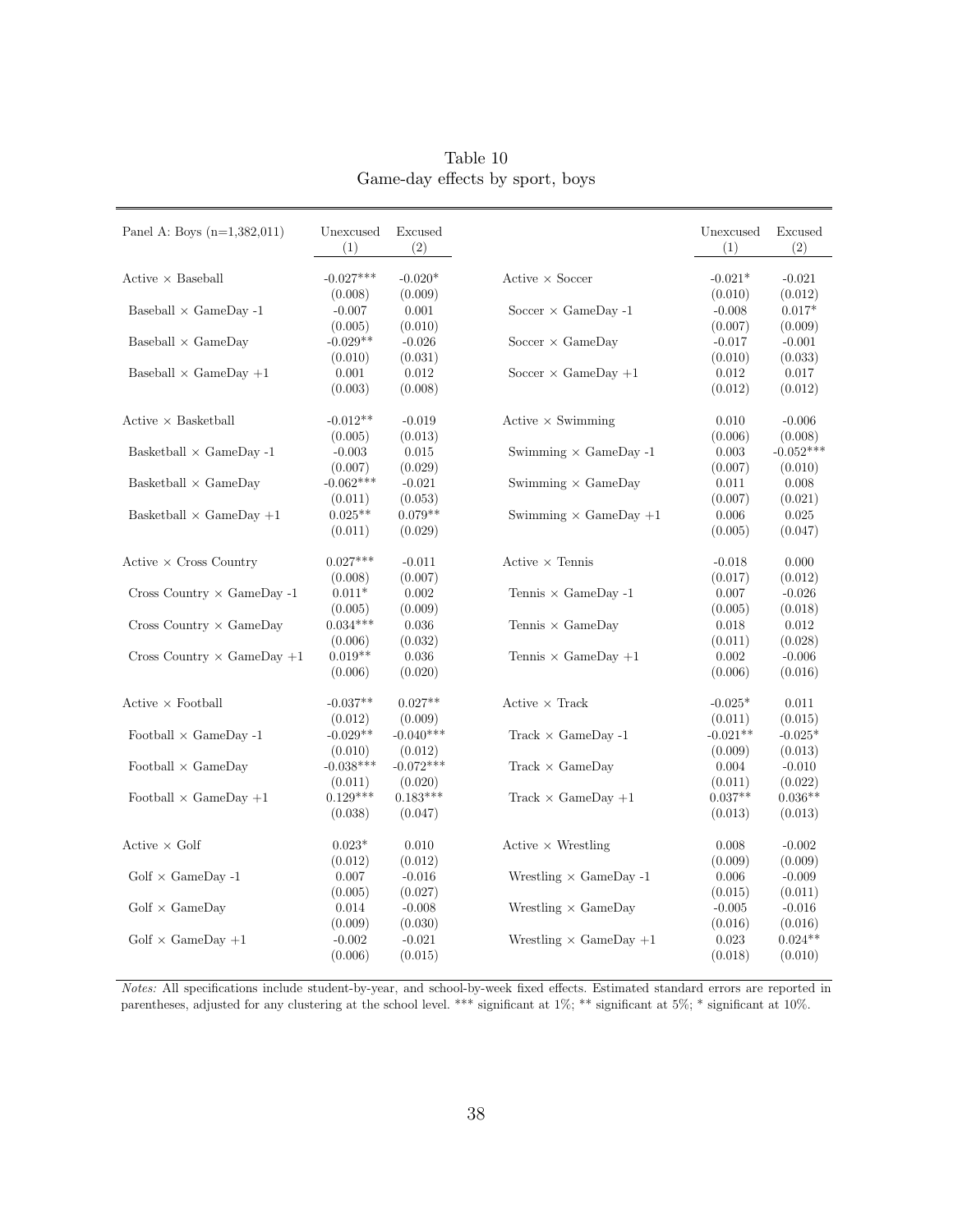Table 10
Game-day effects by sport, boys

| Panel A: Boys (n=1,382,011) | Unexcused (1) | Excused (2) | | Unexcused (1) | Excused (2) |
|---|---|---|---|---|---|
| Active × Baseball | -0.027*** | -0.020* | Active × Soccer | -0.021* | -0.021 |
| | (0.008) | (0.009) | | (0.010) | (0.012) |
| Baseball × GameDay -1 | -0.007 | 0.001 | Soccer × GameDay -1 | -0.008 | 0.017* |
| | (0.005) | (0.010) | | (0.007) | (0.009) |
| Baseball × GameDay | -0.029** | -0.026 | Soccer × GameDay | -0.017 | -0.001 |
| | (0.010) | (0.031) | | (0.010) | (0.033) |
| Baseball × GameDay +1 | 0.001 | 0.012 | Soccer × GameDay +1 | 0.012 | 0.017 |
| | (0.003) | (0.008) | | (0.012) | (0.012) |
| Active × Basketball | -0.012** | -0.019 | Active × Swimming | 0.010 | -0.006 |
| | (0.005) | (0.013) | | (0.006) | (0.008) |
| Basketball × GameDay -1 | -0.003 | 0.015 | Swimming × GameDay -1 | 0.003 | -0.052*** |
| | (0.007) | (0.029) | | (0.007) | (0.010) |
| Basketball × GameDay | -0.062*** | -0.021 | Swimming × GameDay | 0.011 | 0.008 |
| | (0.011) | (0.053) | | (0.007) | (0.021) |
| Basketball × GameDay +1 | 0.025** | 0.079** | Swimming × GameDay +1 | 0.006 | 0.025 |
| | (0.011) | (0.029) | | (0.005) | (0.047) |
| Active × Cross Country | 0.027*** | -0.011 | Active × Tennis | -0.018 | 0.000 |
| | (0.008) | (0.007) | | (0.017) | (0.012) |
| Cross Country × GameDay -1 | 0.011* | 0.002 | Tennis × GameDay -1 | 0.007 | -0.026 |
| | (0.005) | (0.009) | | (0.005) | (0.018) |
| Cross Country × GameDay | 0.034*** | 0.036 | Tennis × GameDay | 0.018 | 0.012 |
| | (0.006) | (0.032) | | (0.011) | (0.028) |
| Cross Country × GameDay +1 | 0.019** | 0.036 | Tennis × GameDay +1 | 0.002 | -0.006 |
| | (0.006) | (0.020) | | (0.006) | (0.016) |
| Active × Football | -0.037** | 0.027** | Active × Track | -0.025* | 0.011 |
| | (0.012) | (0.009) | | (0.011) | (0.015) |
| Football × GameDay -1 | -0.029** | -0.040*** | Track × GameDay -1 | -0.021** | -0.025* |
| | (0.010) | (0.012) | | (0.009) | (0.013) |
| Football × GameDay | -0.038*** | -0.072*** | Track × GameDay | 0.004 | -0.010 |
| | (0.011) | (0.020) | | (0.011) | (0.022) |
| Football × GameDay +1 | 0.129*** | 0.183*** | Track × GameDay +1 | 0.037** | 0.036** |
| | (0.038) | (0.047) | | (0.013) | (0.013) |
| Active × Golf | 0.023* | 0.010 | Active × Wrestling | 0.008 | -0.002 |
| | (0.012) | (0.012) | | (0.009) | (0.009) |
| Golf × GameDay -1 | 0.007 | -0.016 | Wrestling × GameDay -1 | 0.006 | -0.009 |
| | (0.005) | (0.027) | | (0.015) | (0.011) |
| Golf × GameDay | 0.014 | -0.008 | Wrestling × GameDay | -0.005 | -0.016 |
| | (0.009) | (0.030) | | (0.016) | (0.016) |
| Golf × GameDay +1 | -0.002 | -0.021 | Wrestling × GameDay +1 | 0.023 | 0.024** |
| | (0.006) | (0.015) | | (0.018) | (0.010) |

*Notes:* All specifications include student-by-year, and school-by-week fixed effects. Estimated standard errors are reported in parentheses, adjusted for any clustering at the school level. *** significant at 1%; ** significant at 5%; * significant at 10%.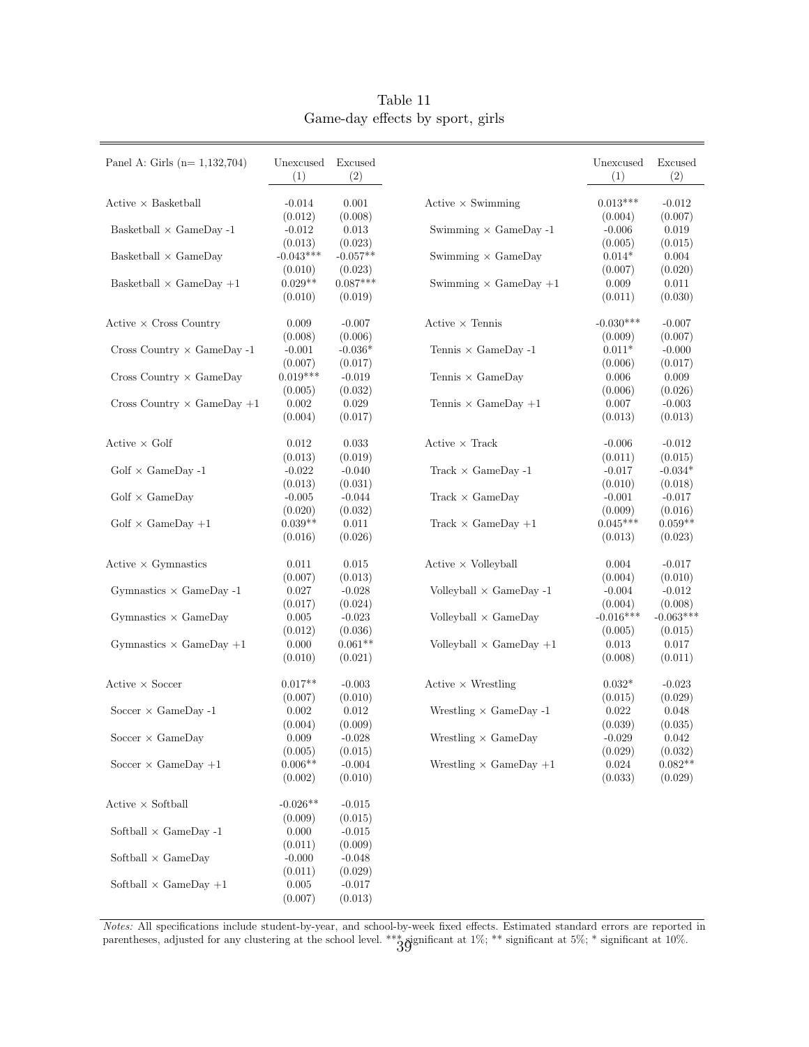Table 11

Game-day effects by sport, girls

| Panel A: Girls (n= 1,132,704) | Unexcused (1) | Excused (2) | | Unexcused (1) | Excused (2) |
|---|---|---|---|---|---|
| Active × Basketball | -0.014 | 0.001 | Active × Swimming | 0.013*** | -0.012 |
| | (0.012) | (0.008) | | (0.004) | (0.007) |
| Basketball × GameDay -1 | -0.012 | 0.013 | Swimming × GameDay -1 | -0.006 | 0.019 |
| | (0.013) | (0.023) | | (0.005) | (0.015) |
| Basketball × GameDay | -0.043*** | -0.057** | Swimming × GameDay | 0.014* | 0.004 |
| | (0.010) | (0.023) | | (0.007) | (0.020) |
| Basketball × GameDay +1 | 0.029** | 0.087*** | Swimming × GameDay +1 | 0.009 | 0.011 |
| | (0.010) | (0.019) | | (0.011) | (0.030) |
| Active × Cross Country | 0.009 | -0.007 | Active × Tennis | -0.030*** | -0.007 |
| | (0.008) | (0.006) | | (0.009) | (0.007) |
| Cross Country × GameDay -1 | -0.001 | -0.036* | Tennis × GameDay -1 | 0.011* | -0.000 |
| | (0.007) | (0.017) | | (0.006) | (0.017) |
| Cross Country × GameDay | 0.019*** | -0.019 | Tennis × GameDay | 0.006 | 0.009 |
| | (0.005) | (0.032) | | (0.006) | (0.026) |
| Cross Country × GameDay +1 | 0.002 | 0.029 | Tennis × GameDay +1 | 0.007 | -0.003 |
| | (0.004) | (0.017) | | (0.013) | (0.013) |
| Active × Golf | 0.012 | 0.033 | Active × Track | -0.006 | -0.012 |
| | (0.013) | (0.019) | | (0.011) | (0.015) |
| Golf × GameDay -1 | -0.022 | -0.040 | Track × GameDay -1 | -0.017 | -0.034* |
| | (0.013) | (0.031) | | (0.010) | (0.018) |
| Golf × GameDay | -0.005 | -0.044 | Track × GameDay | -0.001 | -0.017 |
| | (0.020) | (0.032) | | (0.009) | (0.016) |
| Golf × GameDay +1 | 0.039** | 0.011 | Track × GameDay +1 | 0.045*** | 0.059** |
| | (0.016) | (0.026) | | (0.013) | (0.023) |
| Active × Gymnastics | 0.011 | 0.015 | Active × Volleyball | 0.004 | -0.017 |
| | (0.007) | (0.013) | | (0.004) | (0.010) |
| Gymnastics × GameDay -1 | 0.027 | -0.028 | Volleyball × GameDay -1 | -0.004 | -0.012 |
| | (0.017) | (0.024) | | (0.004) | (0.008) |
| Gymnastics × GameDay | 0.005 | -0.023 | Volleyball × GameDay | -0.016*** | -0.063*** |
| | (0.012) | (0.036) | | (0.005) | (0.015) |
| Gymnastics × GameDay +1 | 0.000 | 0.061** | Volleyball × GameDay +1 | 0.013 | 0.017 |
| | (0.010) | (0.021) | | (0.008) | (0.011) |
| Active × Soccer | 0.017** | -0.003 | Active × Wrestling | 0.032* | -0.023 |
| | (0.007) | (0.010) | | (0.015) | (0.029) |
| Soccer × GameDay -1 | 0.002 | 0.012 | Wrestling × GameDay -1 | 0.022 | 0.048 |
| | (0.004) | (0.009) | | (0.039) | (0.035) |
| Soccer × GameDay | 0.009 | -0.028 | Wrestling × GameDay | -0.029 | 0.042 |
| | (0.005) | (0.015) | | (0.029) | (0.032) |
| Soccer × GameDay +1 | 0.006** | -0.004 | Wrestling × GameDay +1 | 0.024 | 0.082** |
| | (0.002) | (0.010) | | (0.033) | (0.029) |
| Active × Softball | -0.026** | -0.015 | | | |
| | (0.009) | (0.015) | | | |
| Softball × GameDay -1 | 0.000 | -0.015 | | | |
| | (0.011) | (0.009) | | | |
| Softball × GameDay | -0.000 | -0.048 | | | |
| | (0.011) | (0.029) | | | |
| Softball × GameDay +1 | 0.005 | -0.017 | | | |
| | (0.007) | (0.013) | | | |

*Notes:* All specifications include student-by-year, and school-by-week fixed effects. Estimated standard errors are reported in parentheses, adjusted for any clustering at the school level. *** significant at 1%; ** significant at 5%; * significant at 10%.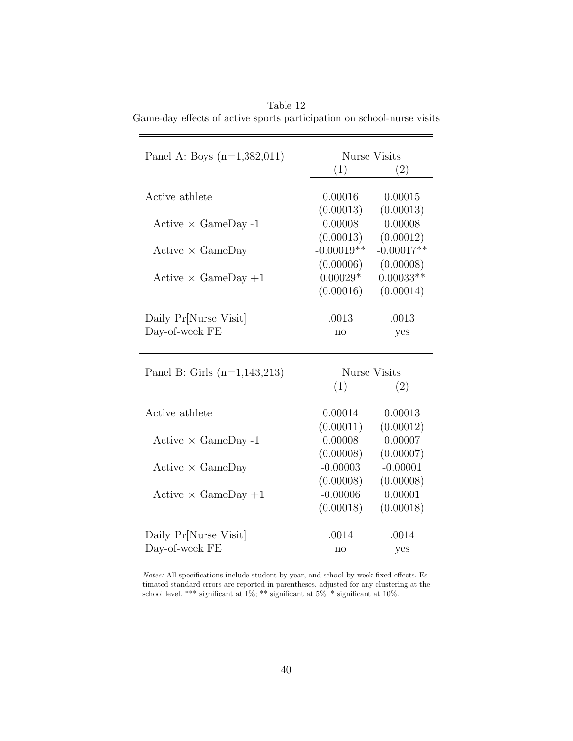Table 12

Game-day effects of active sports participation on school-nurse visits

| Panel A: Boys (n=1,382,011) | Nurse Visits | |
|---|---|---|
| | (1) | (2) |
| Active athlete | 0.00016 | 0.00015 |
| | (0.00013) | (0.00013) |
| Active × GameDay -1 | 0.00008 | 0.00008 |
| | (0.00013) | (0.00012) |
| Active × GameDay | -0.00019** | -0.00017** |
| | (0.00006) | (0.00008) |
| Active × GameDay +1 | 0.00029* | 0.00033** |
| | (0.00016) | (0.00014) |
| Daily Pr[Nurse Visit] | .0013 | .0013 |
| Day-of-week FE | no | yes |

| Panel B: Girls (n=1,143,213) | Nurse Visits | |
|---|---|---|
| | (1) | (2) |
| Active athlete | 0.00014 | 0.00013 |
| | (0.00011) | (0.00012) |
| Active × GameDay -1 | 0.00008 | 0.00007 |
| | (0.00008) | (0.00007) |
| Active × GameDay | -0.00003 | -0.00001 |
| | (0.00008) | (0.00008) |
| Active × GameDay +1 | -0.00006 | 0.00001 |
| | (0.00018) | (0.00018) |
| Daily Pr[Nurse Visit] | .0014 | .0014 |
| Day-of-week FE | no | yes |

*Notes:* All specifications include student-by-year, and school-by-week fixed effects. Estimated standard errors are reported in parentheses, adjusted for any clustering at the school level. *** significant at 1%; ** significant at 5%; * significant at 10%.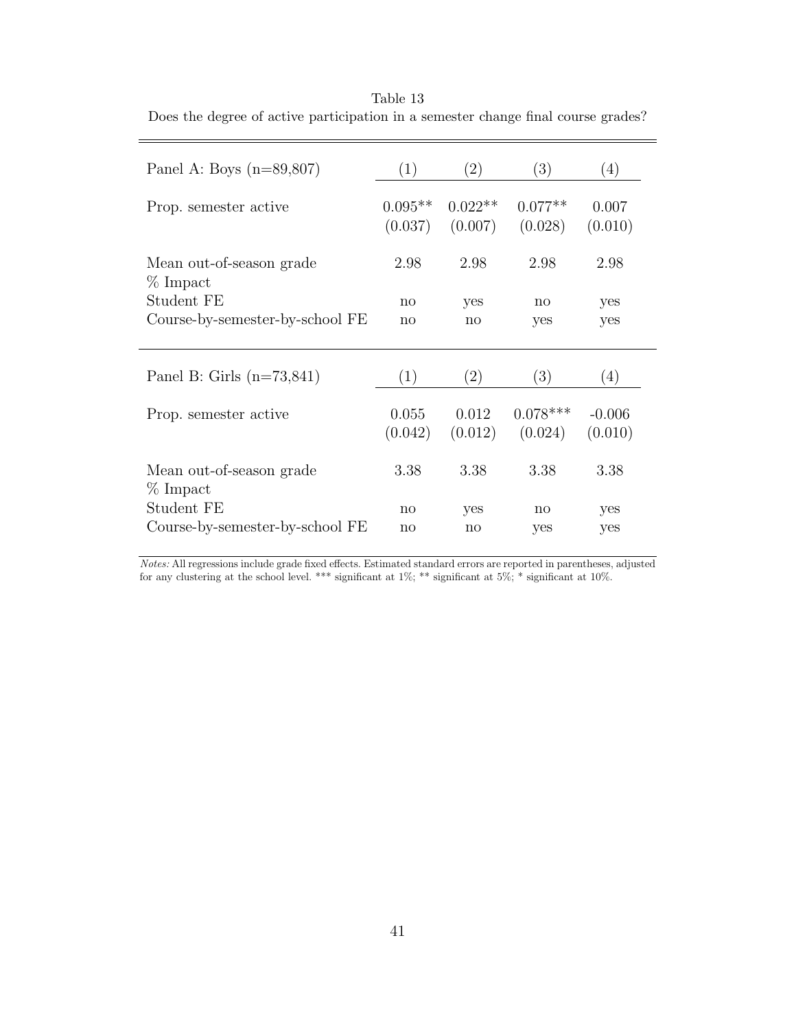Table 13

Does the degree of active participation in a semester change final course grades?

| Panel A: Boys (n=89,807) | (1) | (2) | (3) | (4) |
|---|---|---|---|---|
| Prop. semester active | 0.095** | 0.022** | 0.077** | 0.007 |
| | (0.037) | (0.007) | (0.028) | (0.010) |
| Mean out-of-season grade | 2.98 | 2.98 | 2.98 | 2.98 |
| % Impact | | | | |
| Student FE | no | yes | no | yes |
| Course-by-semester-by-school FE | no | no | yes | yes |

| Panel B: Girls (n=73,841) | (1) | (2) | (3) | (4) |
|---|---|---|---|---|
| Prop. semester active | 0.055 | 0.012 | 0.078*** | -0.006 |
| | (0.042) | (0.012) | (0.024) | (0.010) |
| Mean out-of-season grade | 3.38 | 3.38 | 3.38 | 3.38 |
| % Impact | | | | |
| Student FE | no | yes | no | yes |
| Course-by-semester-by-school FE | no | no | yes | yes |

*Notes:* All regressions include grade fixed effects. Estimated standard errors are reported in parentheses, adjusted for any clustering at the school level. *** significant at 1%; ** significant at 5%; * significant at 10%.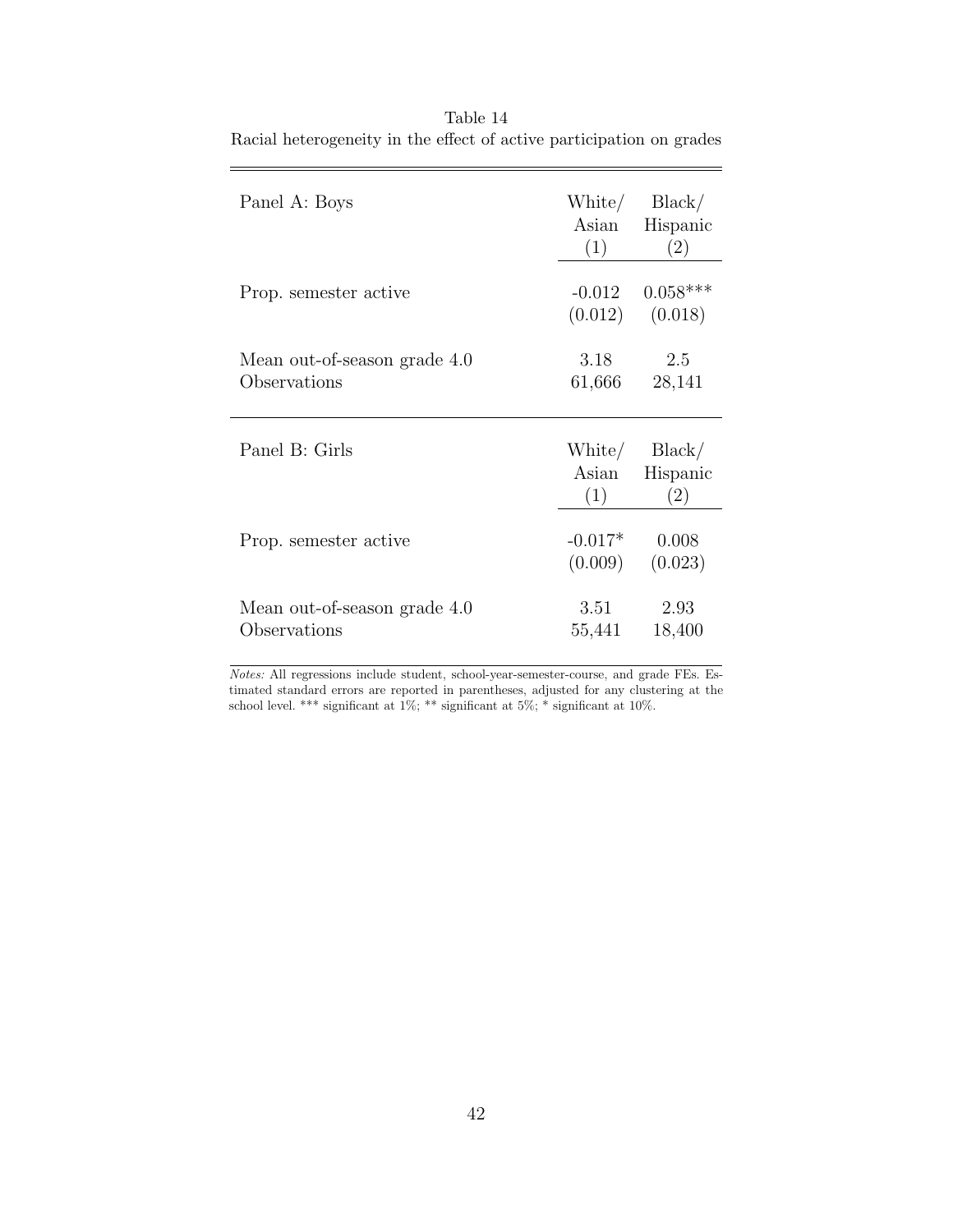Table 14

Racial heterogeneity in the effect of active participation on grades

| Panel A: Boys | White/ Asian (1) | Black/ Hispanic (2) |
|---|---|---|
| Prop. semester active | -0.012 | 0.058*** |
| | (0.012) | (0.018) |
| Mean out-of-season grade 4.0 | 3.18 | 2.5 |
| Observations | 61,666 | 28,141 |

| Panel B: Girls | White/ Asian (1) | Black/ Hispanic (2) |
|---|---|---|
| Prop. semester active | -0.017* | 0.008 |
| | (0.009) | (0.023) |
| Mean out-of-season grade 4.0 | 3.51 | 2.93 |
| Observations | 55,441 | 18,400 |

*Notes:* All regressions include student, school-year-semester-course, and grade FEs. Estimated standard errors are reported in parentheses, adjusted for any clustering at the school level. *** significant at 1%; ** significant at 5%; * significant at 10%.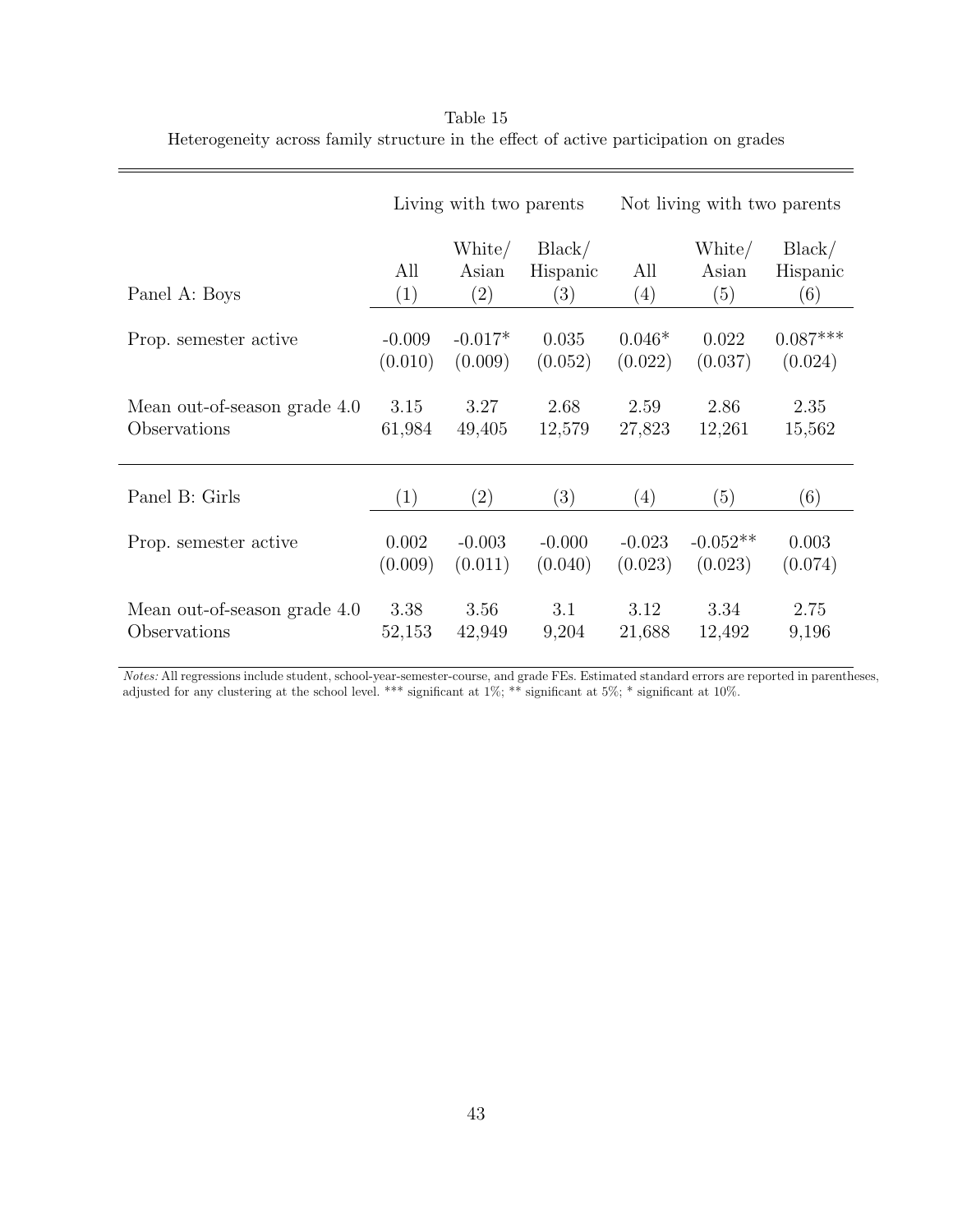Table 15
Heterogeneity across family structure in the effect of active participation on grades

| | Living with two parents | | | Not living with two parents | | |
|---|---|---|---|---|---|---|
| Panel A: Boys | All (1) | White/ Asian (2) | Black/ Hispanic (3) | All (4) | White/ Asian (5) | Black/ Hispanic (6) |
| Prop. semester active | -0.009 | -0.017* | 0.035 | 0.046* | 0.022 | 0.087*** |
| | (0.010) | (0.009) | (0.052) | (0.022) | (0.037) | (0.024) |
| Mean out-of-season grade 4.0 | 3.15 | 3.27 | 2.68 | 2.59 | 2.86 | 2.35 |
| Observations | 61,984 | 49,405 | 12,579 | 27,823 | 12,261 | 15,562 |
| Panel B: Girls | (1) | (2) | (3) | (4) | (5) | (6) |
| Prop. semester active | 0.002 | -0.003 | -0.000 | -0.023 | -0.052** | 0.003 |
| | (0.009) | (0.011) | (0.040) | (0.023) | (0.023) | (0.074) |
| Mean out-of-season grade 4.0 | 3.38 | 3.56 | 3.1 | 3.12 | 3.34 | 2.75 |
| Observations | 52,153 | 42,949 | 9,204 | 21,688 | 12,492 | 9,196 |

*Notes:* All regressions include student, school-year-semester-course, and grade FEs. Estimated standard errors are reported in parentheses, adjusted for any clustering at the school level. *** significant at 1%; ** significant at 5%; * significant at 10%.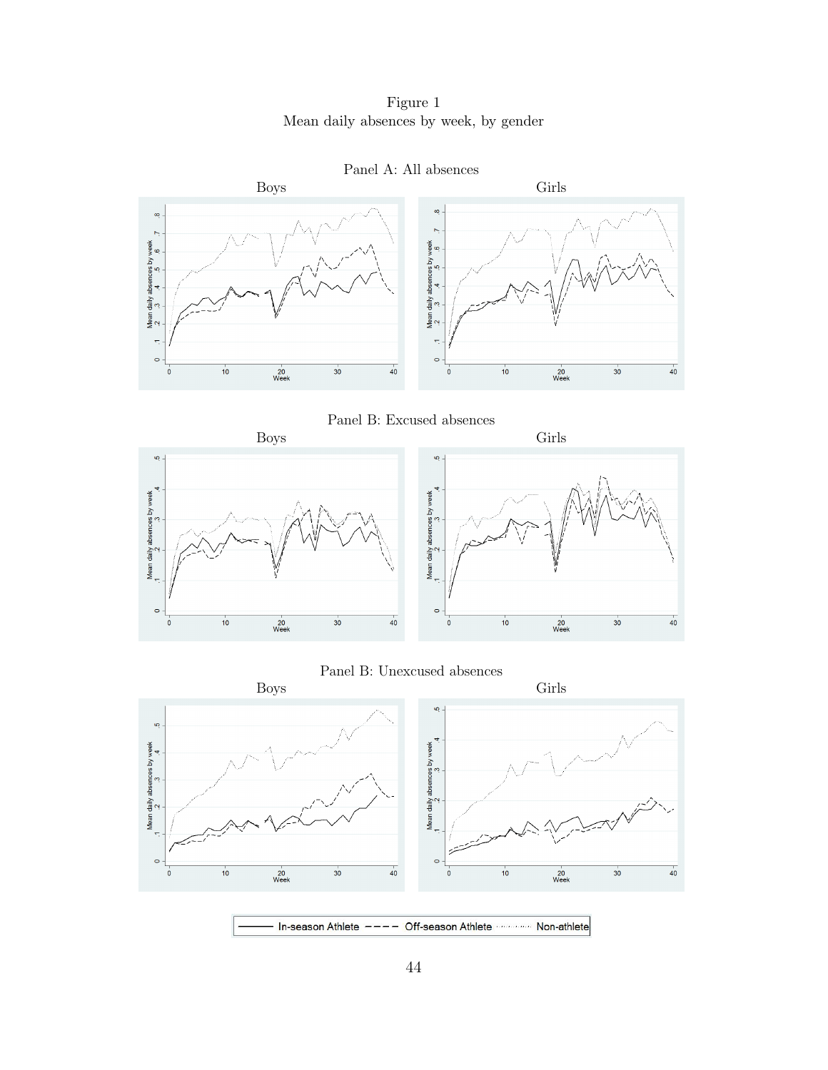Figure 1
Mean daily absences by week, by gender

Panel A: All absences

Boys

Girls

Panel B: Excused absences

Boys

Girls

Panel B: Unexcused absences

Boys

Girls

In-season Athlete    Off-season Athlete    Non-athlete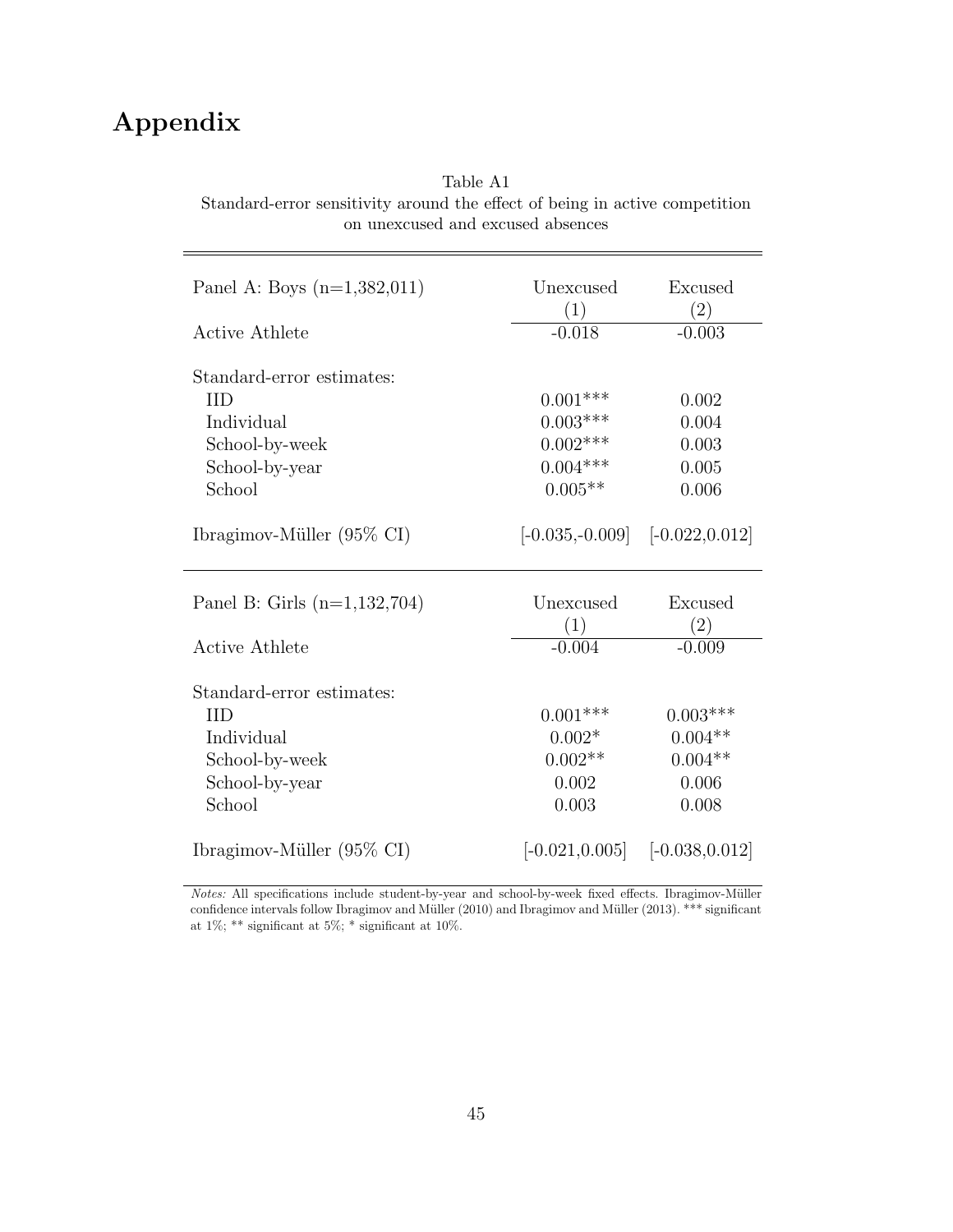# Appendix

Table A1
Standard-error sensitivity around the effect of being in active competition on unexcused and excused absences

| Panel A: Boys (n=1,382,011) | Unexcused | Excused |
|---|---|---|
| | (1) | (2) |
| Active Athlete | -0.018 | -0.003 |
| Standard-error estimates: | | |
| IID | 0.001*** | 0.002 |
| Individual | 0.003*** | 0.004 |
| School-by-week | 0.002*** | 0.003 |
| School-by-year | 0.004*** | 0.005 |
| School | 0.005** | 0.006 |
| Ibragimov-Müller (95% CI) | [-0.035,-0.009] | [-0.022,0.012] |

| Panel B: Girls (n=1,132,704) | Unexcused | Excused |
|---|---|---|
| | (1) | (2) |
| Active Athlete | -0.004 | -0.009 |
| Standard-error estimates: | | |
| IID | 0.001*** | 0.003*** |
| Individual | 0.002* | 0.004** |
| School-by-week | 0.002** | 0.004** |
| School-by-year | 0.002 | 0.006 |
| School | 0.003 | 0.008 |
| Ibragimov-Müller (95% CI) | [-0.021,0.005] | [-0.038,0.012] |

*Notes:* All specifications include student-by-year and school-by-week fixed effects. Ibragimov-Müller confidence intervals follow Ibragimov and Müller (2010) and Ibragimov and Müller (2013). *** significant at 1%; ** significant at 5%; * significant at 10%.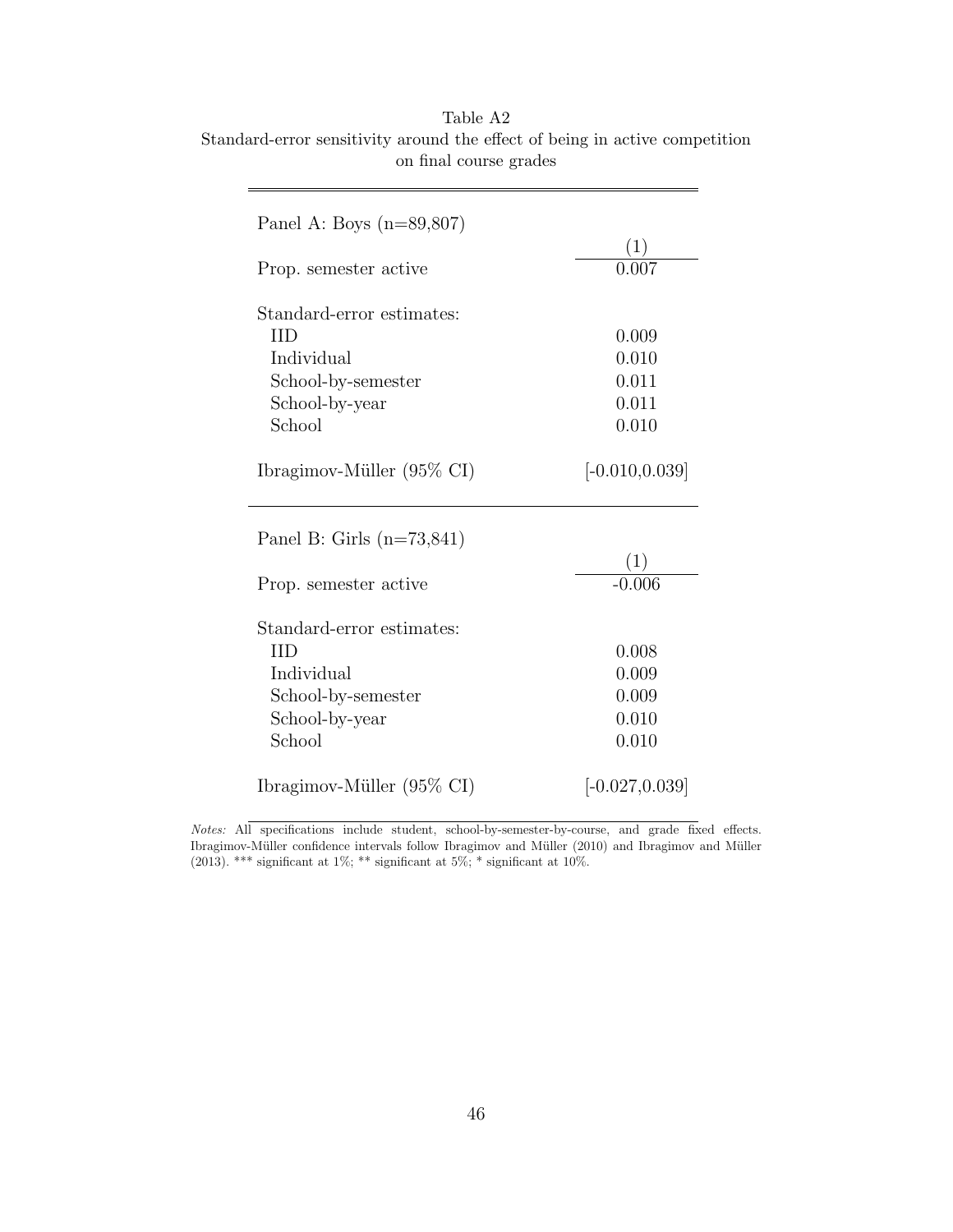Table A2

Standard-error sensitivity around the effect of being in active competition on final course grades

| | (1) |
|---|---|
| **Panel A: Boys (n=89,807)** | |
| Prop. semester active | 0.007 |
| Standard-error estimates: | |
| IID | 0.009 |
| Individual | 0.010 |
| School-by-semester | 0.011 |
| School-by-year | 0.011 |
| School | 0.010 |
| Ibragimov-Müller (95% CI) | [-0.010,0.039] |
| **Panel B: Girls (n=73,841)** | |
| Prop. semester active | -0.006 |
| Standard-error estimates: | |
| IID | 0.008 |
| Individual | 0.009 |
| School-by-semester | 0.009 |
| School-by-year | 0.010 |
| School | 0.010 |
| Ibragimov-Müller (95% CI) | [-0.027,0.039] |

*Notes:* All specifications include student, school-by-semester-by-course, and grade fixed effects. Ibragimov-Müller confidence intervals follow Ibragimov and Müller (2010) and Ibragimov and Müller (2013). *** significant at 1%; ** significant at 5%; * significant at 10%.